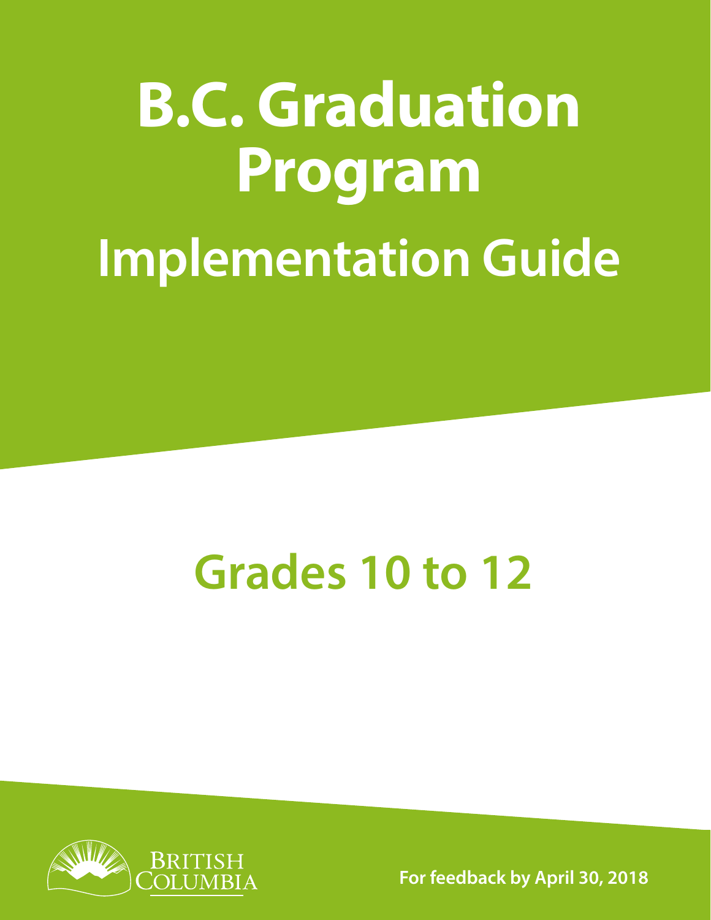# B.C. Graduation Program

## Implementation Guide

## Grades 10 to 12

BRITISH COLUMBIA

**For feedback by April 30, 2018**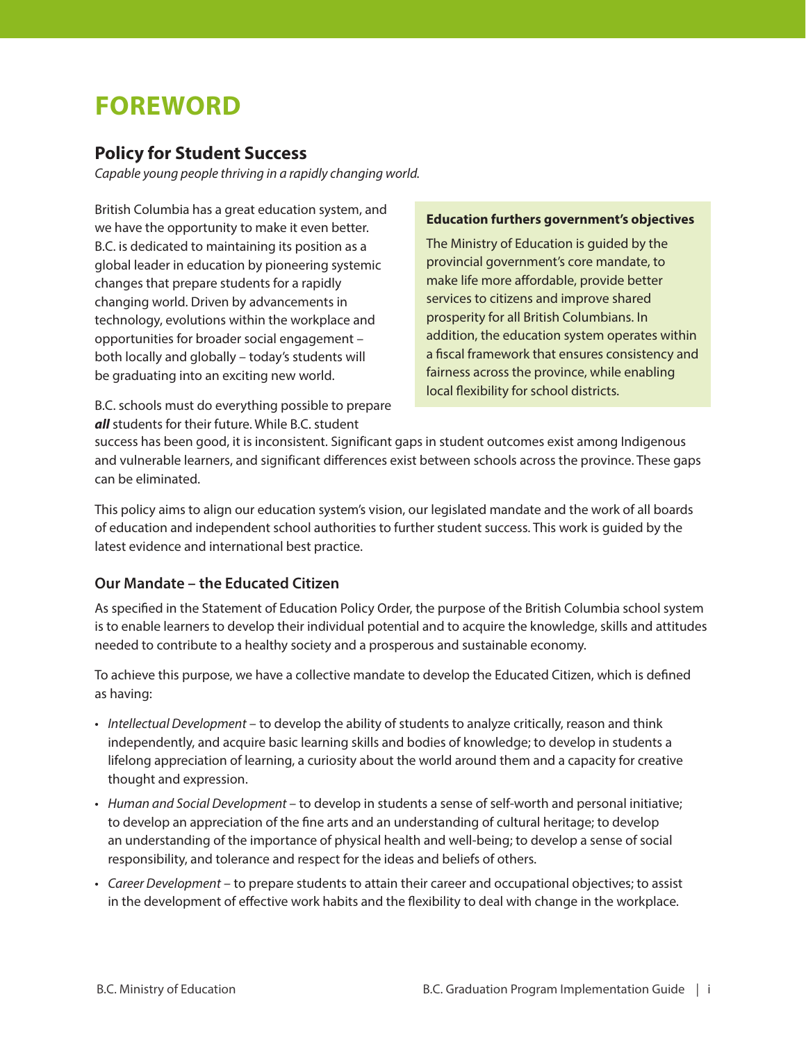# FOREWORD

## Policy for Student Success

*Capable young people thriving in a rapidly changing world.*

British Columbia has a great education system, and we have the opportunity to make it even better. B.C. is dedicated to maintaining its position as a global leader in education by pioneering systemic changes that prepare students for a rapidly changing world. Driven by advancements in technology, evolutions within the workplace and opportunities for broader social engagement – both locally and globally – today's students will be graduating into an exciting new world.

**Education furthers government's objectives**

The Ministry of Education is guided by the provincial government's core mandate, to make life more affordable, provide better services to citizens and improve shared prosperity for all British Columbians. In addition, the education system operates within a fiscal framework that ensures consistency and fairness across the province, while enabling local flexibility for school districts.

B.C. schools must do everything possible to prepare ***all*** students for their future. While B.C. student success has been good, it is inconsistent. Significant gaps in student outcomes exist among Indigenous and vulnerable learners, and significant differences exist between schools across the province. These gaps can be eliminated.

This policy aims to align our education system's vision, our legislated mandate and the work of all boards of education and independent school authorities to further student success. This work is guided by the latest evidence and international best practice.

### Our Mandate – the Educated Citizen

As specified in the Statement of Education Policy Order, the purpose of the British Columbia school system is to enable learners to develop their individual potential and to acquire the knowledge, skills and attitudes needed to contribute to a healthy society and a prosperous and sustainable economy.

To achieve this purpose, we have a collective mandate to develop the Educated Citizen, which is defined as having:

- *Intellectual Development* – to develop the ability of students to analyze critically, reason and think independently, and acquire basic learning skills and bodies of knowledge; to develop in students a lifelong appreciation of learning, a curiosity about the world around them and a capacity for creative thought and expression.
- *Human and Social Development* – to develop in students a sense of self-worth and personal initiative; to develop an appreciation of the fine arts and an understanding of cultural heritage; to develop an understanding of the importance of physical health and well-being; to develop a sense of social responsibility, and tolerance and respect for the ideas and beliefs of others.
- *Career Development* – to prepare students to attain their career and occupational objectives; to assist in the development of effective work habits and the flexibility to deal with change in the workplace.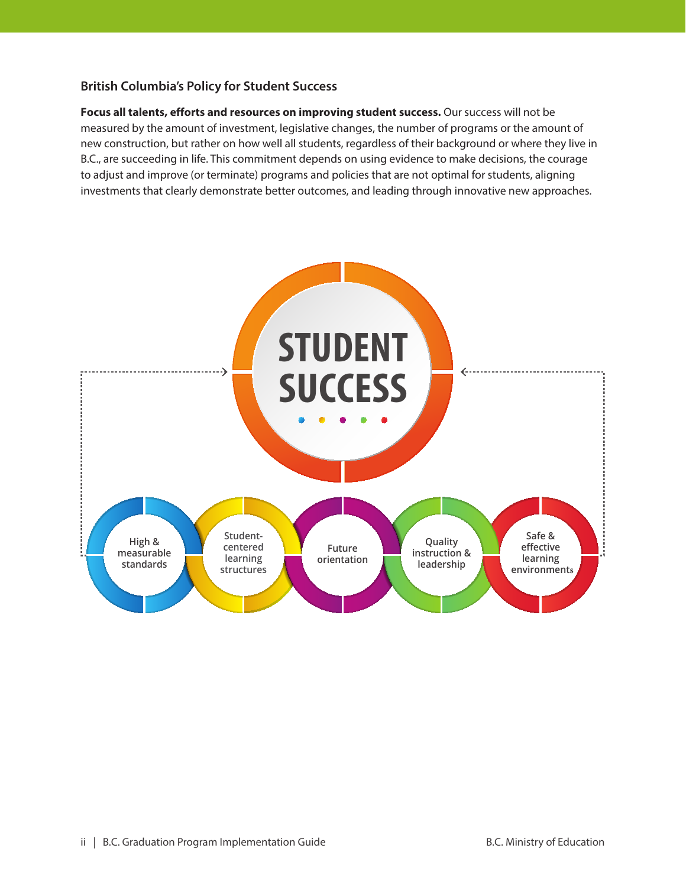## British Columbia's Policy for Student Success

**Focus all talents, efforts and resources on improving student success.** Our success will not be measured by the amount of investment, legislative changes, the number of programs or the amount of new construction, but rather on how well all students, regardless of their background or where they live in B.C., are succeeding in life. This commitment depends on using evidence to make decisions, the courage to adjust and improve (or terminate) programs and policies that are not optimal for students, aligning investments that clearly demonstrate better outcomes, and leading through innovative new approaches.

STUDENT SUCCESS

High & measurable standards

Student-centered learning structures

Future orientation

Quality instruction & leadership

Safe & effective learning environments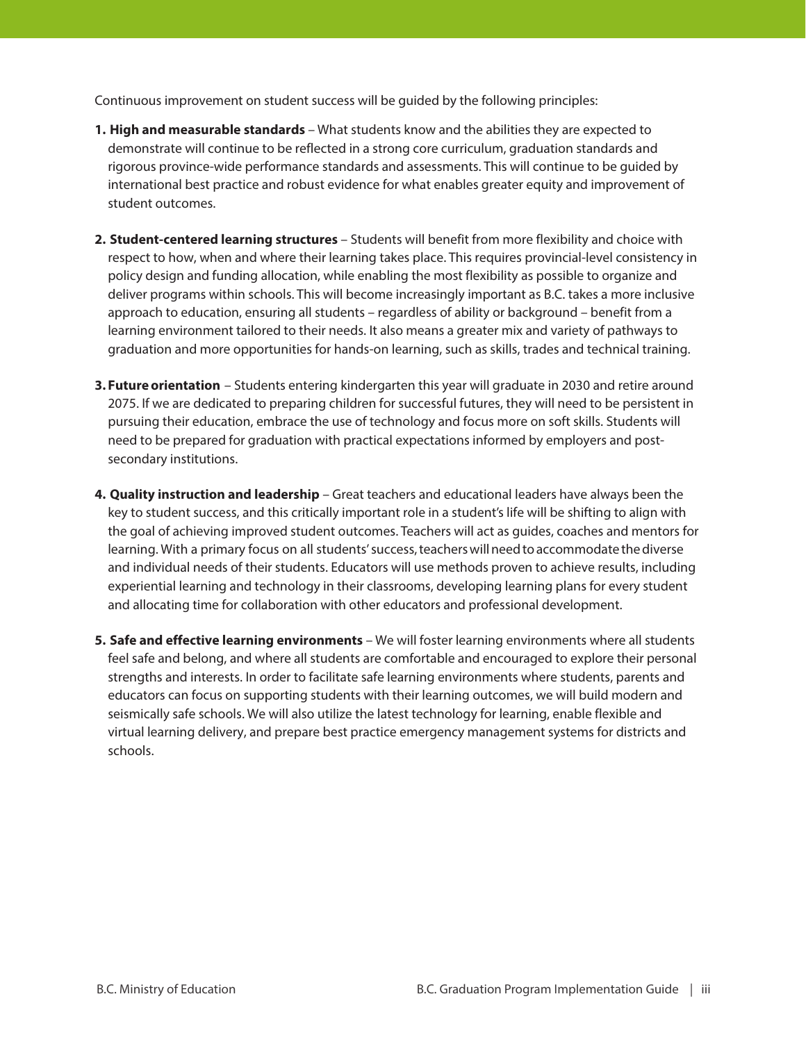Continuous improvement on student success will be guided by the following principles:

1. **High and measurable standards** – What students know and the abilities they are expected to demonstrate will continue to be reflected in a strong core curriculum, graduation standards and rigorous province-wide performance standards and assessments. This will continue to be guided by international best practice and robust evidence for what enables greater equity and improvement of student outcomes.

2. **Student-centered learning structures** – Students will benefit from more flexibility and choice with respect to how, when and where their learning takes place. This requires provincial-level consistency in policy design and funding allocation, while enabling the most flexibility as possible to organize and deliver programs within schools. This will become increasingly important as B.C. takes a more inclusive approach to education, ensuring all students – regardless of ability or background – benefit from a learning environment tailored to their needs. It also means a greater mix and variety of pathways to graduation and more opportunities for hands-on learning, such as skills, trades and technical training.

3. **Future orientation** – Students entering kindergarten this year will graduate in 2030 and retire around 2075. If we are dedicated to preparing children for successful futures, they will need to be persistent in pursuing their education, embrace the use of technology and focus more on soft skills. Students will need to be prepared for graduation with practical expectations informed by employers and post-secondary institutions.

4. **Quality instruction and leadership** – Great teachers and educational leaders have always been the key to student success, and this critically important role in a student's life will be shifting to align with the goal of achieving improved student outcomes. Teachers will act as guides, coaches and mentors for learning. With a primary focus on all students' success, teachers will need to accommodate the diverse and individual needs of their students. Educators will use methods proven to achieve results, including experiential learning and technology in their classrooms, developing learning plans for every student and allocating time for collaboration with other educators and professional development.

5. **Safe and effective learning environments** – We will foster learning environments where all students feel safe and belong, and where all students are comfortable and encouraged to explore their personal strengths and interests. In order to facilitate safe learning environments where students, parents and educators can focus on supporting students with their learning outcomes, we will build modern and seismically safe schools. We will also utilize the latest technology for learning, enable flexible and virtual learning delivery, and prepare best practice emergency management systems for districts and schools.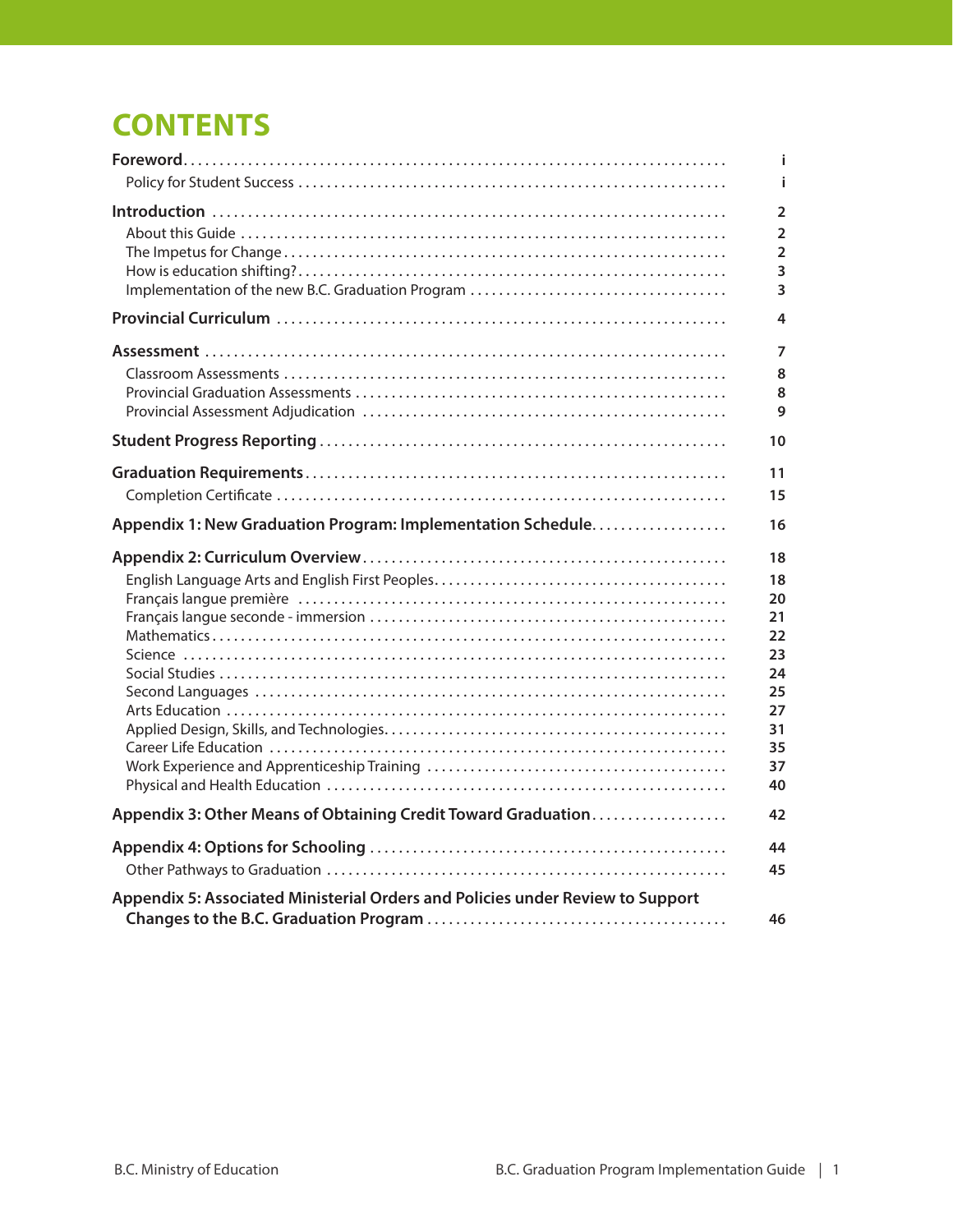# CONTENTS

| | |
|---|---|
| **Foreword** | **i** |
| Policy for Student Success | **i** |
| **Introduction** | **2** |
| About this Guide | **2** |
| The Impetus for Change | **2** |
| How is education shifting? | **3** |
| Implementation of the new B.C. Graduation Program | **3** |
| **Provincial Curriculum** | **4** |
| **Assessment** | **7** |
| Classroom Assessments | **8** |
| Provincial Graduation Assessments | **8** |
| Provincial Assessment Adjudication | **9** |
| **Student Progress Reporting** | **10** |
| **Graduation Requirements** | **11** |
| Completion Certificate | **15** |
| **Appendix 1: New Graduation Program: Implementation Schedule** | **16** |
| **Appendix 2: Curriculum Overview** | **18** |
| English Language Arts and English First Peoples | **18** |
| Français langue première | **20** |
| Français langue seconde - immersion | **21** |
| Mathematics | **22** |
| Science | **23** |
| Social Studies | **24** |
| Second Languages | **25** |
| Arts Education | **27** |
| Applied Design, Skills, and Technologies | **31** |
| Career Life Education | **35** |
| Work Experience and Apprenticeship Training | **37** |
| Physical and Health Education | **40** |
| **Appendix 3: Other Means of Obtaining Credit Toward Graduation** | **42** |
| **Appendix 4: Options for Schooling** | **44** |
| Other Pathways to Graduation | **45** |
| **Appendix 5: Associated Ministerial Orders and Policies under Review to Support Changes to the B.C. Graduation Program** | **46** |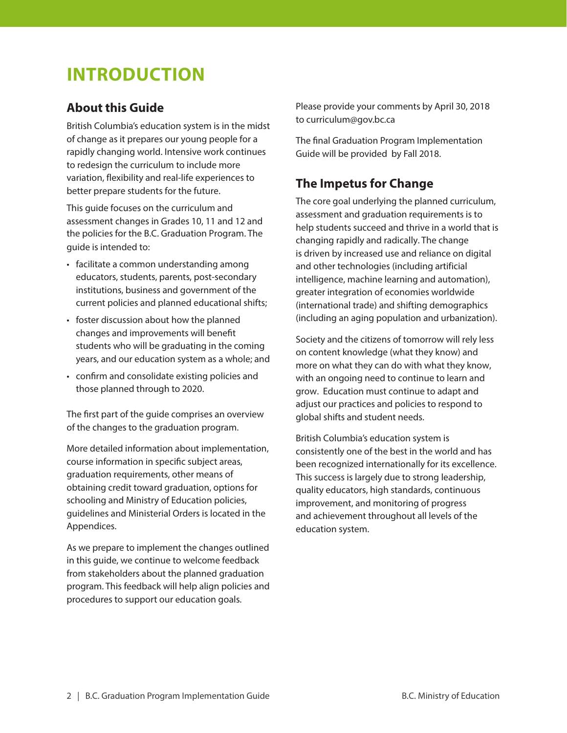# INTRODUCTION

## About this Guide

British Columbia's education system is in the midst of change as it prepares our young people for a rapidly changing world. Intensive work continues to redesign the curriculum to include more variation, flexibility and real-life experiences to better prepare students for the future.

This guide focuses on the curriculum and assessment changes in Grades 10, 11 and 12 and the policies for the B.C. Graduation Program. The guide is intended to:

- facilitate a common understanding among educators, students, parents, post-secondary institutions, business and government of the current policies and planned educational shifts;
- foster discussion about how the planned changes and improvements will benefit students who will be graduating in the coming years, and our education system as a whole; and
- confirm and consolidate existing policies and those planned through to 2020.

The first part of the guide comprises an overview of the changes to the graduation program.

More detailed information about implementation, course information in specific subject areas, graduation requirements, other means of obtaining credit toward graduation, options for schooling and Ministry of Education policies, guidelines and Ministerial Orders is located in the Appendices.

As we prepare to implement the changes outlined in this guide, we continue to welcome feedback from stakeholders about the planned graduation program. This feedback will help align policies and procedures to support our education goals.

Please provide your comments by April 30, 2018 to curriculum@gov.bc.ca

The final Graduation Program Implementation Guide will be provided by Fall 2018.

## The Impetus for Change

The core goal underlying the planned curriculum, assessment and graduation requirements is to help students succeed and thrive in a world that is changing rapidly and radically. The change is driven by increased use and reliance on digital and other technologies (including artificial intelligence, machine learning and automation), greater integration of economies worldwide (international trade) and shifting demographics (including an aging population and urbanization).

Society and the citizens of tomorrow will rely less on content knowledge (what they know) and more on what they can do with what they know, with an ongoing need to continue to learn and grow. Education must continue to adapt and adjust our practices and policies to respond to global shifts and student needs.

British Columbia's education system is consistently one of the best in the world and has been recognized internationally for its excellence. This success is largely due to strong leadership, quality educators, high standards, continuous improvement, and monitoring of progress and achievement throughout all levels of the education system.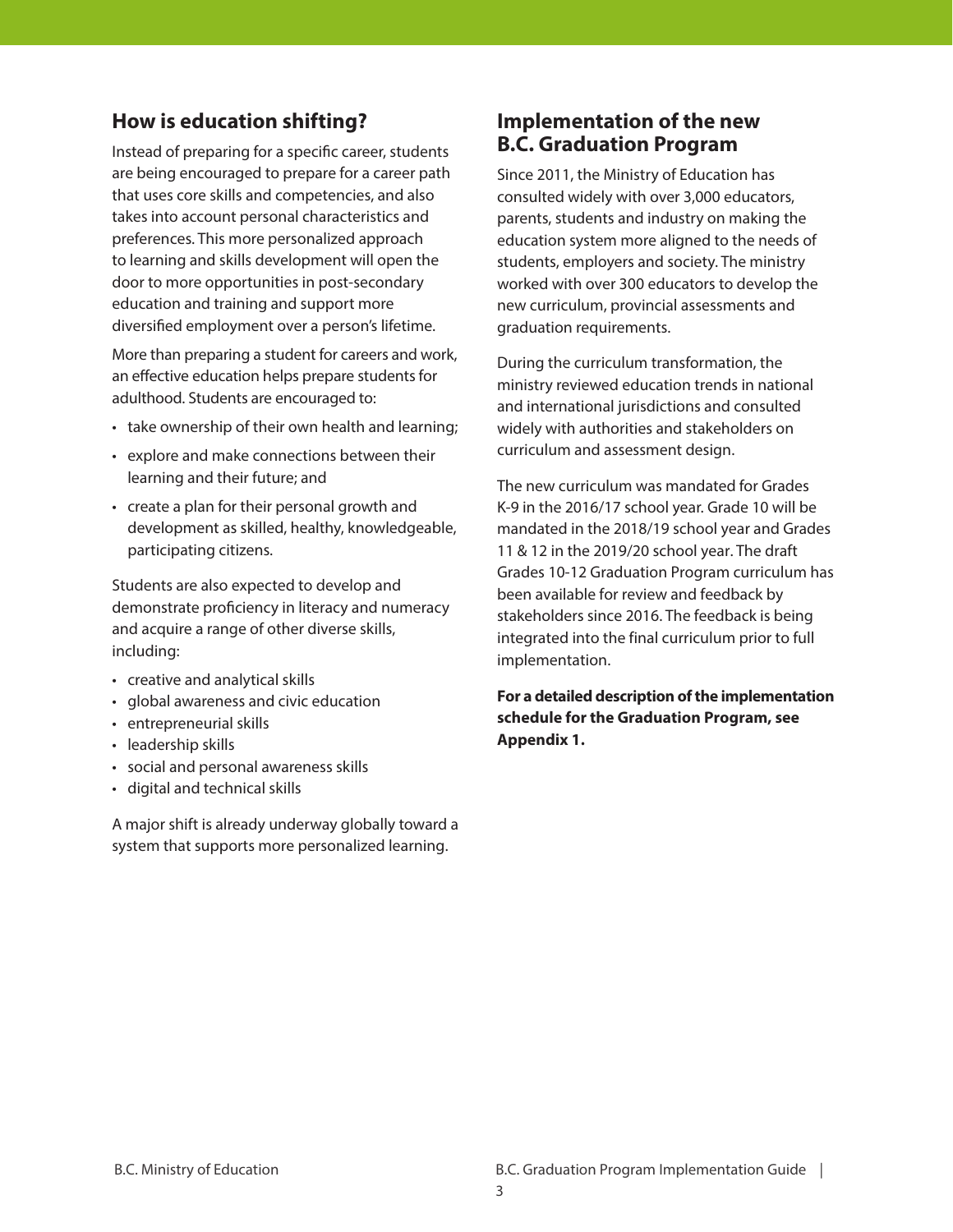## How is education shifting?

Instead of preparing for a specific career, students are being encouraged to prepare for a career path that uses core skills and competencies, and also takes into account personal characteristics and preferences. This more personalized approach to learning and skills development will open the door to more opportunities in post-secondary education and training and support more diversified employment over a person's lifetime.

More than preparing a student for careers and work, an effective education helps prepare students for adulthood. Students are encouraged to:

- take ownership of their own health and learning;
- explore and make connections between their learning and their future; and
- create a plan for their personal growth and development as skilled, healthy, knowledgeable, participating citizens.

Students are also expected to develop and demonstrate proficiency in literacy and numeracy and acquire a range of other diverse skills, including:

- creative and analytical skills
- global awareness and civic education
- entrepreneurial skills
- leadership skills
- social and personal awareness skills
- digital and technical skills

A major shift is already underway globally toward a system that supports more personalized learning.

## Implementation of the new B.C. Graduation Program

Since 2011, the Ministry of Education has consulted widely with over 3,000 educators, parents, students and industry on making the education system more aligned to the needs of students, employers and society. The ministry worked with over 300 educators to develop the new curriculum, provincial assessments and graduation requirements.

During the curriculum transformation, the ministry reviewed education trends in national and international jurisdictions and consulted widely with authorities and stakeholders on curriculum and assessment design.

The new curriculum was mandated for Grades K-9 in the 2016/17 school year. Grade 10 will be mandated in the 2018/19 school year and Grades 11 & 12 in the 2019/20 school year. The draft Grades 10-12 Graduation Program curriculum has been available for review and feedback by stakeholders since 2016. The feedback is being integrated into the final curriculum prior to full implementation.

**For a detailed description of the implementation schedule for the Graduation Program, see Appendix 1.**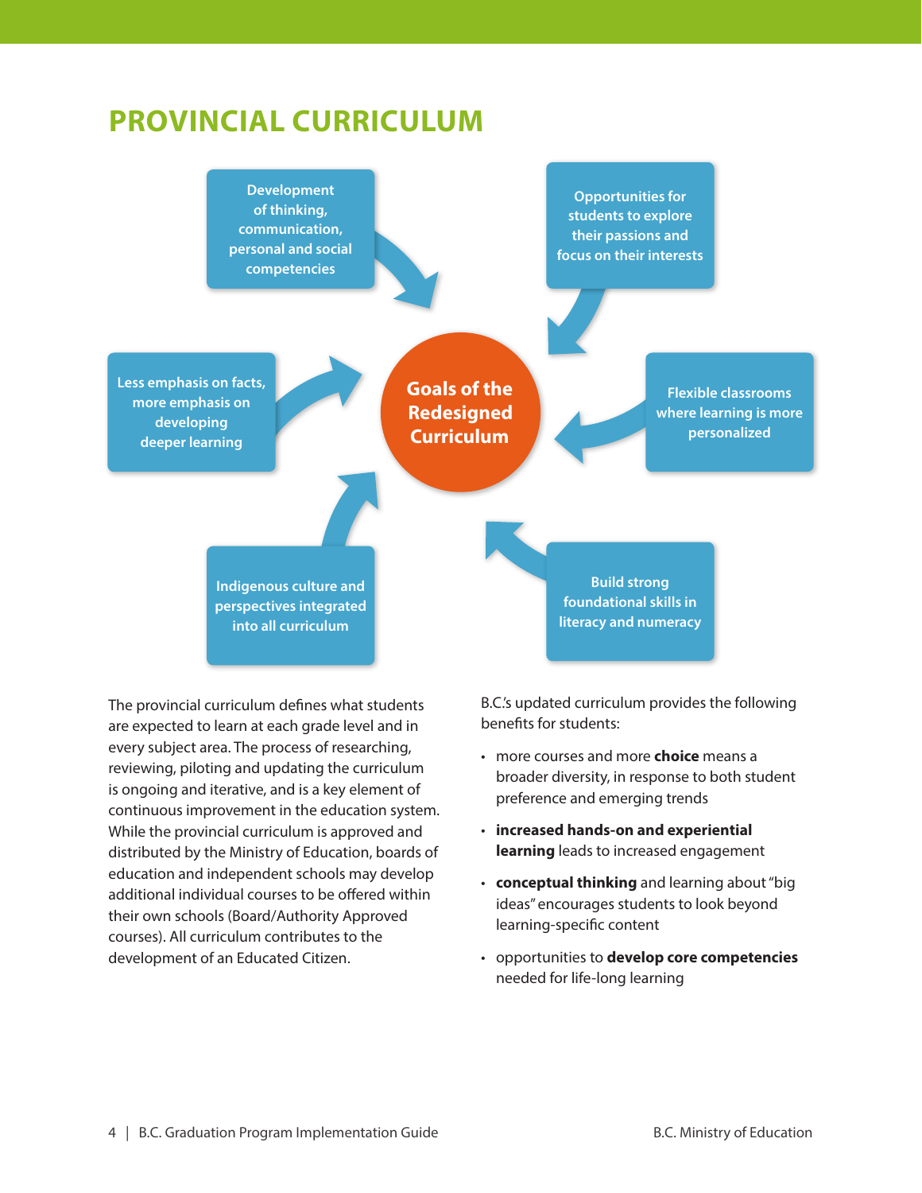# PROVINCIAL CURRICULUM

**Goals of the Redesigned Curriculum**

- Development of thinking, communication, personal and social competencies
- Opportunities for students to explore their passions and focus on their interests
- Flexible classrooms where learning is more personalized
- Build strong foundational skills in literacy and numeracy
- Indigenous culture and perspectives integrated into all curriculum
- Less emphasis on facts, more emphasis on developing deeper learning

The provincial curriculum defines what students are expected to learn at each grade level and in every subject area. The process of researching, reviewing, piloting and updating the curriculum is ongoing and iterative, and is a key element of continuous improvement in the education system. While the provincial curriculum is approved and distributed by the Ministry of Education, boards of education and independent schools may develop additional individual courses to be offered within their own schools (Board/Authority Approved courses). All curriculum contributes to the development of an Educated Citizen.

B.C.'s updated curriculum provides the following benefits for students:

- more courses and more **choice** means a broader diversity, in response to both student preference and emerging trends
- **increased hands-on and experiential learning** leads to increased engagement
- **conceptual thinking** and learning about "big ideas" encourages students to look beyond learning-specific content
- opportunities to **develop core competencies** needed for life-long learning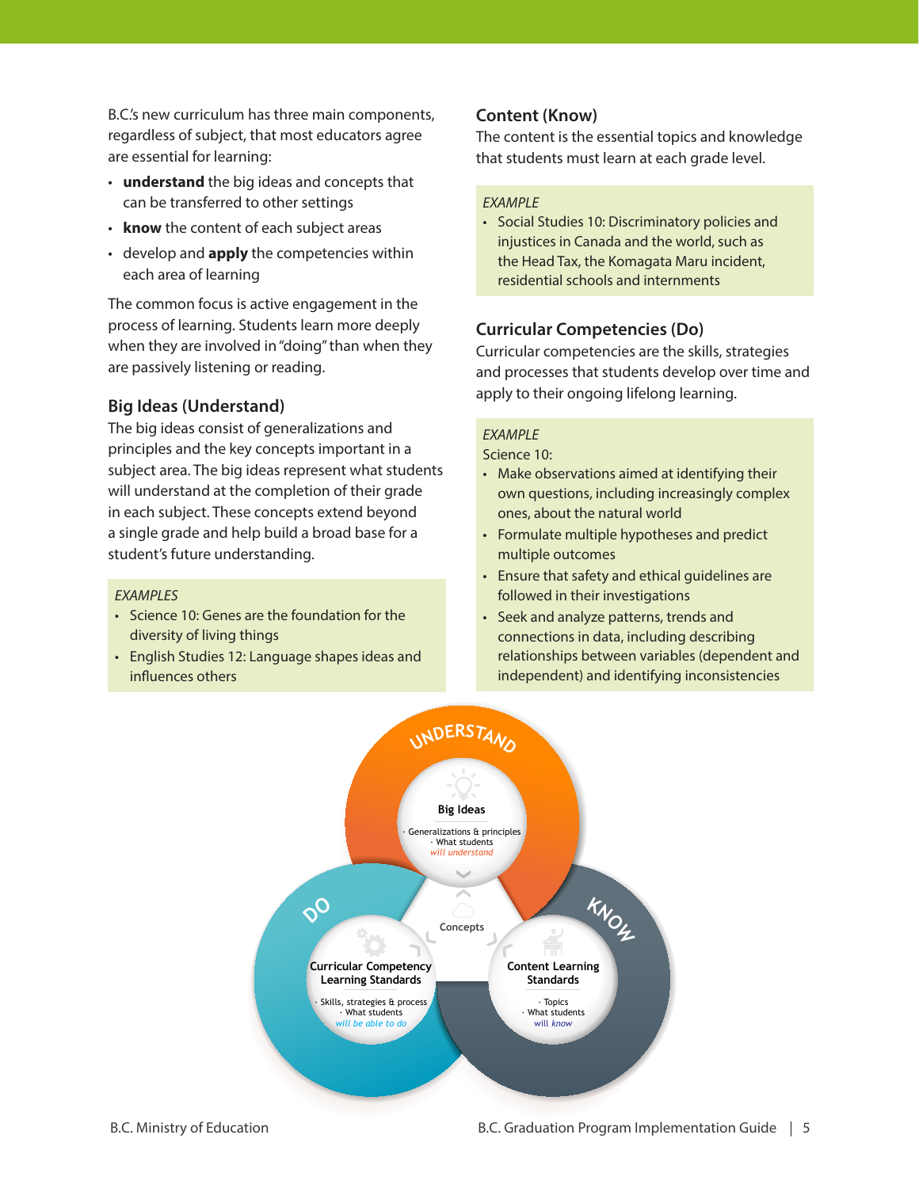B.C.'s new curriculum has three main components, regardless of subject, that most educators agree are essential for learning:

- **understand** the big ideas and concepts that can be transferred to other settings
- **know** the content of each subject areas
- develop and **apply** the competencies within each area of learning

The common focus is active engagement in the process of learning. Students learn more deeply when they are involved in "doing" than when they are passively listening or reading.

### Big Ideas (Understand)

The big ideas consist of generalizations and principles and the key concepts important in a subject area. The big ideas represent what students will understand at the completion of their grade in each subject. These concepts extend beyond a single grade and help build a broad base for a student's future understanding.

*EXAMPLES*

- Science 10: Genes are the foundation for the diversity of living things
- English Studies 12: Language shapes ideas and influences others

### Content (Know)

The content is the essential topics and knowledge that students must learn at each grade level.

*EXAMPLE*

- Social Studies 10: Discriminatory policies and injustices in Canada and the world, such as the Head Tax, the Komagata Maru incident, residential schools and internments

### Curricular Competencies (Do)

Curricular competencies are the skills, strategies and processes that students develop over time and apply to their ongoing lifelong learning.

*EXAMPLE*

Science 10:

- Make observations aimed at identifying their own questions, including increasingly complex ones, about the natural world
- Formulate multiple hypotheses and predict multiple outcomes
- Ensure that safety and ethical guidelines are followed in their investigations
- Seek and analyze patterns, trends and connections in data, including describing relationships between variables (dependent and independent) and identifying inconsistencies

UNDERSTAND

**Big Ideas**

· Generalizations & principles
· What students *will understand*

Concepts

DO

**Curricular Competency Learning Standards**

· Skills, strategies & process
· What students *will be able to do*

KNOW

**Content Learning Standards**

· Topics
· What students *will know*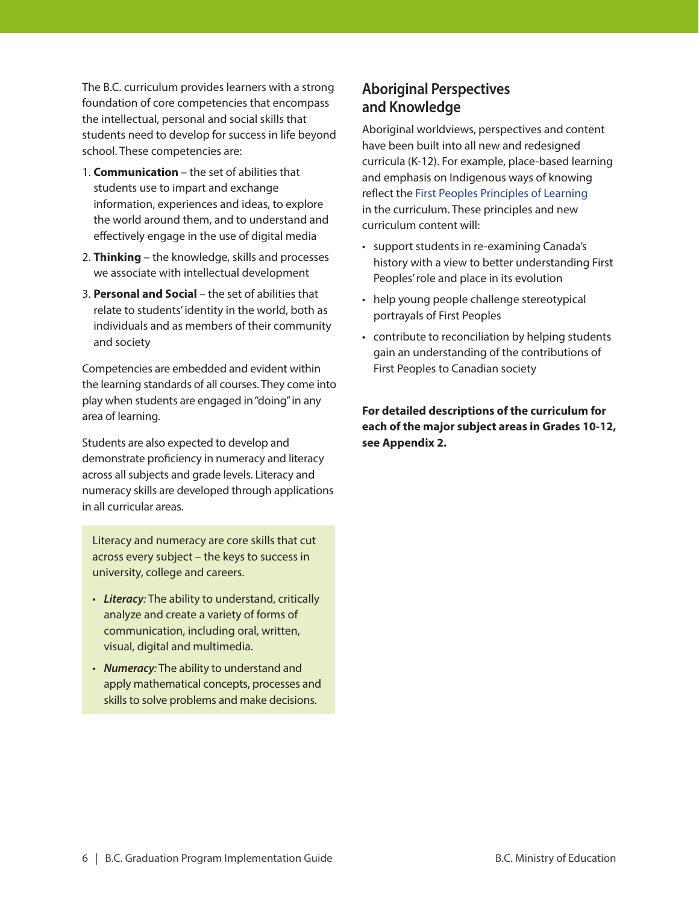The B.C. curriculum provides learners with a strong foundation of core competencies that encompass the intellectual, personal and social skills that students need to develop for success in life beyond school. These competencies are:

1. **Communication** – the set of abilities that students use to impart and exchange information, experiences and ideas, to explore the world around them, and to understand and effectively engage in the use of digital media
2. **Thinking** – the knowledge, skills and processes we associate with intellectual development
3. **Personal and Social** – the set of abilities that relate to students' identity in the world, both as individuals and as members of their community and society

Competencies are embedded and evident within the learning standards of all courses. They come into play when students are engaged in "doing" in any area of learning.

Students are also expected to develop and demonstrate proficiency in numeracy and literacy across all subjects and grade levels. Literacy and numeracy skills are developed through applications in all curricular areas.

Literacy and numeracy are core skills that cut across every subject – the keys to success in university, college and careers.

- ***Literacy:*** The ability to understand, critically analyze and create a variety of forms of communication, including oral, written, visual, digital and multimedia.
- ***Numeracy:*** The ability to understand and apply mathematical concepts, processes and skills to solve problems and make decisions.

## Aboriginal Perspectives and Knowledge

Aboriginal worldviews, perspectives and content have been built into all new and redesigned curricula (K-12). For example, place-based learning and emphasis on Indigenous ways of knowing reflect the First Peoples Principles of Learning in the curriculum. These principles and new curriculum content will:

- support students in re-examining Canada's history with a view to better understanding First Peoples' role and place in its evolution
- help young people challenge stereotypical portrayals of First Peoples
- contribute to reconciliation by helping students gain an understanding of the contributions of First Peoples to Canadian society

**For detailed descriptions of the curriculum for each of the major subject areas in Grades 10-12, see Appendix 2.**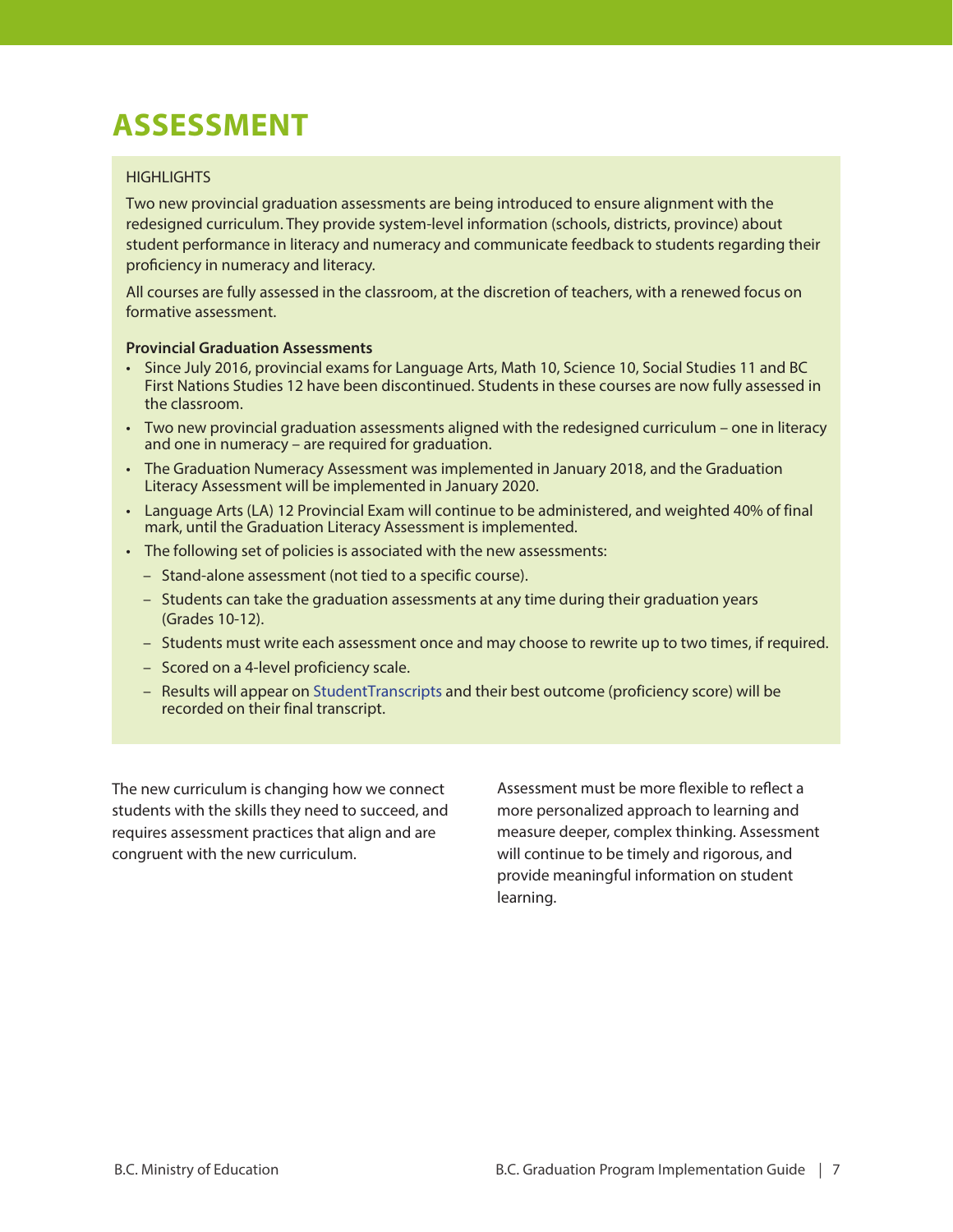# ASSESSMENT

HIGHLIGHTS

Two new provincial graduation assessments are being introduced to ensure alignment with the redesigned curriculum. They provide system-level information (schools, districts, province) about student performance in literacy and numeracy and communicate feedback to students regarding their proficiency in numeracy and literacy.

All courses are fully assessed in the classroom, at the discretion of teachers, with a renewed focus on formative assessment.

**Provincial Graduation Assessments**

- Since July 2016, provincial exams for Language Arts, Math 10, Science 10, Social Studies 11 and BC First Nations Studies 12 have been discontinued. Students in these courses are now fully assessed in the classroom.
- Two new provincial graduation assessments aligned with the redesigned curriculum – one in literacy and one in numeracy – are required for graduation.
- The Graduation Numeracy Assessment was implemented in January 2018, and the Graduation Literacy Assessment will be implemented in January 2020.
- Language Arts (LA) 12 Provincial Exam will continue to be administered, and weighted 40% of final mark, until the Graduation Literacy Assessment is implemented.
- The following set of policies is associated with the new assessments:
  - Stand-alone assessment (not tied to a specific course).
  - Students can take the graduation assessments at any time during their graduation years (Grades 10-12).
  - Students must write each assessment once and may choose to rewrite up to two times, if required.
  - Scored on a 4-level proficiency scale.
  - Results will appear on StudentTranscripts and their best outcome (proficiency score) will be recorded on their final transcript.

The new curriculum is changing how we connect students with the skills they need to succeed, and requires assessment practices that align and are congruent with the new curriculum.

Assessment must be more flexible to reflect a more personalized approach to learning and measure deeper, complex thinking. Assessment will continue to be timely and rigorous, and provide meaningful information on student learning.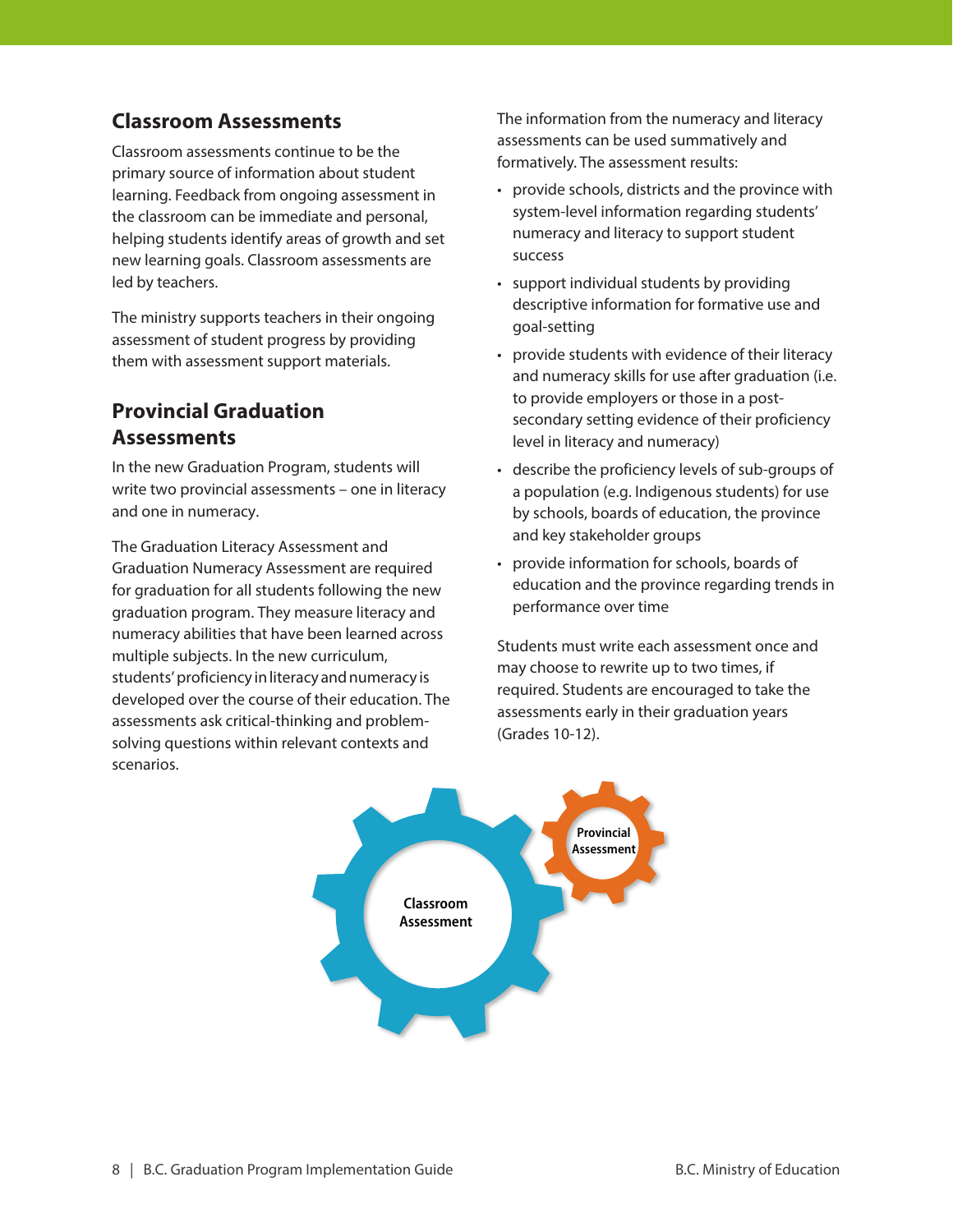## Classroom Assessments

Classroom assessments continue to be the primary source of information about student learning. Feedback from ongoing assessment in the classroom can be immediate and personal, helping students identify areas of growth and set new learning goals. Classroom assessments are led by teachers.

The ministry supports teachers in their ongoing assessment of student progress by providing them with assessment support materials.

## Provincial Graduation Assessments

In the new Graduation Program, students will write two provincial assessments – one in literacy and one in numeracy.

The Graduation Literacy Assessment and Graduation Numeracy Assessment are required for graduation for all students following the new graduation program. They measure literacy and numeracy abilities that have been learned across multiple subjects. In the new curriculum, students' proficiency in literacy and numeracy is developed over the course of their education. The assessments ask critical-thinking and problem-solving questions within relevant contexts and scenarios.

The information from the numeracy and literacy assessments can be used summatively and formatively. The assessment results:

- provide schools, districts and the province with system-level information regarding students' numeracy and literacy to support student success
- support individual students by providing descriptive information for formative use and goal-setting
- provide students with evidence of their literacy and numeracy skills for use after graduation (i.e. to provide employers or those in a post-secondary setting evidence of their proficiency level in literacy and numeracy)
- describe the proficiency levels of sub-groups of a population (e.g. Indigenous students) for use by schools, boards of education, the province and key stakeholder groups
- provide information for schools, boards of education and the province regarding trends in performance over time

Students must write each assessment once and may choose to rewrite up to two times, if required. Students are encouraged to take the assessments early in their graduation years (Grades 10-12).

Classroom Assessment

Provincial Assessment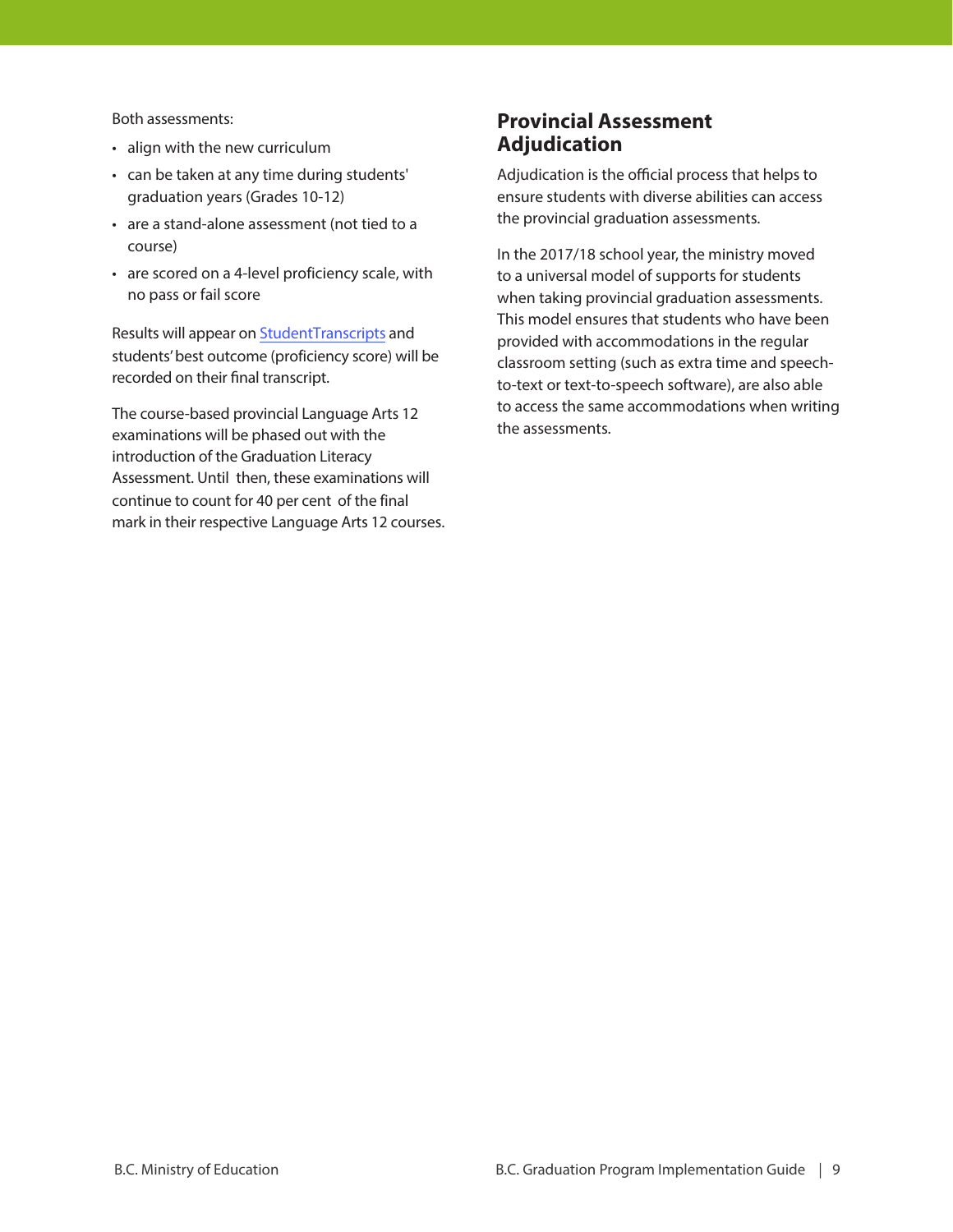Both assessments:

- align with the new curriculum
- can be taken at any time during students' graduation years (Grades 10-12)
- are a stand-alone assessment (not tied to a course)
- are scored on a 4-level proficiency scale, with no pass or fail score

Results will appear on StudentTranscripts and students' best outcome (proficiency score) will be recorded on their final transcript.

The course-based provincial Language Arts 12 examinations will be phased out with the introduction of the Graduation Literacy Assessment. Until then, these examinations will continue to count for 40 per cent of the final mark in their respective Language Arts 12 courses.

## Provincial Assessment Adjudication

Adjudication is the official process that helps to ensure students with diverse abilities can access the provincial graduation assessments.

In the 2017/18 school year, the ministry moved to a universal model of supports for students when taking provincial graduation assessments. This model ensures that students who have been provided with accommodations in the regular classroom setting (such as extra time and speech-to-text or text-to-speech software), are also able to access the same accommodations when writing the assessments.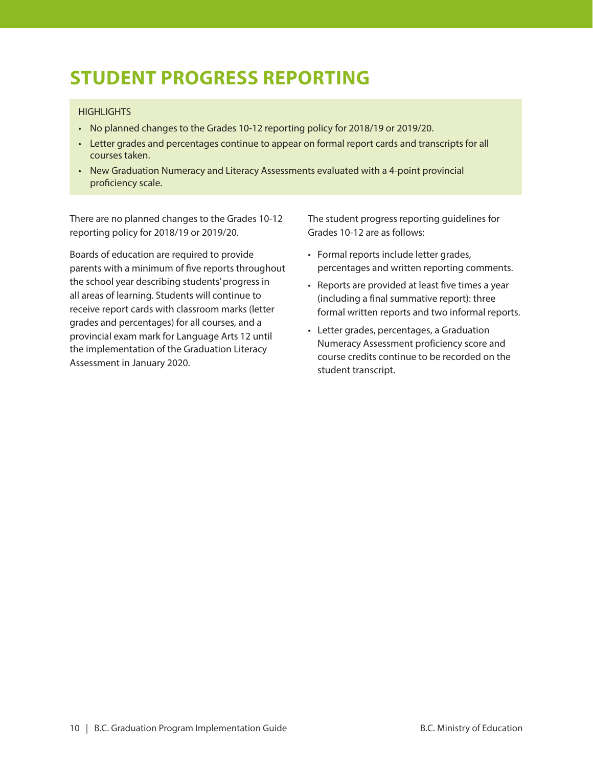# STUDENT PROGRESS REPORTING

HIGHLIGHTS

- No planned changes to the Grades 10-12 reporting policy for 2018/19 or 2019/20.
- Letter grades and percentages continue to appear on formal report cards and transcripts for all courses taken.
- New Graduation Numeracy and Literacy Assessments evaluated with a 4-point provincial proficiency scale.

There are no planned changes to the Grades 10-12 reporting policy for 2018/19 or 2019/20.

Boards of education are required to provide parents with a minimum of five reports throughout the school year describing students' progress in all areas of learning. Students will continue to receive report cards with classroom marks (letter grades and percentages) for all courses, and a provincial exam mark for Language Arts 12 until the implementation of the Graduation Literacy Assessment in January 2020.

The student progress reporting guidelines for Grades 10-12 are as follows:

- Formal reports include letter grades, percentages and written reporting comments.
- Reports are provided at least five times a year (including a final summative report): three formal written reports and two informal reports.
- Letter grades, percentages, a Graduation Numeracy Assessment proficiency score and course credits continue to be recorded on the student transcript.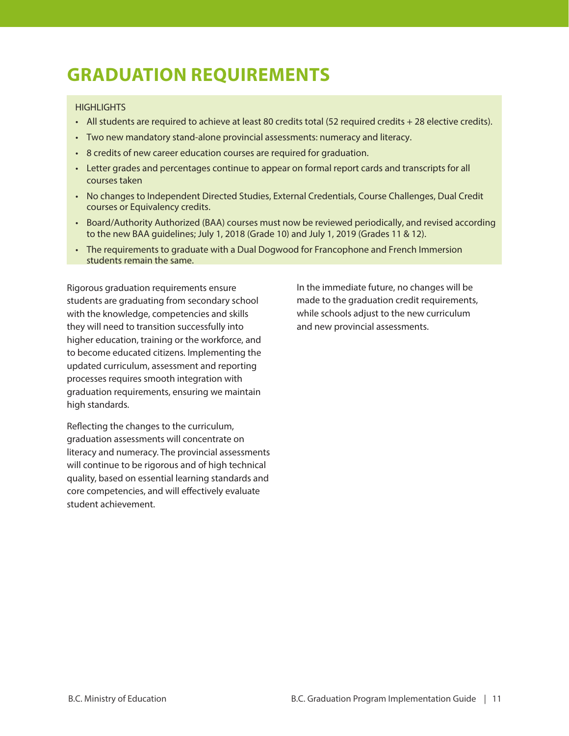# GRADUATION REQUIREMENTS

HIGHLIGHTS

- All students are required to achieve at least 80 credits total (52 required credits + 28 elective credits).
- Two new mandatory stand-alone provincial assessments: numeracy and literacy.
- 8 credits of new career education courses are required for graduation.
- Letter grades and percentages continue to appear on formal report cards and transcripts for all courses taken
- No changes to Independent Directed Studies, External Credentials, Course Challenges, Dual Credit courses or Equivalency credits.
- Board/Authority Authorized (BAA) courses must now be reviewed periodically, and revised according to the new BAA guidelines; July 1, 2018 (Grade 10) and July 1, 2019 (Grades 11 & 12).
- The requirements to graduate with a Dual Dogwood for Francophone and French Immersion students remain the same.

Rigorous graduation requirements ensure students are graduating from secondary school with the knowledge, competencies and skills they will need to transition successfully into higher education, training or the workforce, and to become educated citizens. Implementing the updated curriculum, assessment and reporting processes requires smooth integration with graduation requirements, ensuring we maintain high standards.

Reflecting the changes to the curriculum, graduation assessments will concentrate on literacy and numeracy. The provincial assessments will continue to be rigorous and of high technical quality, based on essential learning standards and core competencies, and will effectively evaluate student achievement.

In the immediate future, no changes will be made to the graduation credit requirements, while schools adjust to the new curriculum and new provincial assessments.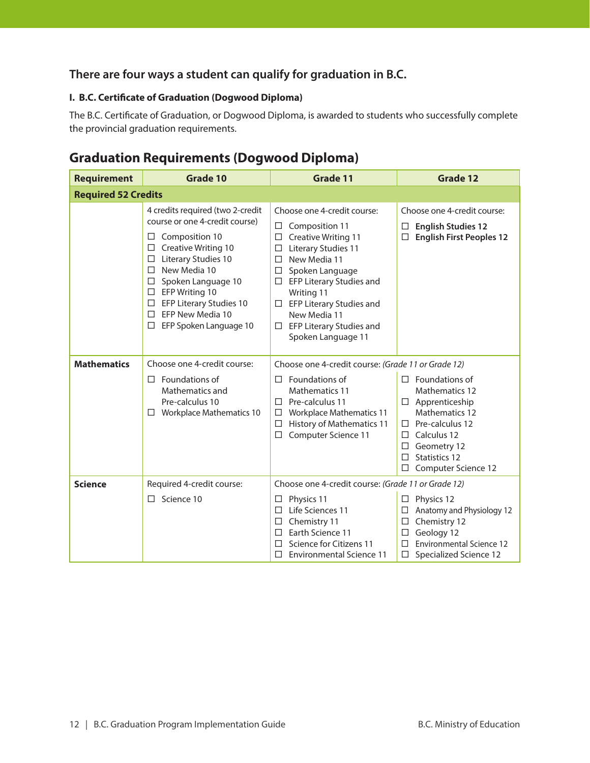### There are four ways a student can qualify for graduation in B.C.

#### I. B.C. Certificate of Graduation (Dogwood Diploma)

The B.C. Certificate of Graduation, or Dogwood Diploma, is awarded to students who successfully complete the provincial graduation requirements.

## Graduation Requirements (Dogwood Diploma)

| Requirement | Grade 10 | Grade 11 | Grade 12 |
|---|---|---|---|
| **Required 52 Credits** | | | |
| | 4 credits required (two 2-credit course or one 4-credit course)<br>☐ Composition 10<br>☐ Creative Writing 10<br>☐ Literary Studies 10<br>☐ New Media 10<br>☐ Spoken Language 10<br>☐ EFP Writing 10<br>☐ EFP Literary Studies 10<br>☐ EFP New Media 10<br>☐ EFP Spoken Language 10 | Choose one 4-credit course:<br>☐ Composition 11<br>☐ Creative Writing 11<br>☐ Literary Studies 11<br>☐ New Media 11<br>☐ Spoken Language<br>☐ EFP Literary Studies and Writing 11<br>☐ EFP Literary Studies and New Media 11<br>☐ EFP Literary Studies and Spoken Language 11 | Choose one 4-credit course:<br>☐ **English Studies 12**<br>☐ **English First Peoples 12** |
| **Mathematics** | Choose one 4-credit course:<br>☐ Foundations of Mathematics and Pre-calculus 10<br>☐ Workplace Mathematics 10 | Choose one 4-credit course: *(Grade 11 or Grade 12)*<br>☐ Foundations of Mathematics 11<br>☐ Pre-calculus 11<br>☐ Workplace Mathematics 11<br>☐ History of Mathematics 11<br>☐ Computer Science 11 | ☐ Foundations of Mathematics 12<br>☐ Apprenticeship Mathematics 12<br>☐ Pre-calculus 12<br>☐ Calculus 12<br>☐ Geometry 12<br>☐ Statistics 12<br>☐ Computer Science 12 |
| **Science** | Required 4-credit course:<br>☐ Science 10 | Choose one 4-credit course: *(Grade 11 or Grade 12)*<br>☐ Physics 11<br>☐ Life Sciences 11<br>☐ Chemistry 11<br>☐ Earth Science 11<br>☐ Science for Citizens 11<br>☐ Environmental Science 11 | ☐ Physics 12<br>☐ Anatomy and Physiology 12<br>☐ Chemistry 12<br>☐ Geology 12<br>☐ Environmental Science 12<br>☐ Specialized Science 12 |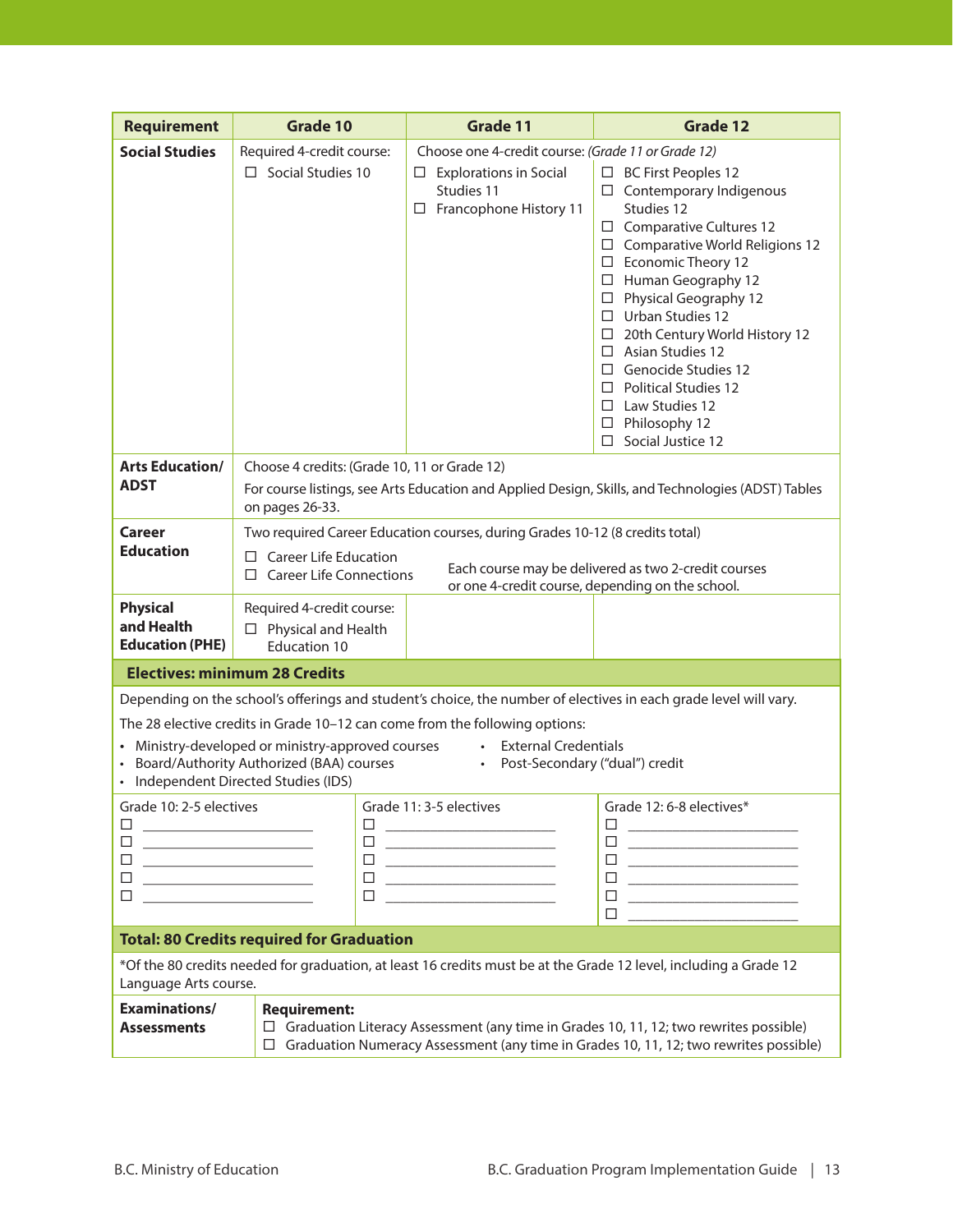| Requirement | Grade 10 | Grade 11 | Grade 12 |
|---|---|---|---|
| **Social Studies** | Required 4-credit course:<br>☐ Social Studies 10 | Choose one 4-credit course: *(Grade 11 or Grade 12)*<br>☐ Explorations in Social Studies 11<br>☐ Francophone History 11 | ☐ BC First Peoples 12<br>☐ Contemporary Indigenous Studies 12<br>☐ Comparative Cultures 12<br>☐ Comparative World Religions 12<br>☐ Economic Theory 12<br>☐ Human Geography 12<br>☐ Physical Geography 12<br>☐ Urban Studies 12<br>☐ 20th Century World History 12<br>☐ Asian Studies 12<br>☐ Genocide Studies 12<br>☐ Political Studies 12<br>☐ Law Studies 12<br>☐ Philosophy 12<br>☐ Social Justice 12 |
| **Arts Education/ ADST** | Choose 4 credits: (Grade 10, 11 or Grade 12)<br>For course listings, see Arts Education and Applied Design, Skills, and Technologies (ADST) Tables on pages 26-33. | | |
| **Career Education** | Two required Career Education courses, during Grades 10-12 (8 credits total)<br>☐ Career Life Education<br>☐ Career Life Connections | Each course may be delivered as two 2-credit courses or one 4-credit course, depending on the school. | |
| **Physical and Health Education (PHE)** | Required 4-credit course:<br>☐ Physical and Health Education 10 | | |

**Electives: minimum 28 Credits**

Depending on the school's offerings and student's choice, the number of electives in each grade level will vary.

The 28 elective credits in Grade 10–12 can come from the following options:

- Ministry-developed or ministry-approved courses
- Board/Authority Authorized (BAA) courses
- Independent Directed Studies (IDS)
- External Credentials
- Post-Secondary ("dual") credit

| Grade 10: 2-5 electives | Grade 11: 3-5 electives | Grade 12: 6-8 electives* |
|---|---|---|
| ☐ ____________ | ☐ ____________ | ☐ ____________ |
| ☐ ____________ | ☐ ____________ | ☐ ____________ |
| ☐ ____________ | ☐ ____________ | ☐ ____________ |
| ☐ ____________ | ☐ ____________ | ☐ ____________ |
| ☐ ____________ | ☐ ____________ | ☐ ____________ |
| | | ☐ ____________ |

**Total: 80 Credits required for Graduation**

*Of the 80 credits needed for graduation, at least 16 credits must be at the Grade 12 level, including a Grade 12 Language Arts course.

| Examinations/ Assessments | Requirement: |
|---|---|
| | ☐ Graduation Literacy Assessment (any time in Grades 10, 11, 12; two rewrites possible)<br>☐ Graduation Numeracy Assessment (any time in Grades 10, 11, 12; two rewrites possible) |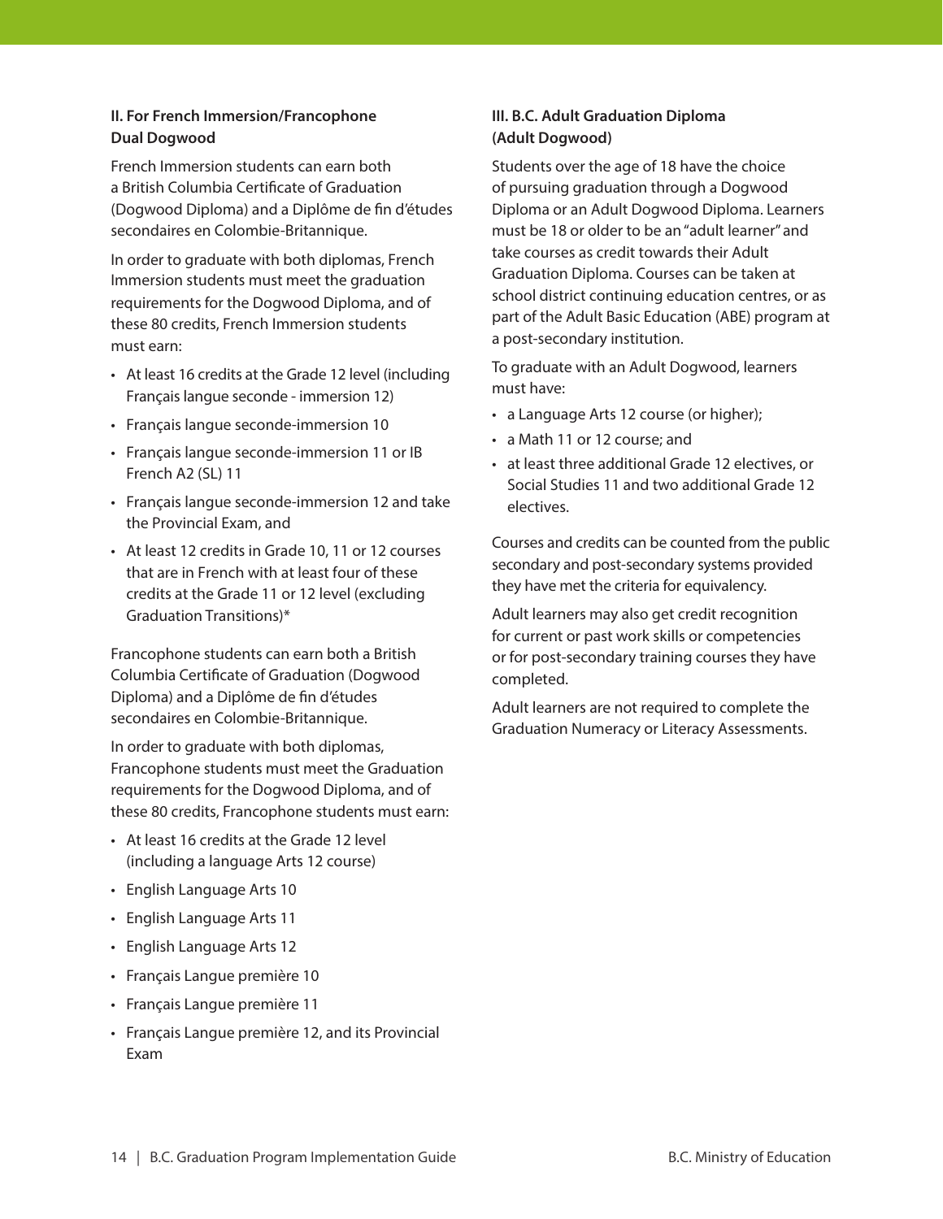### II. For French Immersion/Francophone Dual Dogwood

French Immersion students can earn both a British Columbia Certificate of Graduation (Dogwood Diploma) and a Diplôme de fin d'études secondaires en Colombie-Britannique.

In order to graduate with both diplomas, French Immersion students must meet the graduation requirements for the Dogwood Diploma, and of these 80 credits, French Immersion students must earn:

- At least 16 credits at the Grade 12 level (including Français langue seconde - immersion 12)
- Français langue seconde-immersion 10
- Français langue seconde-immersion 11 or IB French A2 (SL) 11
- Français langue seconde-immersion 12 and take the Provincial Exam, and
- At least 12 credits in Grade 10, 11 or 12 courses that are in French with at least four of these credits at the Grade 11 or 12 level (excluding Graduation Transitions)*

Francophone students can earn both a British Columbia Certificate of Graduation (Dogwood Diploma) and a Diplôme de fin d'études secondaires en Colombie-Britannique.

In order to graduate with both diplomas, Francophone students must meet the Graduation requirements for the Dogwood Diploma, and of these 80 credits, Francophone students must earn:

- At least 16 credits at the Grade 12 level (including a language Arts 12 course)
- English Language Arts 10
- English Language Arts 11
- English Language Arts 12
- Français Langue première 10
- Français Langue première 11
- Français Langue première 12, and its Provincial Exam

### III. B.C. Adult Graduation Diploma (Adult Dogwood)

Students over the age of 18 have the choice of pursuing graduation through a Dogwood Diploma or an Adult Dogwood Diploma. Learners must be 18 or older to be an "adult learner" and take courses as credit towards their Adult Graduation Diploma. Courses can be taken at school district continuing education centres, or as part of the Adult Basic Education (ABE) program at a post-secondary institution.

To graduate with an Adult Dogwood, learners must have:

- a Language Arts 12 course (or higher);
- a Math 11 or 12 course; and
- at least three additional Grade 12 electives, or Social Studies 11 and two additional Grade 12 electives.

Courses and credits can be counted from the public secondary and post-secondary systems provided they have met the criteria for equivalency.

Adult learners may also get credit recognition for current or past work skills or competencies or for post-secondary training courses they have completed.

Adult learners are not required to complete the Graduation Numeracy or Literacy Assessments.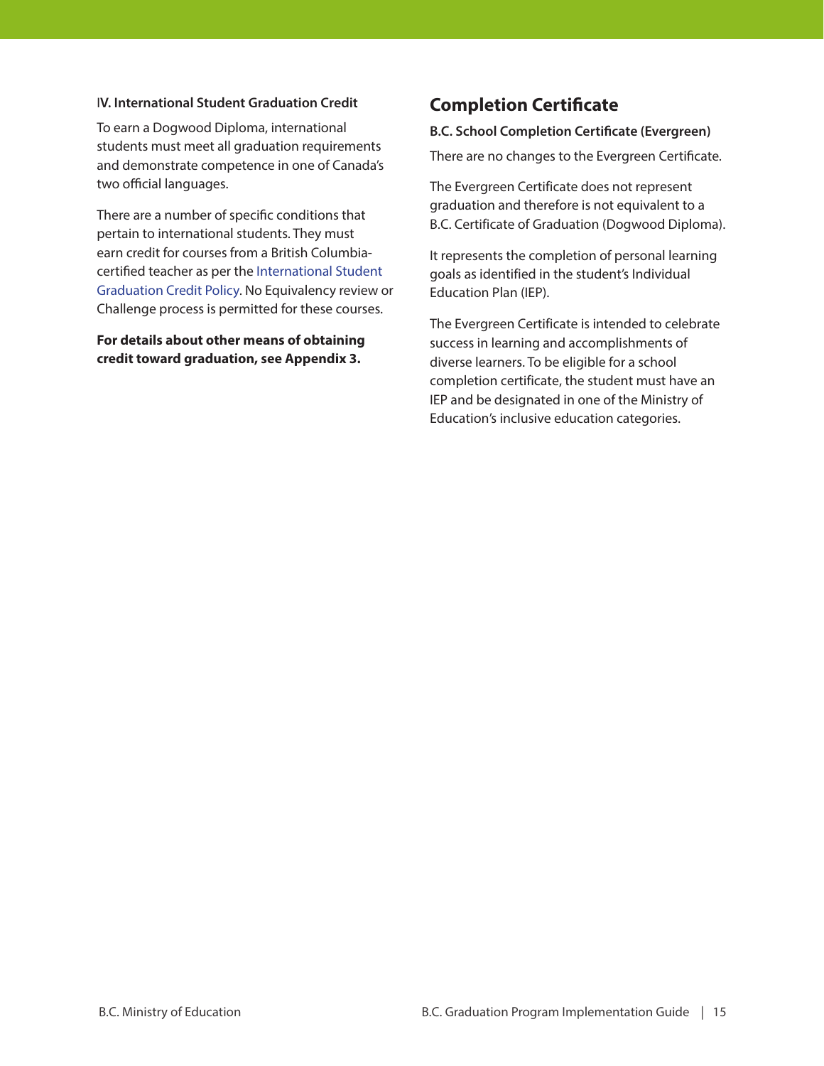#### IV. International Student Graduation Credit

To earn a Dogwood Diploma, international students must meet all graduation requirements and demonstrate competence in one of Canada's two official languages.

There are a number of specific conditions that pertain to international students. They must earn credit for courses from a British Columbia-certified teacher as per the International Student Graduation Credit Policy. No Equivalency review or Challenge process is permitted for these courses.

**For details about other means of obtaining credit toward graduation, see Appendix 3.**

## Completion Certificate

#### B.C. School Completion Certificate (Evergreen)

There are no changes to the Evergreen Certificate.

The Evergreen Certificate does not represent graduation and therefore is not equivalent to a B.C. Certificate of Graduation (Dogwood Diploma).

It represents the completion of personal learning goals as identified in the student's Individual Education Plan (IEP).

The Evergreen Certificate is intended to celebrate success in learning and accomplishments of diverse learners. To be eligible for a school completion certificate, the student must have an IEP and be designated in one of the Ministry of Education's inclusive education categories.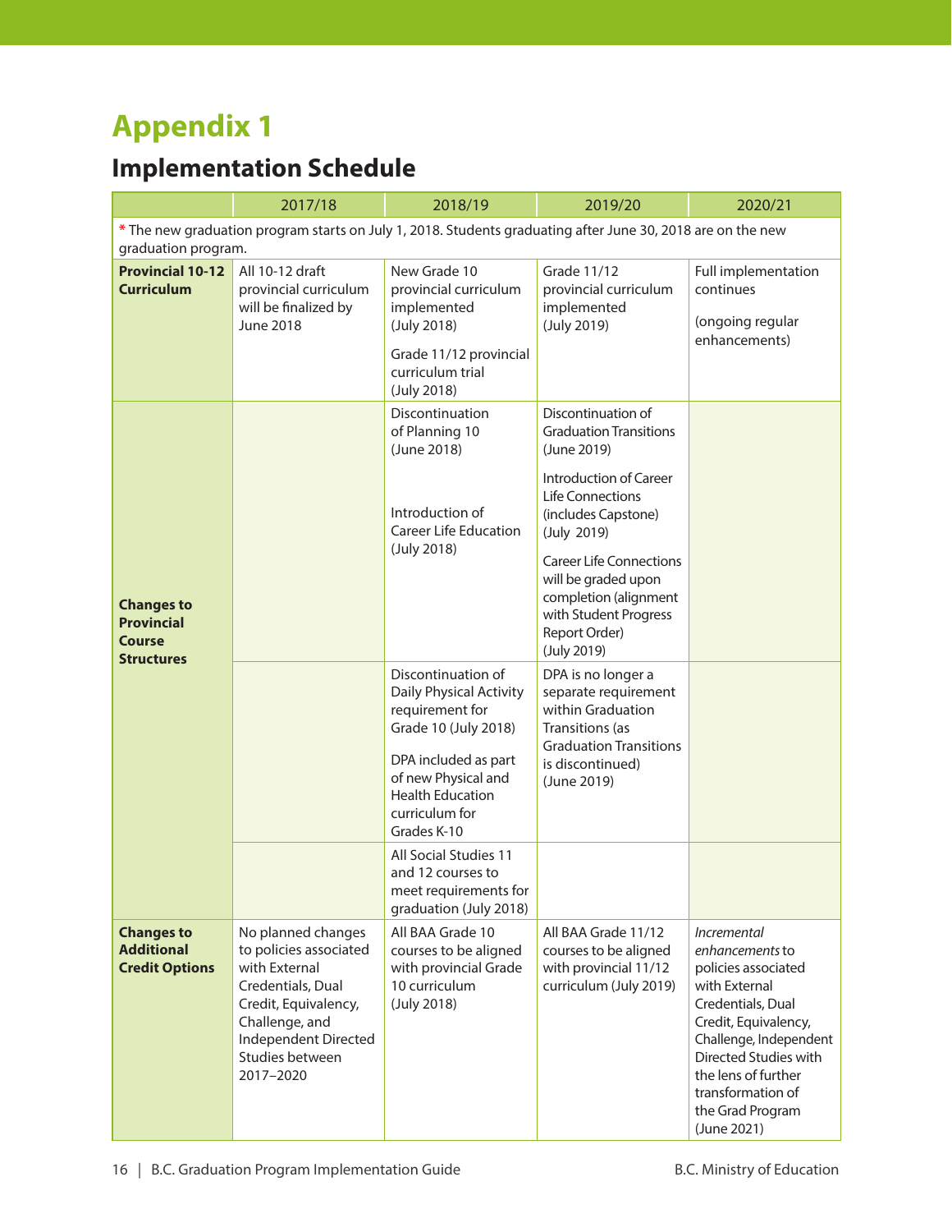# Appendix 1

## Implementation Schedule

| | 2017/18 | 2018/19 | 2019/20 | 2020/21 |
|---|---|---|---|---|
| * The new graduation program starts on July 1, 2018. Students graduating after June 30, 2018 are on the new graduation program. | | | | |
| **Provincial 10-12 Curriculum** | All 10-12 draft provincial curriculum will be finalized by June 2018 | New Grade 10 provincial curriculum implemented (July 2018)<br><br>Grade 11/12 provincial curriculum trial (July 2018) | Grade 11/12 provincial curriculum implemented (July 2019) | Full implementation continues<br><br>(ongoing regular enhancements) |
| **Changes to Provincial Course Structures** | | Discontinuation of Planning 10 (June 2018)<br><br>Introduction of Career Life Education (July 2018) | Discontinuation of Graduation Transitions (June 2019)<br><br>Introduction of Career Life Connections (includes Capstone) (July 2019)<br><br>Career Life Connections will be graded upon completion (alignment with Student Progress Report Order) (July 2019) | |
| | | Discontinuation of Daily Physical Activity requirement for Grade 10 (July 2018)<br><br>DPA included as part of new Physical and Health Education curriculum for Grades K-10 | DPA is no longer a separate requirement within Graduation Transitions (as Graduation Transitions is discontinued) (June 2019) | |
| | | All Social Studies 11 and 12 courses to meet requirements for graduation (July 2018) | | |
| **Changes to Additional Credit Options** | No planned changes to policies associated with External Credentials, Dual Credit, Equivalency, Challenge, and Independent Directed Studies between 2017–2020 | All BAA Grade 10 courses to be aligned with provincial Grade 10 curriculum (July 2018) | All BAA Grade 11/12 courses to be aligned with provincial 11/12 curriculum (July 2019) | *Incremental enhancements* to policies associated with External Credentials, Dual Credit, Equivalency, Challenge, Independent Directed Studies with the lens of further transformation of the Grad Program (June 2021) |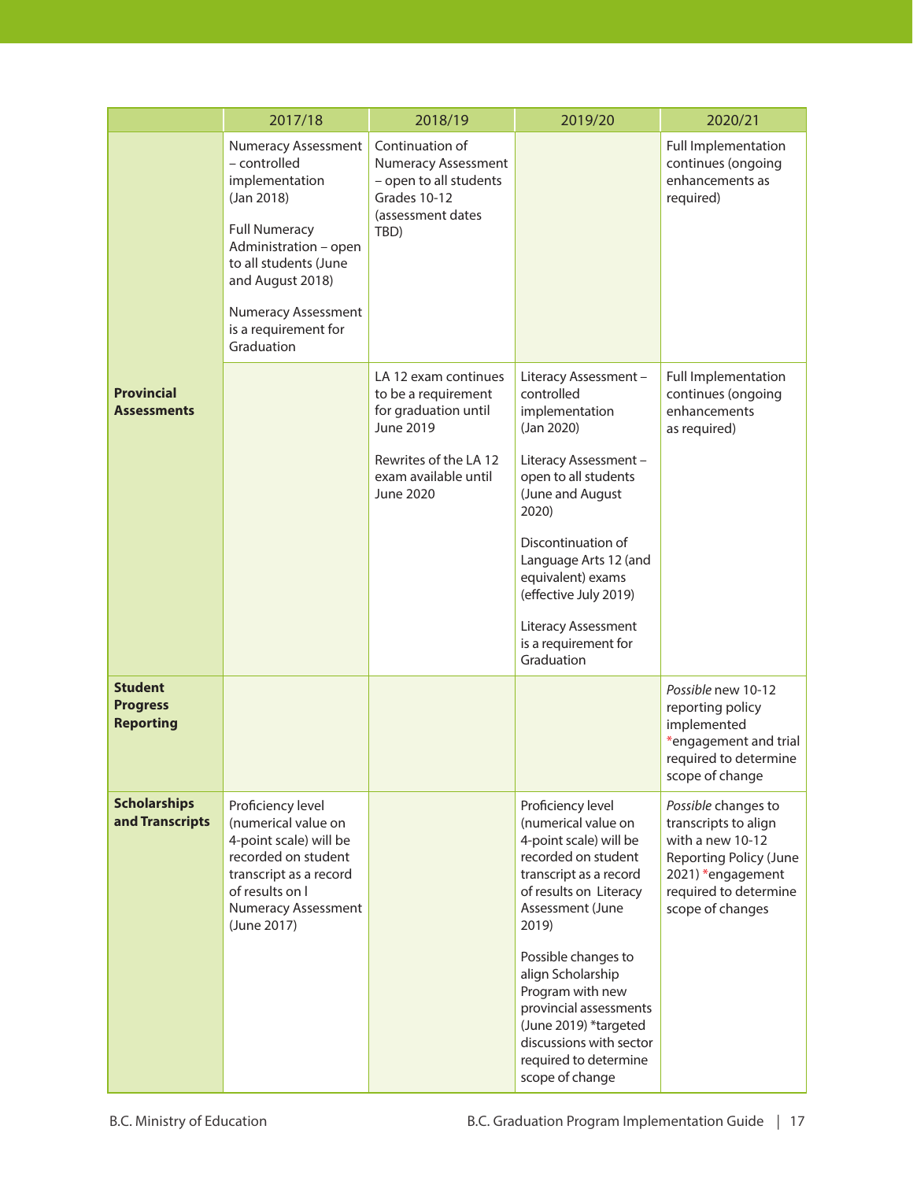| | 2017/18 | 2018/19 | 2019/20 | 2020/21 |
|---|---|---|---|---|
| **Provincial Assessments** | Numeracy Assessment – controlled implementation (Jan 2018)<br><br>Full Numeracy Administration – open to all students (June and August 2018)<br><br>Numeracy Assessment is a requirement for Graduation | Continuation of Numeracy Assessment – open to all students Grades 10-12 (assessment dates TBD) | | Full Implementation continues (ongoing enhancements as required) |
| | | LA 12 exam continues to be a requirement for graduation until June 2019<br><br>Rewrites of the LA 12 exam available until June 2020 | Literacy Assessment – controlled implementation (Jan 2020)<br><br>Literacy Assessment – open to all students (June and August 2020)<br><br>Discontinuation of Language Arts 12 (and equivalent) exams (effective July 2019)<br><br>Literacy Assessment is a requirement for Graduation | Full Implementation continues (ongoing enhancements as required) |
| **Student Progress Reporting** | | | | *Possible* new 10-12 reporting policy implemented *engagement and trial required to determine scope of change |
| **Scholarships and Transcripts** | Proficiency level (numerical value on 4-point scale) will be recorded on student transcript as a record of results on l Numeracy Assessment (June 2017) | | Proficiency level (numerical value on 4-point scale) will be recorded on student transcript as a record of results on Literacy Assessment (June 2019)<br><br>Possible changes to align Scholarship Program with new provincial assessments (June 2019) *targeted discussions with sector required to determine scope of change | *Possible* changes to transcripts to align with a new 10-12 Reporting Policy (June 2021) *engagement required to determine scope of changes |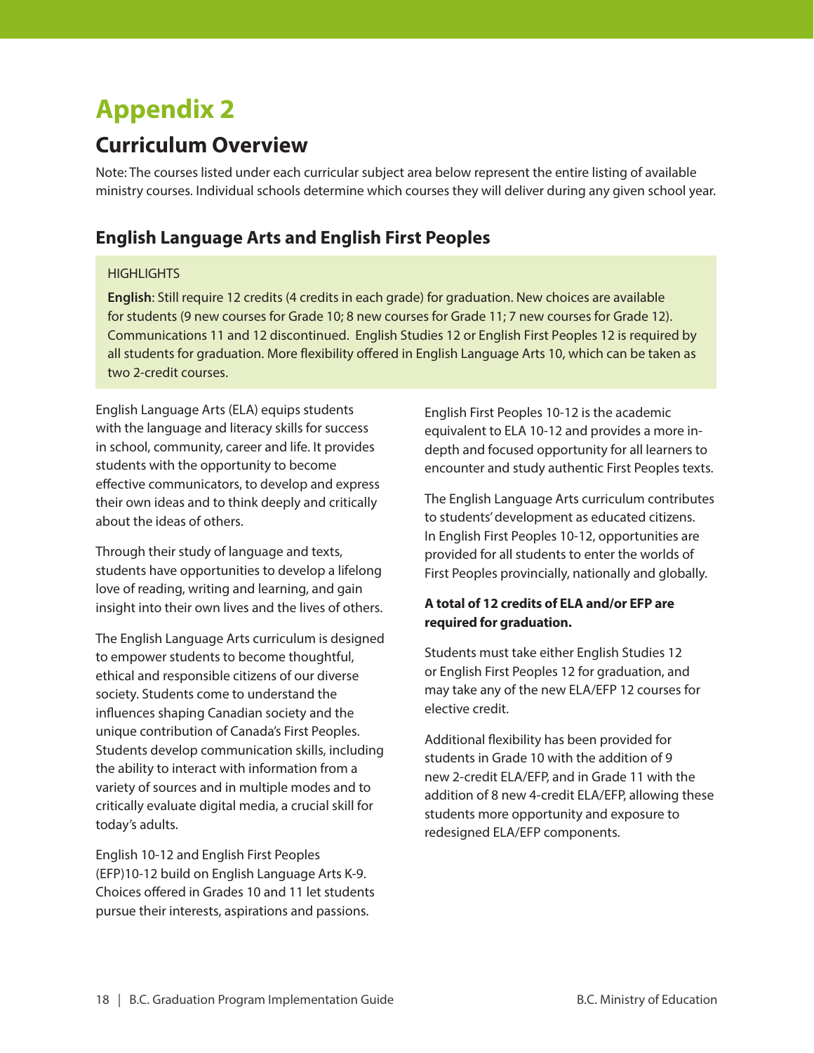# Appendix 2

## Curriculum Overview

Note: The courses listed under each curricular subject area below represent the entire listing of available ministry courses. Individual schools determine which courses they will deliver during any given school year.

### English Language Arts and English First Peoples

HIGHLIGHTS

**English**: Still require 12 credits (4 credits in each grade) for graduation. New choices are available for students (9 new courses for Grade 10; 8 new courses for Grade 11; 7 new courses for Grade 12). Communications 11 and 12 discontinued. English Studies 12 or English First Peoples 12 is required by all students for graduation. More flexibility offered in English Language Arts 10, which can be taken as two 2-credit courses.

English Language Arts (ELA) equips students with the language and literacy skills for success in school, community, career and life. It provides students with the opportunity to become effective communicators, to develop and express their own ideas and to think deeply and critically about the ideas of others.

Through their study of language and texts, students have opportunities to develop a lifelong love of reading, writing and learning, and gain insight into their own lives and the lives of others.

The English Language Arts curriculum is designed to empower students to become thoughtful, ethical and responsible citizens of our diverse society. Students come to understand the influences shaping Canadian society and the unique contribution of Canada's First Peoples. Students develop communication skills, including the ability to interact with information from a variety of sources and in multiple modes and to critically evaluate digital media, a crucial skill for today's adults.

English 10-12 and English First Peoples (EFP)10-12 build on English Language Arts K-9. Choices offered in Grades 10 and 11 let students pursue their interests, aspirations and passions.

English First Peoples 10-12 is the academic equivalent to ELA 10-12 and provides a more in-depth and focused opportunity for all learners to encounter and study authentic First Peoples texts.

The English Language Arts curriculum contributes to students' development as educated citizens. In English First Peoples 10-12, opportunities are provided for all students to enter the worlds of First Peoples provincially, nationally and globally.

**A total of 12 credits of ELA and/or EFP are required for graduation.**

Students must take either English Studies 12 or English First Peoples 12 for graduation, and may take any of the new ELA/EFP 12 courses for elective credit.

Additional flexibility has been provided for students in Grade 10 with the addition of 9 new 2-credit ELA/EFP, and in Grade 11 with the addition of 8 new 4-credit ELA/EFP, allowing these students more opportunity and exposure to redesigned ELA/EFP components.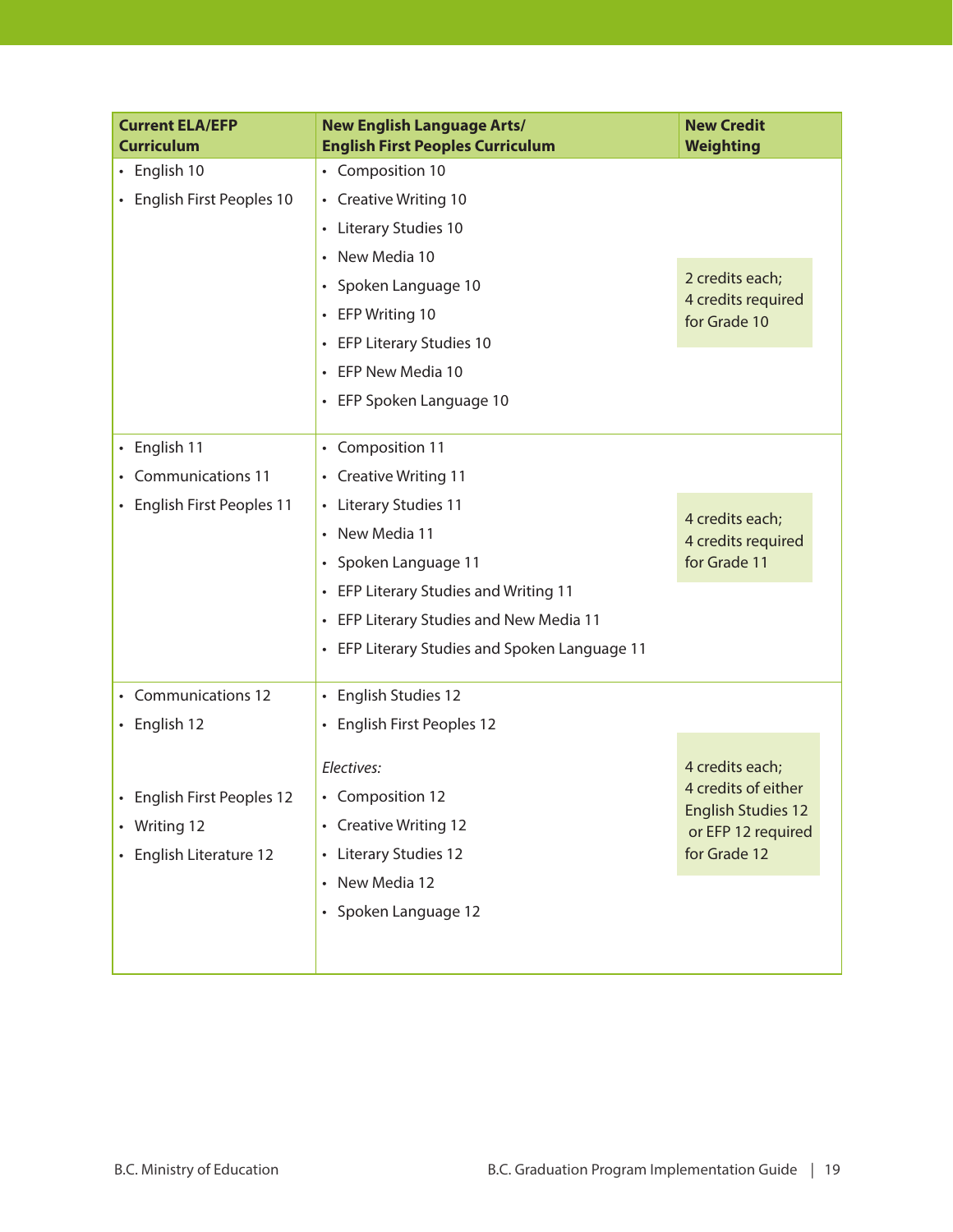| Current ELA/EFP Curriculum | New English Language Arts/ English First Peoples Curriculum | New Credit Weighting |
|---|---|---|
| • English 10<br>• English First Peoples 10 | • Composition 10<br>• Creative Writing 10<br>• Literary Studies 10<br>• New Media 10<br>• Spoken Language 10<br>• EFP Writing 10<br>• EFP Literary Studies 10<br>• EFP New Media 10<br>• EFP Spoken Language 10 | 2 credits each; 4 credits required for Grade 10 |
| • English 11<br>• Communications 11<br>• English First Peoples 11 | • Composition 11<br>• Creative Writing 11<br>• Literary Studies 11<br>• New Media 11<br>• Spoken Language 11<br>• EFP Literary Studies and Writing 11<br>• EFP Literary Studies and New Media 11<br>• EFP Literary Studies and Spoken Language 11 | 4 credits each; 4 credits required for Grade 11 |
| • Communications 12<br>• English 12<br>• English First Peoples 12<br>• Writing 12<br>• English Literature 12 | • English Studies 12<br>• English First Peoples 12<br>*Electives:*<br>• Composition 12<br>• Creative Writing 12<br>• Literary Studies 12<br>• New Media 12<br>• Spoken Language 12 | 4 credits each; 4 credits of either English Studies 12 or EFP 12 required for Grade 12 |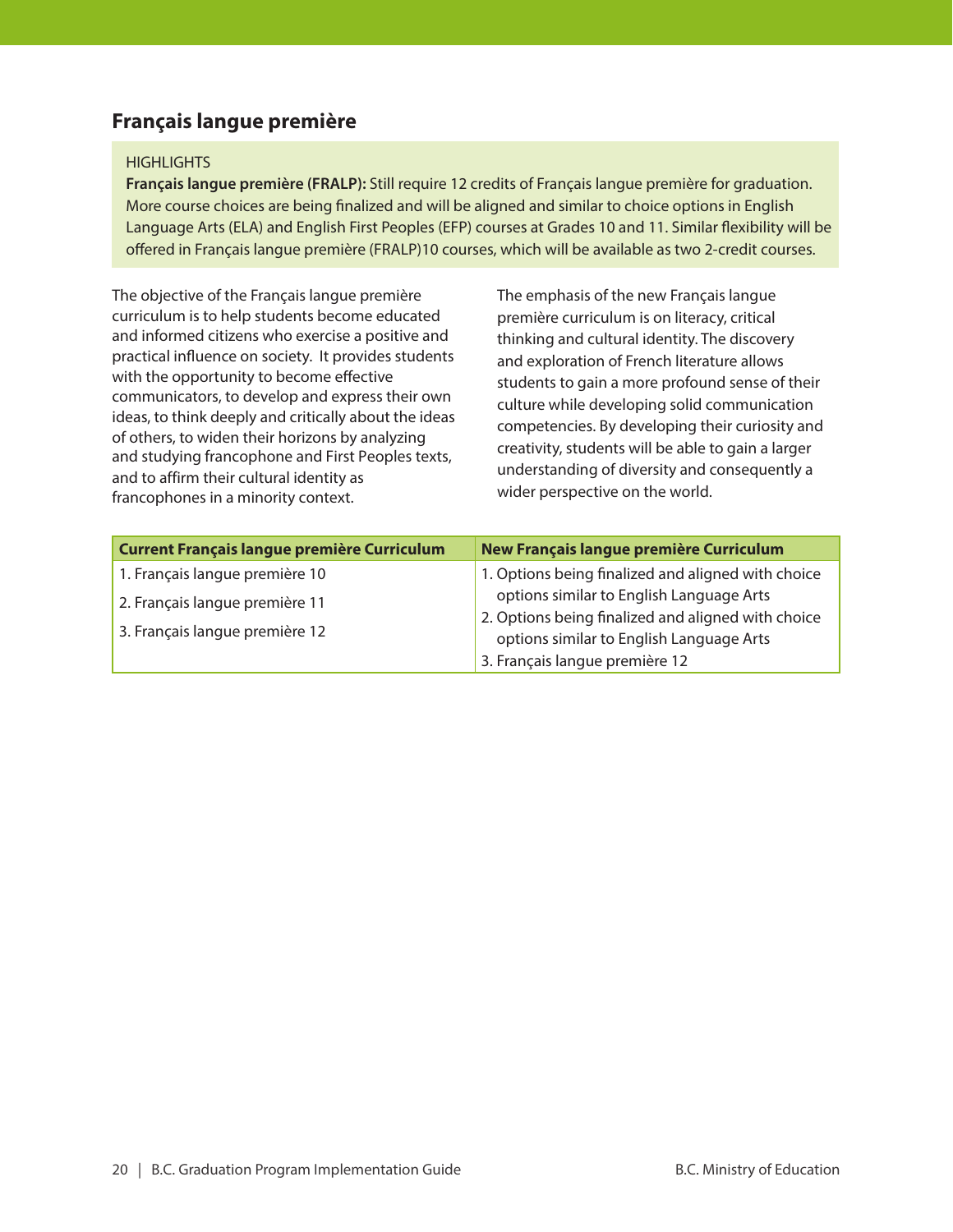## Français langue première

HIGHLIGHTS

**Français langue première (FRALP):** Still require 12 credits of Français langue première for graduation. More course choices are being finalized and will be aligned and similar to choice options in English Language Arts (ELA) and English First Peoples (EFP) courses at Grades 10 and 11. Similar flexibility will be offered in Français langue première (FRALP)10 courses, which will be available as two 2-credit courses.

The objective of the Français langue première curriculum is to help students become educated and informed citizens who exercise a positive and practical influence on society. It provides students with the opportunity to become effective communicators, to develop and express their own ideas, to think deeply and critically about the ideas of others, to widen their horizons by analyzing and studying francophone and First Peoples texts, and to affirm their cultural identity as francophones in a minority context.

The emphasis of the new Français langue première curriculum is on literacy, critical thinking and cultural identity. The discovery and exploration of French literature allows students to gain a more profound sense of their culture while developing solid communication competencies. By developing their curiosity and creativity, students will be able to gain a larger understanding of diversity and consequently a wider perspective on the world.

| Current Français langue première Curriculum | New Français langue première Curriculum |
|---|---|
| 1. Français langue première 10 | 1. Options being finalized and aligned with choice options similar to English Language Arts |
| 2. Français langue première 11 | 2. Options being finalized and aligned with choice options similar to English Language Arts |
| 3. Français langue première 12 | 3. Français langue première 12 |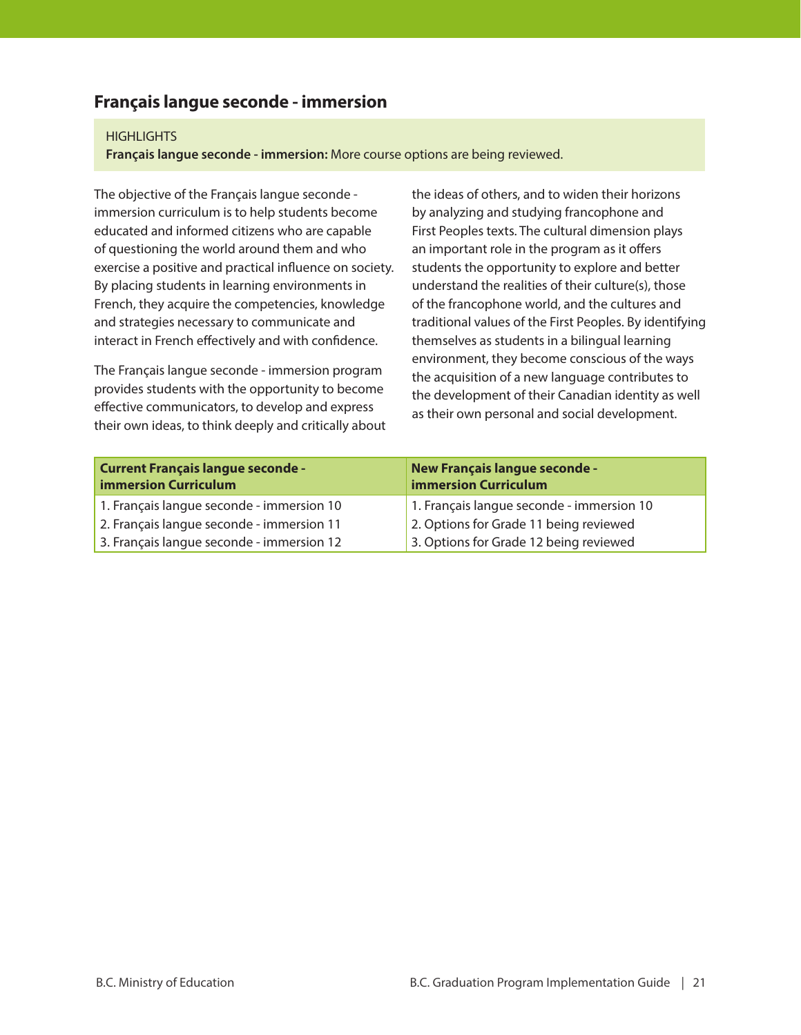## Français langue seconde - immersion

HIGHLIGHTS
**Français langue seconde - immersion:** More course options are being reviewed.

The objective of the Français langue seconde - immersion curriculum is to help students become educated and informed citizens who are capable of questioning the world around them and who exercise a positive and practical influence on society. By placing students in learning environments in French, they acquire the competencies, knowledge and strategies necessary to communicate and interact in French effectively and with confidence.

The Français langue seconde - immersion program provides students with the opportunity to become effective communicators, to develop and express their own ideas, to think deeply and critically about the ideas of others, and to widen their horizons by analyzing and studying francophone and First Peoples texts. The cultural dimension plays an important role in the program as it offers students the opportunity to explore and better understand the realities of their culture(s), those of the francophone world, and the cultures and traditional values of the First Peoples. By identifying themselves as students in a bilingual learning environment, they become conscious of the ways the acquisition of a new language contributes to the development of their Canadian identity as well as their own personal and social development.

| Current Français langue seconde - immersion Curriculum | New Français langue seconde - immersion Curriculum |
|---|---|
| 1. Français langue seconde - immersion 10 | 1. Français langue seconde - immersion 10 |
| 2. Français langue seconde - immersion 11 | 2. Options for Grade 11 being reviewed |
| 3. Français langue seconde - immersion 12 | 3. Options for Grade 12 being reviewed |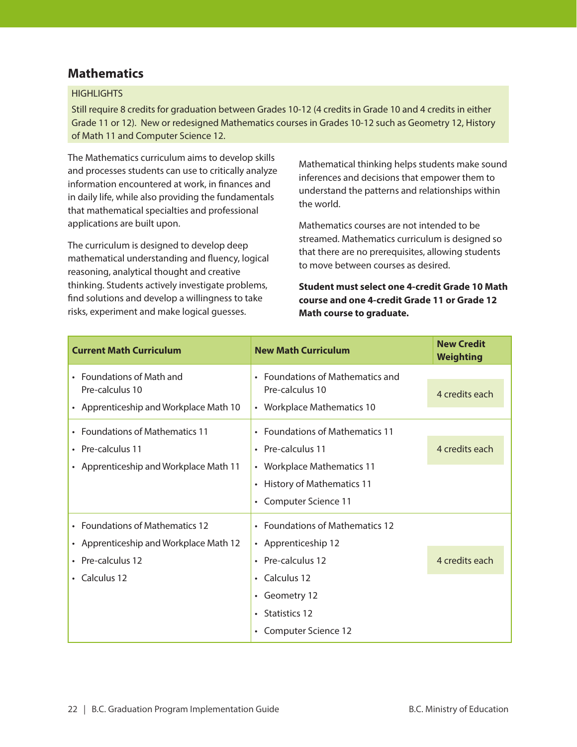## Mathematics

HIGHLIGHTS

Still require 8 credits for graduation between Grades 10-12 (4 credits in Grade 10 and 4 credits in either Grade 11 or 12). New or redesigned Mathematics courses in Grades 10-12 such as Geometry 12, History of Math 11 and Computer Science 12.

The Mathematics curriculum aims to develop skills and processes students can use to critically analyze information encountered at work, in finances and in daily life, while also providing the fundamentals that mathematical specialties and professional applications are built upon.

The curriculum is designed to develop deep mathematical understanding and fluency, logical reasoning, analytical thought and creative thinking. Students actively investigate problems, find solutions and develop a willingness to take risks, experiment and make logical guesses.

Mathematical thinking helps students make sound inferences and decisions that empower them to understand the patterns and relationships within the world.

Mathematics courses are not intended to be streamed. Mathematics curriculum is designed so that there are no prerequisites, allowing students to move between courses as desired.

**Student must select one 4-credit Grade 10 Math course and one 4-credit Grade 11 or Grade 12 Math course to graduate.**

| Current Math Curriculum | New Math Curriculum | New Credit Weighting |
|---|---|---|
| • Foundations of Math and Pre-calculus 10<br>• Apprenticeship and Workplace Math 10 | • Foundations of Mathematics and Pre-calculus 10<br>• Workplace Mathematics 10 | 4 credits each |
| • Foundations of Mathematics 11<br>• Pre-calculus 11<br>• Apprenticeship and Workplace Math 11 | • Foundations of Mathematics 11<br>• Pre-calculus 11<br>• Workplace Mathematics 11<br>• History of Mathematics 11<br>• Computer Science 11 | 4 credits each |
| • Foundations of Mathematics 12<br>• Apprenticeship and Workplace Math 12<br>• Pre-calculus 12<br>• Calculus 12 | • Foundations of Mathematics 12<br>• Apprenticeship 12<br>• Pre-calculus 12<br>• Calculus 12<br>• Geometry 12<br>• Statistics 12<br>• Computer Science 12 | 4 credits each |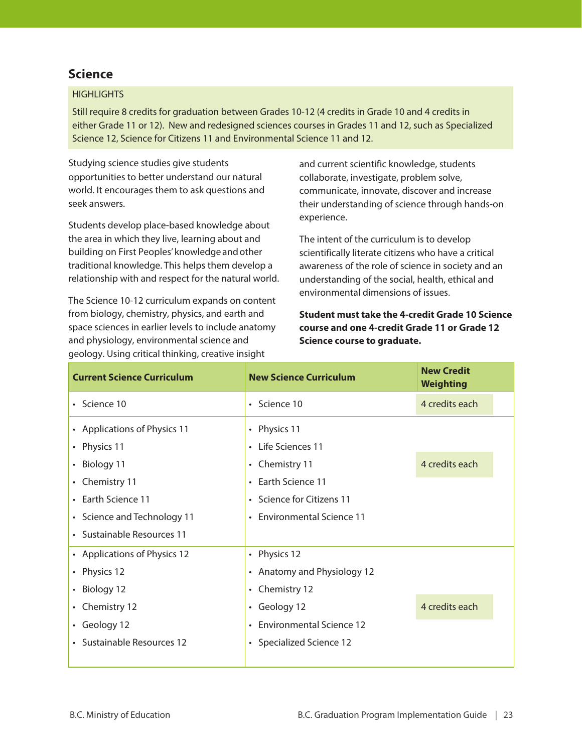## Science

HIGHLIGHTS

Still require 8 credits for graduation between Grades 10-12 (4 credits in Grade 10 and 4 credits in either Grade 11 or 12). New and redesigned sciences courses in Grades 11 and 12, such as Specialized Science 12, Science for Citizens 11 and Environmental Science 11 and 12.

Studying science studies give students opportunities to better understand our natural world. It encourages them to ask questions and seek answers.

Students develop place-based knowledge about the area in which they live, learning about and building on First Peoples' knowledge and other traditional knowledge. This helps them develop a relationship with and respect for the natural world.

The Science 10-12 curriculum expands on content from biology, chemistry, physics, and earth and space sciences in earlier levels to include anatomy and physiology, environmental science and geology. Using critical thinking, creative insight and current scientific knowledge, students collaborate, investigate, problem solve, communicate, innovate, discover and increase their understanding of science through hands-on experience.

The intent of the curriculum is to develop scientifically literate citizens who have a critical awareness of the role of science in society and an understanding of the social, health, ethical and environmental dimensions of issues.

**Student must take the 4-credit Grade 10 Science course and one 4-credit Grade 11 or Grade 12 Science course to graduate.**

| Current Science Curriculum | New Science Curriculum | New Credit Weighting |
|---|---|---|
| • Science 10 | • Science 10 | 4 credits each |
| • Applications of Physics 11<br>• Physics 11<br>• Biology 11<br>• Chemistry 11<br>• Earth Science 11<br>• Science and Technology 11<br>• Sustainable Resources 11 | • Physics 11<br>• Life Sciences 11<br>• Chemistry 11<br>• Earth Science 11<br>• Science for Citizens 11<br>• Environmental Science 11 | 4 credits each |
| • Applications of Physics 12<br>• Physics 12<br>• Biology 12<br>• Chemistry 12<br>• Geology 12<br>• Sustainable Resources 12 | • Physics 12<br>• Anatomy and Physiology 12<br>• Chemistry 12<br>• Geology 12<br>• Environmental Science 12<br>• Specialized Science 12 | 4 credits each |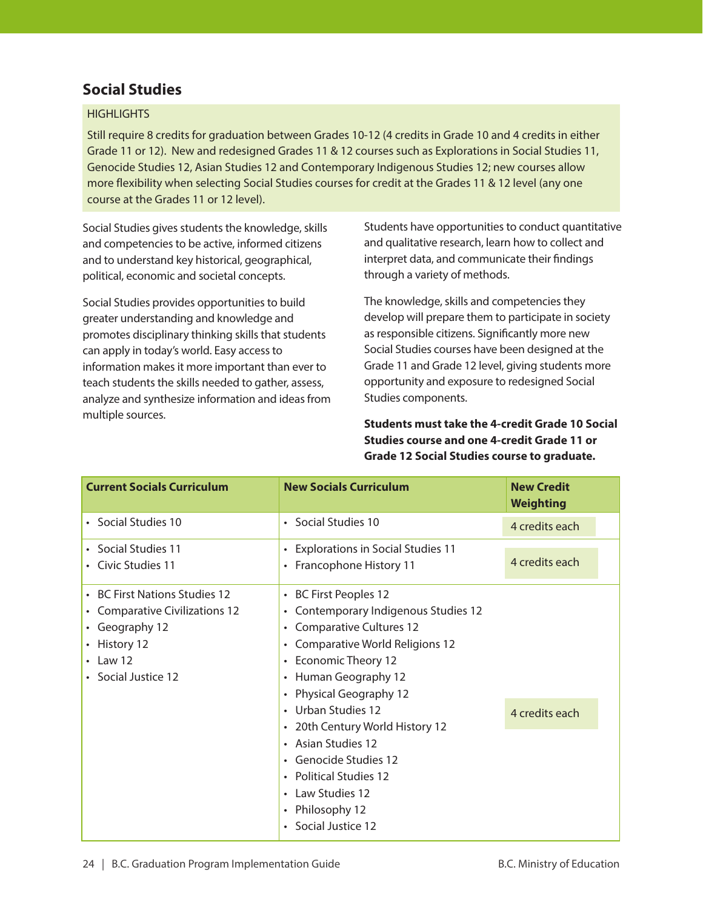## Social Studies

HIGHLIGHTS

Still require 8 credits for graduation between Grades 10-12 (4 credits in Grade 10 and 4 credits in either Grade 11 or 12). New and redesigned Grades 11 & 12 courses such as Explorations in Social Studies 11, Genocide Studies 12, Asian Studies 12 and Contemporary Indigenous Studies 12; new courses allow more flexibility when selecting Social Studies courses for credit at the Grades 11 & 12 level (any one course at the Grades 11 or 12 level).

Social Studies gives students the knowledge, skills and competencies to be active, informed citizens and to understand key historical, geographical, political, economic and societal concepts.

Social Studies provides opportunities to build greater understanding and knowledge and promotes disciplinary thinking skills that students can apply in today's world. Easy access to information makes it more important than ever to teach students the skills needed to gather, assess, analyze and synthesize information and ideas from multiple sources.

Students have opportunities to conduct quantitative and qualitative research, learn how to collect and interpret data, and communicate their findings through a variety of methods.

The knowledge, skills and competencies they develop will prepare them to participate in society as responsible citizens. Significantly more new Social Studies courses have been designed at the Grade 11 and Grade 12 level, giving students more opportunity and exposure to redesigned Social Studies components.

**Students must take the 4-credit Grade 10 Social Studies course and one 4-credit Grade 11 or Grade 12 Social Studies course to graduate.**

| Current Socials Curriculum | New Socials Curriculum | New Credit Weighting |
|---|---|---|
| • Social Studies 10 | • Social Studies 10 | 4 credits each |
| • Social Studies 11<br>• Civic Studies 11 | • Explorations in Social Studies 11<br>• Francophone History 11 | 4 credits each |
| • BC First Nations Studies 12<br>• Comparative Civilizations 12<br>• Geography 12<br>• History 12<br>• Law 12<br>• Social Justice 12 | • BC First Peoples 12<br>• Contemporary Indigenous Studies 12<br>• Comparative Cultures 12<br>• Comparative World Religions 12<br>• Economic Theory 12<br>• Human Geography 12<br>• Physical Geography 12<br>• Urban Studies 12<br>• 20th Century World History 12<br>• Asian Studies 12<br>• Genocide Studies 12<br>• Political Studies 12<br>• Law Studies 12<br>• Philosophy 12<br>• Social Justice 12 | 4 credits each |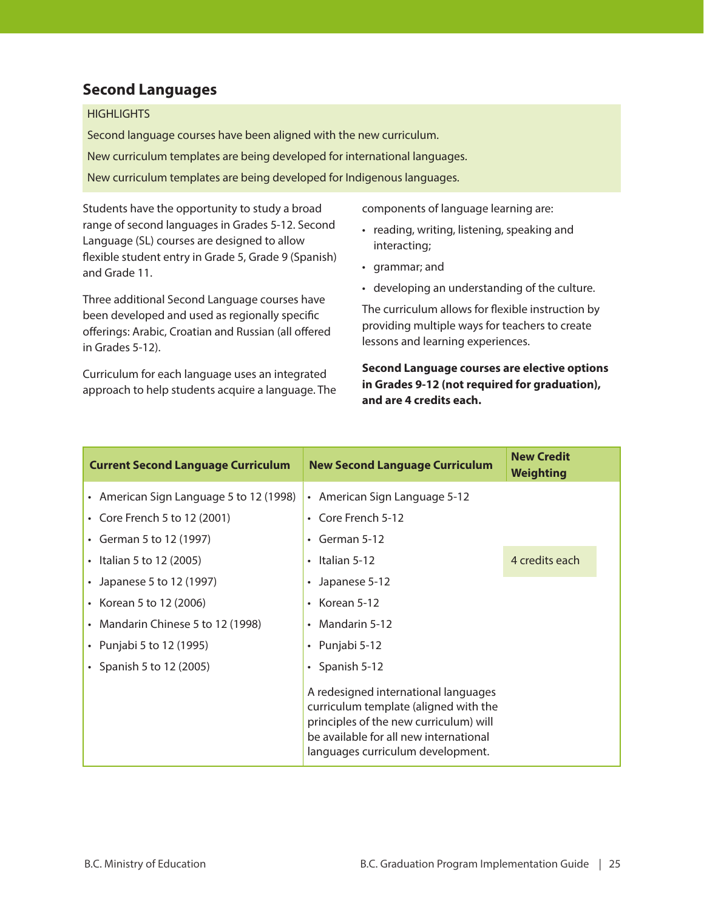## Second Languages

HIGHLIGHTS

Second language courses have been aligned with the new curriculum.

New curriculum templates are being developed for international languages.

New curriculum templates are being developed for Indigenous languages.

Students have the opportunity to study a broad range of second languages in Grades 5-12. Second Language (SL) courses are designed to allow flexible student entry in Grade 5, Grade 9 (Spanish) and Grade 11.

Three additional Second Language courses have been developed and used as regionally specific offerings: Arabic, Croatian and Russian (all offered in Grades 5-12).

Curriculum for each language uses an integrated approach to help students acquire a language. The components of language learning are:

- reading, writing, listening, speaking and interacting;
- grammar; and
- developing an understanding of the culture.

The curriculum allows for flexible instruction by providing multiple ways for teachers to create lessons and learning experiences.

**Second Language courses are elective options in Grades 9-12 (not required for graduation), and are 4 credits each.**

| Current Second Language Curriculum | New Second Language Curriculum | New Credit Weighting |
|---|---|---|
| • American Sign Language 5 to 12 (1998)<br>• Core French 5 to 12 (2001)<br>• German 5 to 12 (1997)<br>• Italian 5 to 12 (2005)<br>• Japanese 5 to 12 (1997)<br>• Korean 5 to 12 (2006)<br>• Mandarin Chinese 5 to 12 (1998)<br>• Punjabi 5 to 12 (1995)<br>• Spanish 5 to 12 (2005) | • American Sign Language 5-12<br>• Core French 5-12<br>• German 5-12<br>• Italian 5-12<br>• Japanese 5-12<br>• Korean 5-12<br>• Mandarin 5-12<br>• Punjabi 5-12<br>• Spanish 5-12<br><br>A redesigned international languages curriculum template (aligned with the principles of the new curriculum) will be available for all new international languages curriculum development. | 4 credits each |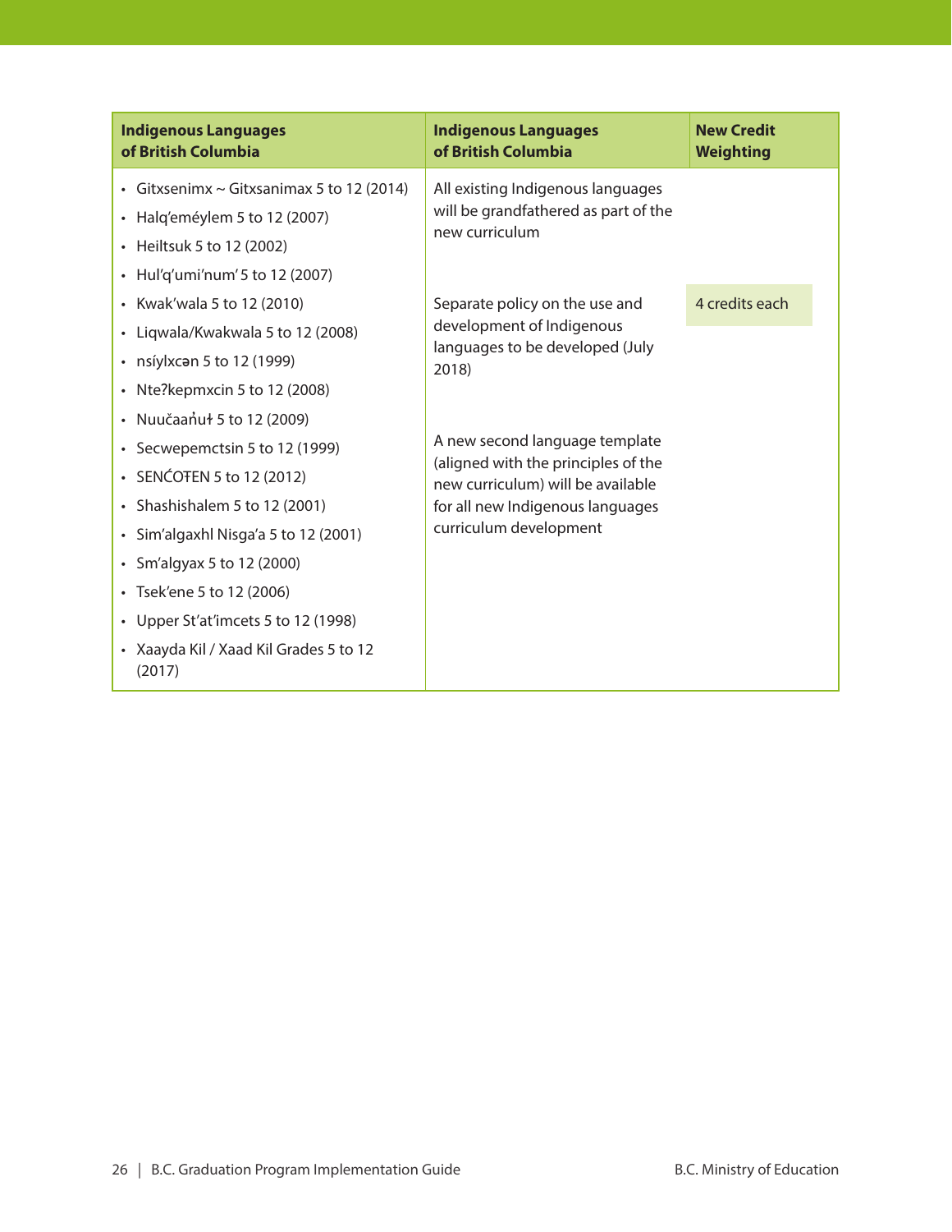| Indigenous Languages of British Columbia | Indigenous Languages of British Columbia | New Credit Weighting |
|---|---|---|
| • Gitxsenimx ~ Gitxsanimax 5 to 12 (2014)<br>• Halq'eméylem 5 to 12 (2007)<br>• Heiltsuk 5 to 12 (2002)<br>• Hul'q'umi'num' 5 to 12 (2007)<br>• Kwak'wala 5 to 12 (2010)<br>• Liqwala/Kwakwala 5 to 12 (2008)<br>• nsíylxcən 5 to 12 (1999)<br>• Nteʔkepmxcin 5 to 12 (2008)<br>• Nuučaan̓uł 5 to 12 (2009)<br>• Secwepemctsin 5 to 12 (1999)<br>• SENĆOŦEN 5 to 12 (2012)<br>• Shashishalem 5 to 12 (2001)<br>• Sim'algaxhl Nisga'a 5 to 12 (2001)<br>• Sm'algyax 5 to 12 (2000)<br>• Tsek'ene 5 to 12 (2006)<br>• Upper St'at'imcets 5 to 12 (1998)<br>• Xaayda Kil / Xaad Kil Grades 5 to 12 (2017) | All existing Indigenous languages will be grandfathered as part of the new curriculum<br><br>Separate policy on the use and development of Indigenous languages to be developed (July 2018)<br><br>A new second language template (aligned with the principles of the new curriculum) will be available for all new Indigenous languages curriculum development | 4 credits each |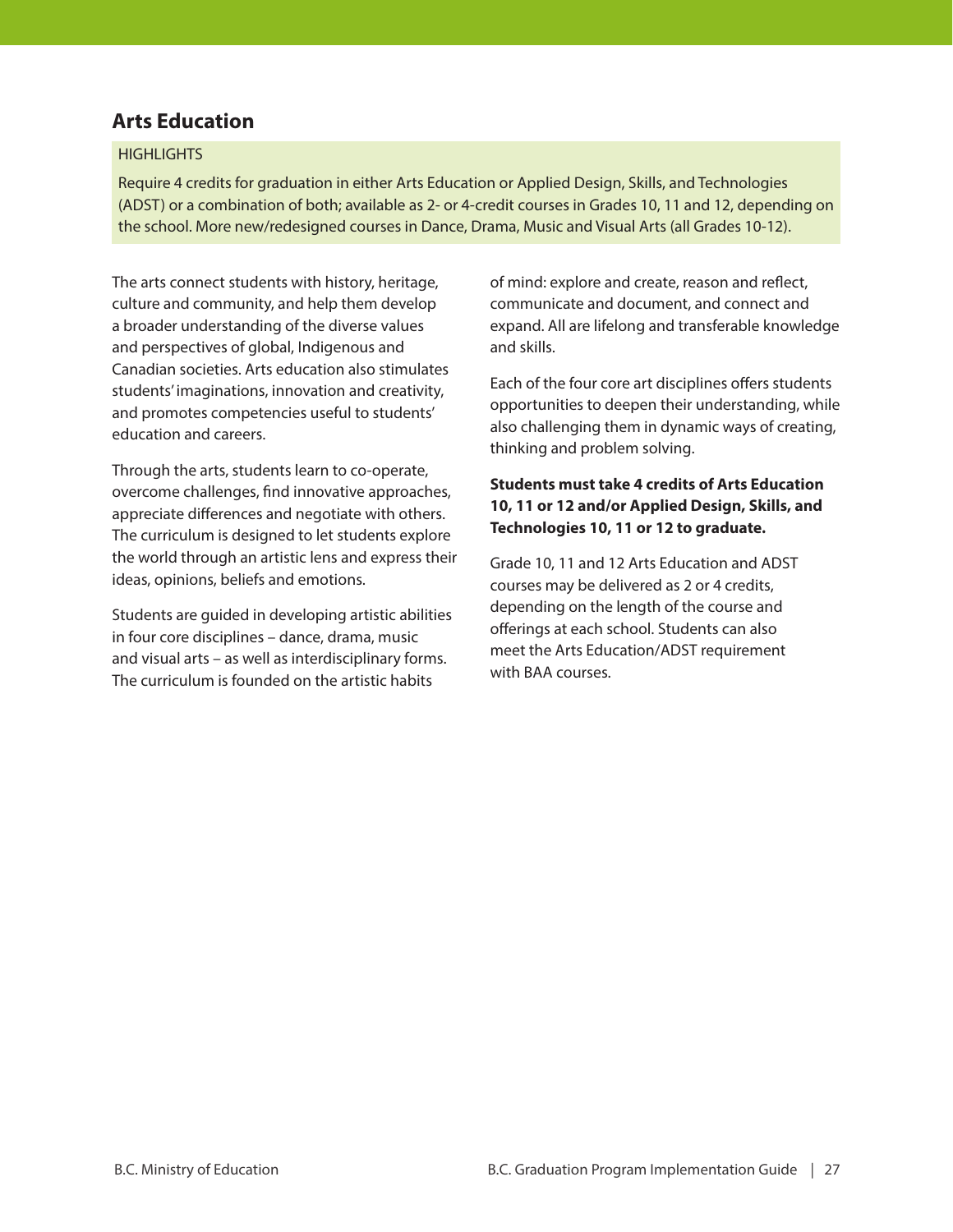## Arts Education

HIGHLIGHTS

Require 4 credits for graduation in either Arts Education or Applied Design, Skills, and Technologies (ADST) or a combination of both; available as 2- or 4-credit courses in Grades 10, 11 and 12, depending on the school. More new/redesigned courses in Dance, Drama, Music and Visual Arts (all Grades 10-12).

The arts connect students with history, heritage, culture and community, and help them develop a broader understanding of the diverse values and perspectives of global, Indigenous and Canadian societies. Arts education also stimulates students' imaginations, innovation and creativity, and promotes competencies useful to students' education and careers.

Through the arts, students learn to co-operate, overcome challenges, find innovative approaches, appreciate differences and negotiate with others. The curriculum is designed to let students explore the world through an artistic lens and express their ideas, opinions, beliefs and emotions.

Students are guided in developing artistic abilities in four core disciplines – dance, drama, music and visual arts – as well as interdisciplinary forms. The curriculum is founded on the artistic habits of mind: explore and create, reason and reflect, communicate and document, and connect and expand. All are lifelong and transferable knowledge and skills.

Each of the four core art disciplines offers students opportunities to deepen their understanding, while also challenging them in dynamic ways of creating, thinking and problem solving.

**Students must take 4 credits of Arts Education 10, 11 or 12 and/or Applied Design, Skills, and Technologies 10, 11 or 12 to graduate.**

Grade 10, 11 and 12 Arts Education and ADST courses may be delivered as 2 or 4 credits, depending on the length of the course and offerings at each school. Students can also meet the Arts Education/ADST requirement with BAA courses.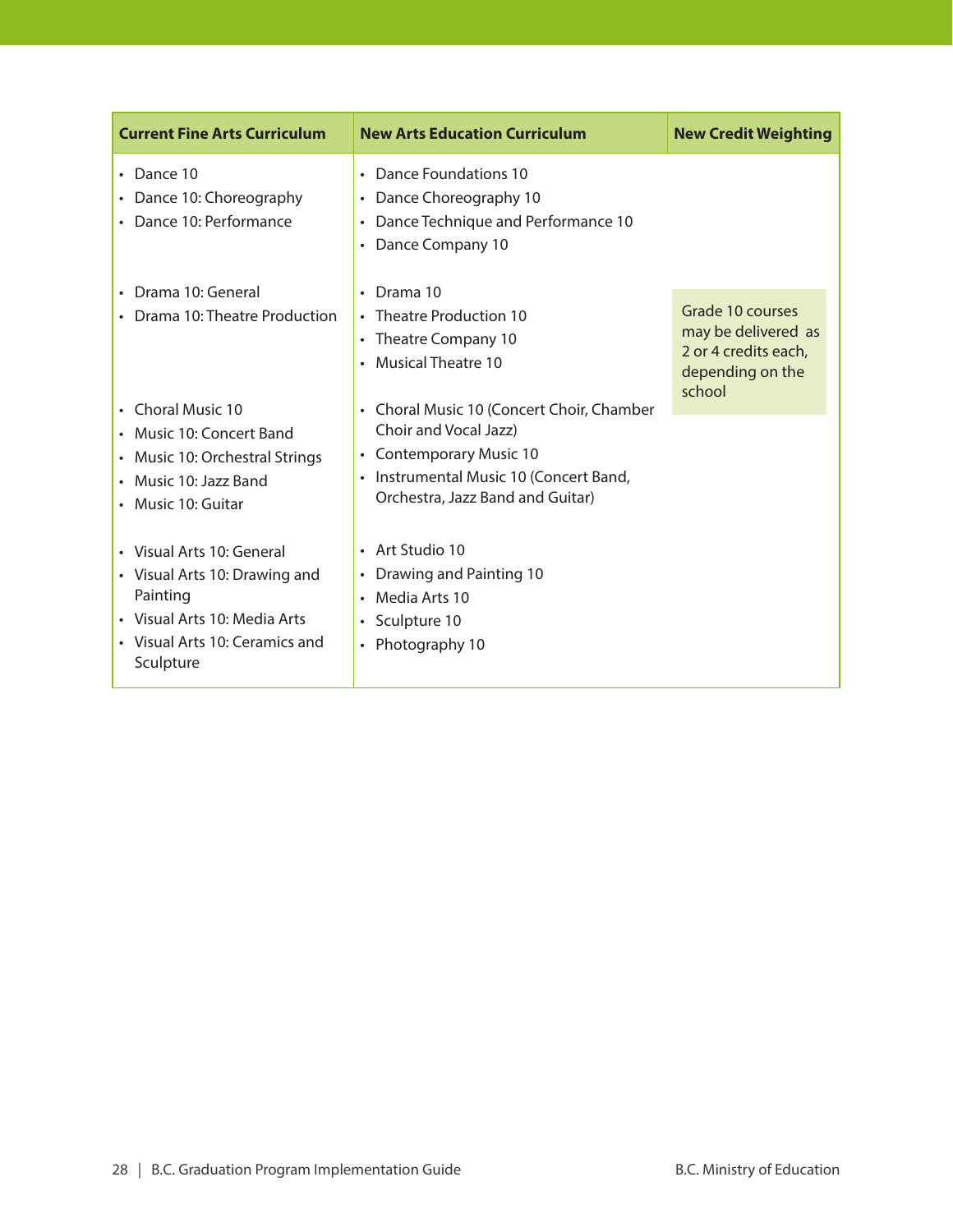| Current Fine Arts Curriculum | New Arts Education Curriculum | New Credit Weighting |
| --- | --- | --- |
| • Dance 10<br>• Dance 10: Choreography<br>• Dance 10: Performance | • Dance Foundations 10<br>• Dance Choreography 10<br>• Dance Technique and Performance 10<br>• Dance Company 10 | Grade 10 courses may be delivered as 2 or 4 credits each, depending on the school |
| • Drama 10: General<br>• Drama 10: Theatre Production | • Drama 10<br>• Theatre Production 10<br>• Theatre Company 10<br>• Musical Theatre 10 | |
| • Choral Music 10<br>• Music 10: Concert Band<br>• Music 10: Orchestral Strings<br>• Music 10: Jazz Band<br>• Music 10: Guitar | • Choral Music 10 (Concert Choir, Chamber Choir and Vocal Jazz)<br>• Contemporary Music 10<br>• Instrumental Music 10 (Concert Band, Orchestra, Jazz Band and Guitar) | |
| • Visual Arts 10: General<br>• Visual Arts 10: Drawing and Painting<br>• Visual Arts 10: Media Arts<br>• Visual Arts 10: Ceramics and Sculpture | • Art Studio 10<br>• Drawing and Painting 10<br>• Media Arts 10<br>• Sculpture 10<br>• Photography 10 | |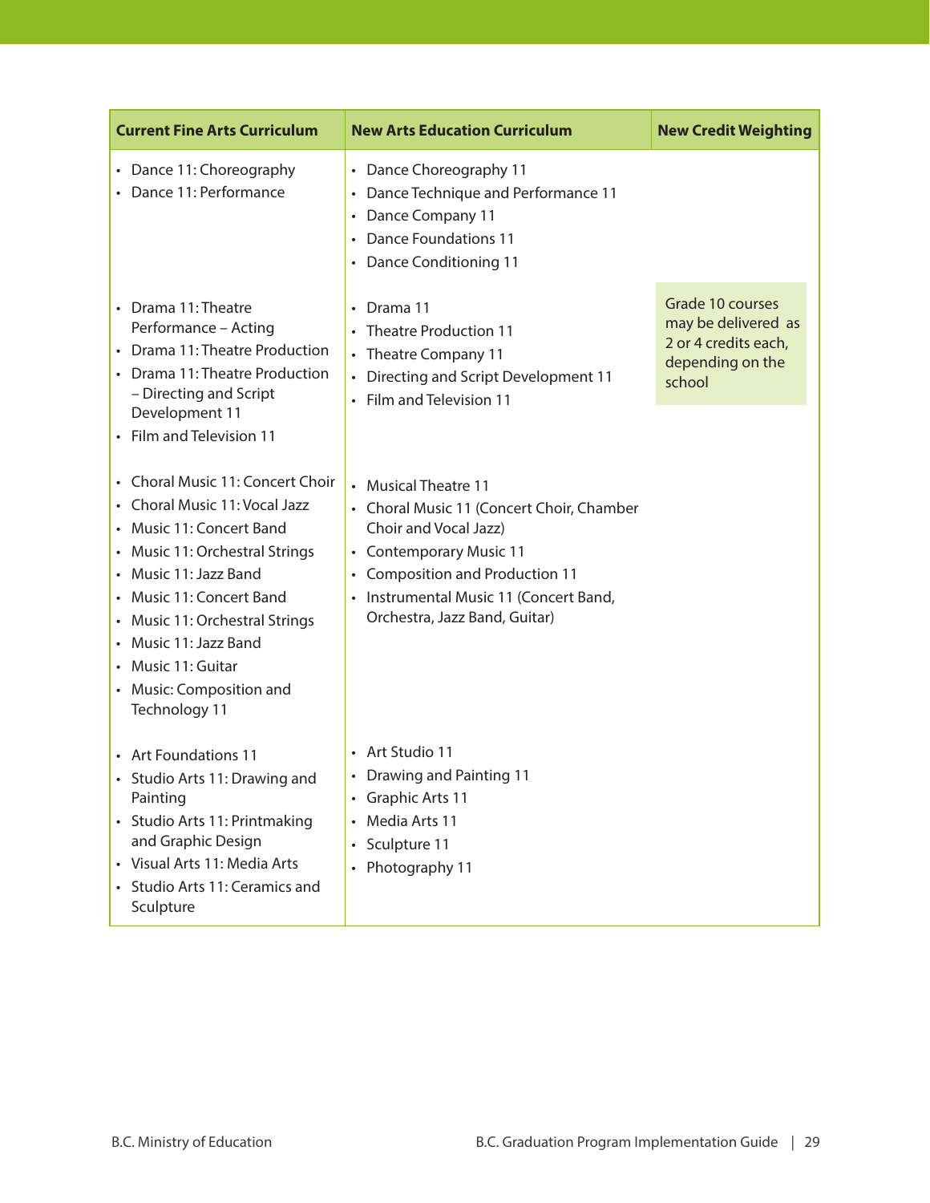| Current Fine Arts Curriculum | New Arts Education Curriculum | New Credit Weighting |
|---|---|---|
| • Dance 11: Choreography<br>• Dance 11: Performance | • Dance Choreography 11<br>• Dance Technique and Performance 11<br>• Dance Company 11<br>• Dance Foundations 11<br>• Dance Conditioning 11 | |
| • Drama 11: Theatre Performance – Acting<br>• Drama 11: Theatre Production<br>• Drama 11: Theatre Production – Directing and Script Development 11<br>• Film and Television 11 | • Drama 11<br>• Theatre Production 11<br>• Theatre Company 11<br>• Directing and Script Development 11<br>• Film and Television 11 | Grade 10 courses may be delivered as 2 or 4 credits each, depending on the school |
| • Choral Music 11: Concert Choir<br>• Choral Music 11: Vocal Jazz<br>• Music 11: Concert Band<br>• Music 11: Orchestral Strings<br>• Music 11: Jazz Band<br>• Music 11: Concert Band<br>• Music 11: Orchestral Strings<br>• Music 11: Jazz Band<br>• Music 11: Guitar<br>• Music: Composition and Technology 11 | • Musical Theatre 11<br>• Choral Music 11 (Concert Choir, Chamber Choir and Vocal Jazz)<br>• Contemporary Music 11<br>• Composition and Production 11<br>• Instrumental Music 11 (Concert Band, Orchestra, Jazz Band, Guitar) | |
| • Art Foundations 11<br>• Studio Arts 11: Drawing and Painting<br>• Studio Arts 11: Printmaking and Graphic Design<br>• Visual Arts 11: Media Arts<br>• Studio Arts 11: Ceramics and Sculpture | • Art Studio 11<br>• Drawing and Painting 11<br>• Graphic Arts 11<br>• Media Arts 11<br>• Sculpture 11<br>• Photography 11 | |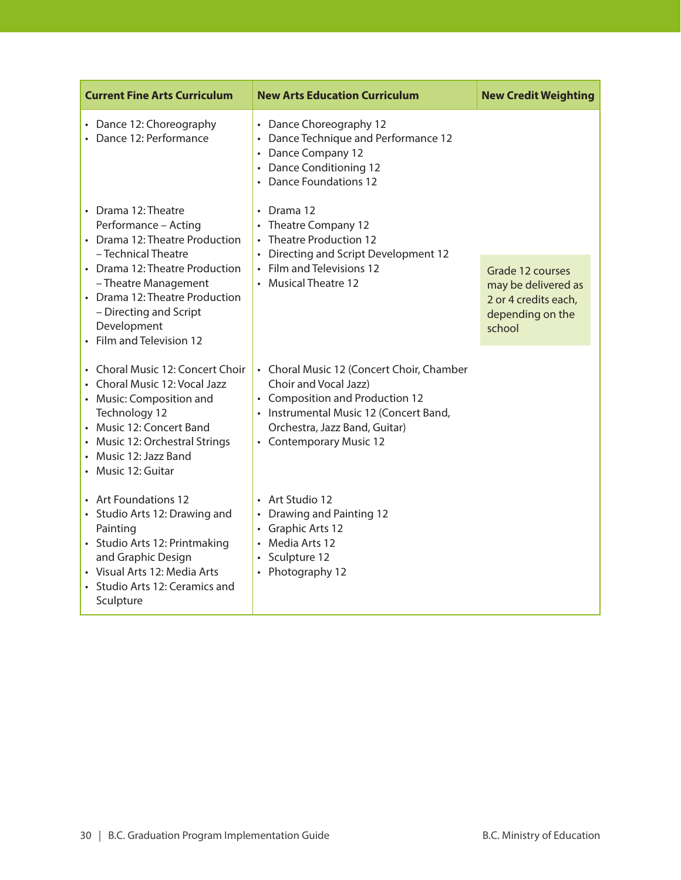| Current Fine Arts Curriculum | New Arts Education Curriculum | New Credit Weighting |
|---|---|---|
| • Dance 12: Choreography<br>• Dance 12: Performance | • Dance Choreography 12<br>• Dance Technique and Performance 12<br>• Dance Company 12<br>• Dance Conditioning 12<br>• Dance Foundations 12 | Grade 12 courses may be delivered as 2 or 4 credits each, depending on the school |
| • Drama 12: Theatre Performance – Acting<br>• Drama 12: Theatre Production – Technical Theatre<br>• Drama 12: Theatre Production – Theatre Management<br>• Drama 12: Theatre Production – Directing and Script Development<br>• Film and Television 12 | • Drama 12<br>• Theatre Company 12<br>• Theatre Production 12<br>• Directing and Script Development 12<br>• Film and Televisions 12<br>• Musical Theatre 12 | |
| • Choral Music 12: Concert Choir<br>• Choral Music 12: Vocal Jazz<br>• Music: Composition and Technology 12<br>• Music 12: Concert Band<br>• Music 12: Orchestral Strings<br>• Music 12: Jazz Band<br>• Music 12: Guitar | • Choral Music 12 (Concert Choir, Chamber Choir and Vocal Jazz)<br>• Composition and Production 12<br>• Instrumental Music 12 (Concert Band, Orchestra, Jazz Band, Guitar)<br>• Contemporary Music 12 | |
| • Art Foundations 12<br>• Studio Arts 12: Drawing and Painting<br>• Studio Arts 12: Printmaking and Graphic Design<br>• Visual Arts 12: Media Arts<br>• Studio Arts 12: Ceramics and Sculpture | • Art Studio 12<br>• Drawing and Painting 12<br>• Graphic Arts 12<br>• Media Arts 12<br>• Sculpture 12<br>• Photography 12 | |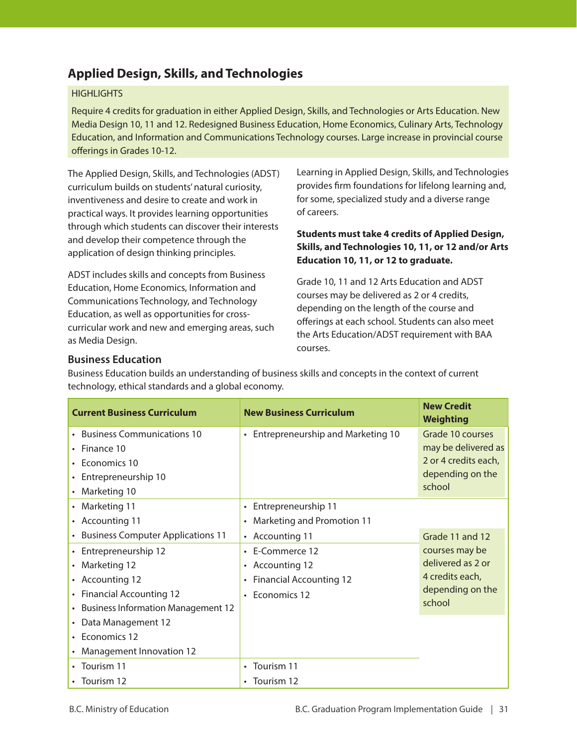## Applied Design, Skills, and Technologies

HIGHLIGHTS

Require 4 credits for graduation in either Applied Design, Skills, and Technologies or Arts Education. New Media Design 10, 11 and 12. Redesigned Business Education, Home Economics, Culinary Arts, Technology Education, and Information and Communications Technology courses. Large increase in provincial course offerings in Grades 10-12.

The Applied Design, Skills, and Technologies (ADST) curriculum builds on students' natural curiosity, inventiveness and desire to create and work in practical ways. It provides learning opportunities through which students can discover their interests and develop their competence through the application of design thinking principles.

ADST includes skills and concepts from Business Education, Home Economics, Information and Communications Technology, and Technology Education, as well as opportunities for cross-curricular work and new and emerging areas, such as Media Design.

Learning in Applied Design, Skills, and Technologies provides firm foundations for lifelong learning and, for some, specialized study and a diverse range of careers.

**Students must take 4 credits of Applied Design, Skills, and Technologies 10, 11, or 12 and/or Arts Education 10, 11, or 12 to graduate.**

Grade 10, 11 and 12 Arts Education and ADST courses may be delivered as 2 or 4 credits, depending on the length of the course and offerings at each school. Students can also meet the Arts Education/ADST requirement with BAA courses.

### Business Education

Business Education builds an understanding of business skills and concepts in the context of current technology, ethical standards and a global economy.

| Current Business Curriculum | New Business Curriculum | New Credit Weighting |
|---|---|---|
| • Business Communications 10<br>• Finance 10<br>• Economics 10<br>• Entrepreneurship 10<br>• Marketing 10 | • Entrepreneurship and Marketing 10 | Grade 10 courses may be delivered as 2 or 4 credits each, depending on the school |
| • Marketing 11<br>• Accounting 11<br>• Business Computer Applications 11 | • Entrepreneurship 11<br>• Marketing and Promotion 11<br>• Accounting 11 | Grade 11 and 12 courses may be delivered as 2 or 4 credits each, depending on the school |
| • Entrepreneurship 12<br>• Marketing 12<br>• Accounting 12<br>• Financial Accounting 12<br>• Business Information Management 12<br>• Data Management 12<br>• Economics 12<br>• Management Innovation 12 | • E-Commerce 12<br>• Accounting 12<br>• Financial Accounting 12<br>• Economics 12 | |
| • Tourism 11<br>• Tourism 12 | • Tourism 11<br>• Tourism 12 | |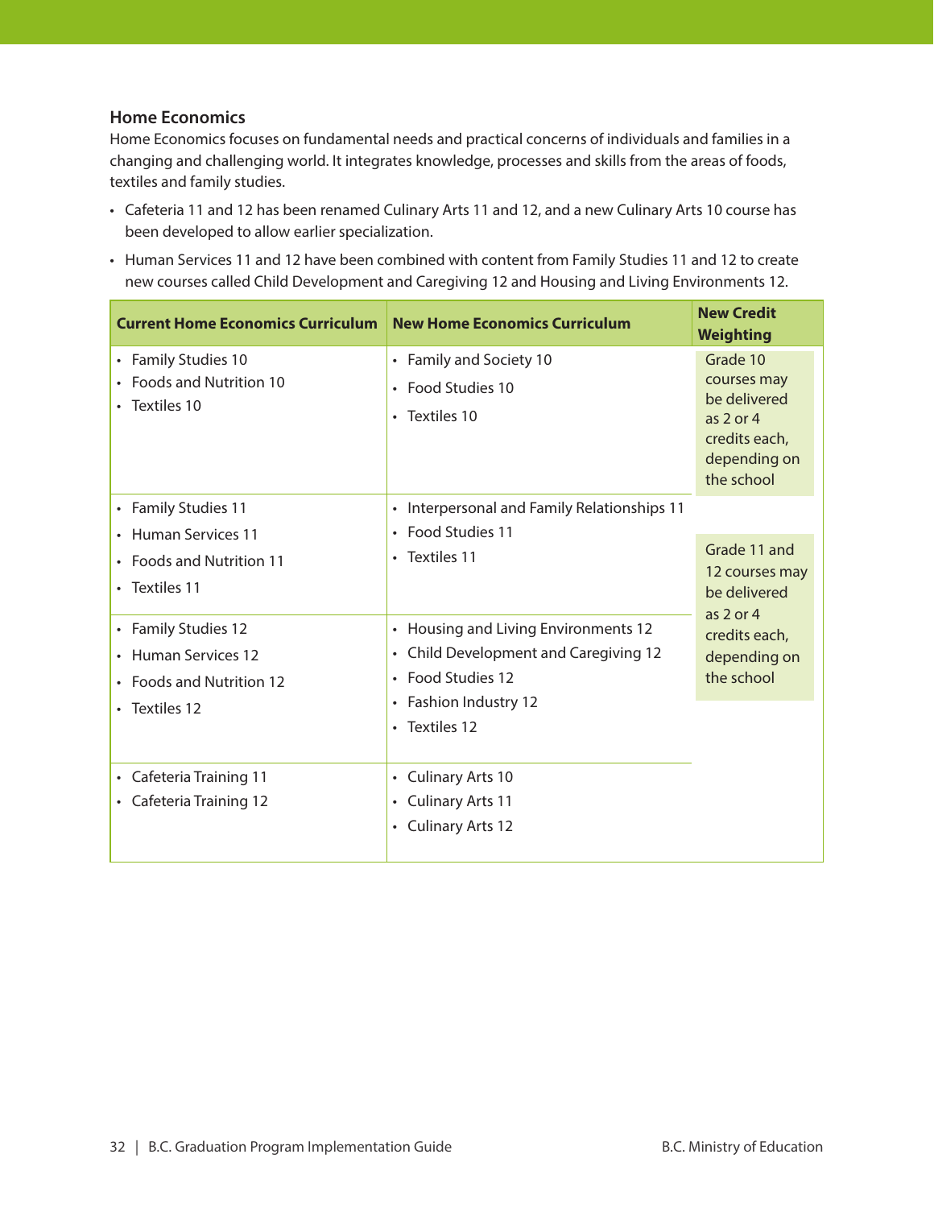### Home Economics

Home Economics focuses on fundamental needs and practical concerns of individuals and families in a changing and challenging world. It integrates knowledge, processes and skills from the areas of foods, textiles and family studies.

- Cafeteria 11 and 12 has been renamed Culinary Arts 11 and 12, and a new Culinary Arts 10 course has been developed to allow earlier specialization.
- Human Services 11 and 12 have been combined with content from Family Studies 11 and 12 to create new courses called Child Development and Caregiving 12 and Housing and Living Environments 12.

| Current Home Economics Curriculum | New Home Economics Curriculum | New Credit Weighting |
|---|---|---|
| • Family Studies 10<br>• Foods and Nutrition 10<br>• Textiles 10 | • Family and Society 10<br>• Food Studies 10<br>• Textiles 10 | Grade 10 courses may be delivered as 2 or 4 credits each, depending on the school |
| • Family Studies 11<br>• Human Services 11<br>• Foods and Nutrition 11<br>• Textiles 11 | • Interpersonal and Family Relationships 11<br>• Food Studies 11<br>• Textiles 11 | Grade 11 and 12 courses may be delivered as 2 or 4 credits each, depending on the school |
| • Family Studies 12<br>• Human Services 12<br>• Foods and Nutrition 12<br>• Textiles 12 | • Housing and Living Environments 12<br>• Child Development and Caregiving 12<br>• Food Studies 12<br>• Fashion Industry 12<br>• Textiles 12 | |
| • Cafeteria Training 11<br>• Cafeteria Training 12 | • Culinary Arts 10<br>• Culinary Arts 11<br>• Culinary Arts 12 | |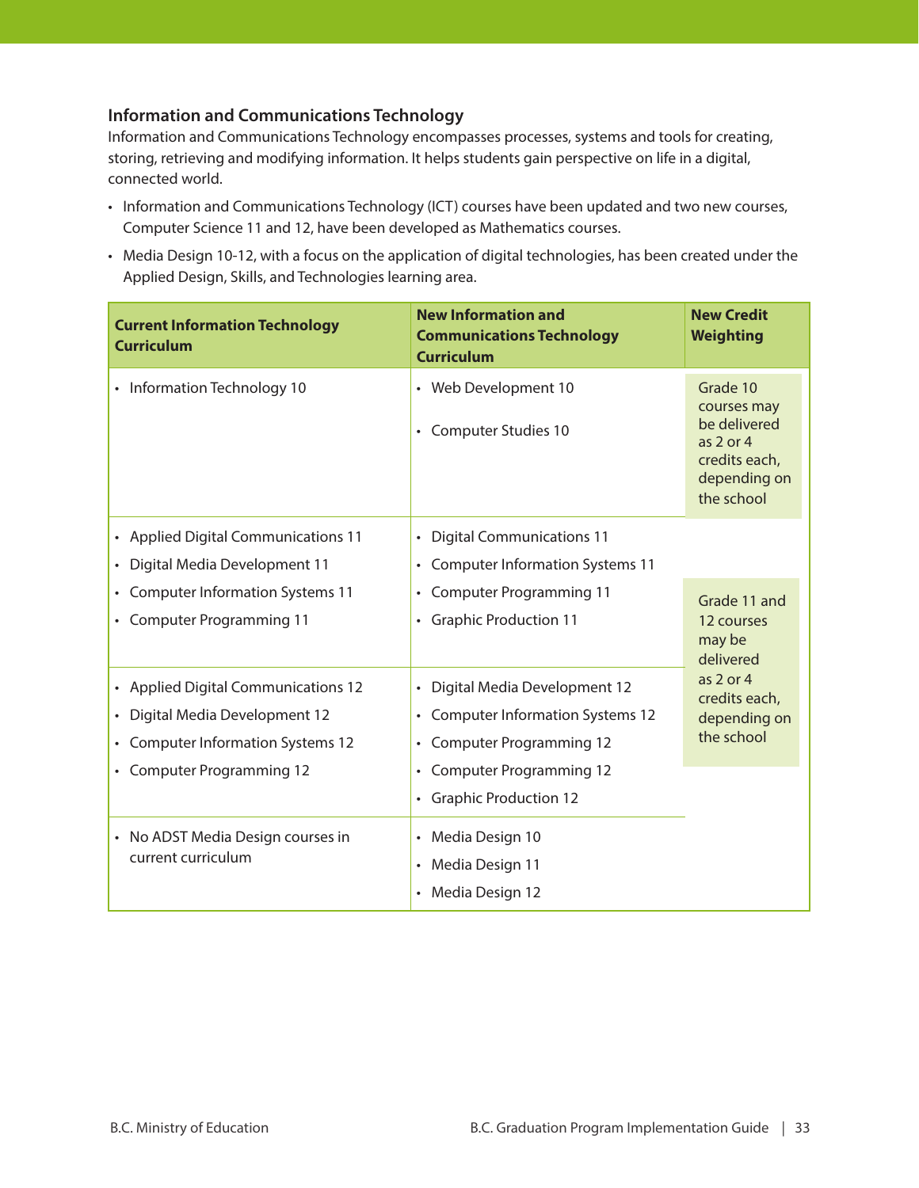### Information and Communications Technology

Information and Communications Technology encompasses processes, systems and tools for creating, storing, retrieving and modifying information. It helps students gain perspective on life in a digital, connected world.

- Information and Communications Technology (ICT) courses have been updated and two new courses, Computer Science 11 and 12, have been developed as Mathematics courses.
- Media Design 10-12, with a focus on the application of digital technologies, has been created under the Applied Design, Skills, and Technologies learning area.

| Current Information Technology Curriculum | New Information and Communications Technology Curriculum | New Credit Weighting |
|---|---|---|
| • Information Technology 10 | • Web Development 10<br>• Computer Studies 10 | Grade 10 courses may be delivered as 2 or 4 credits each, depending on the school |
| • Applied Digital Communications 11<br>• Digital Media Development 11<br>• Computer Information Systems 11<br>• Computer Programming 11 | • Digital Communications 11<br>• Computer Information Systems 11<br>• Computer Programming 11<br>• Graphic Production 11 | Grade 11 and 12 courses may be delivered as 2 or 4 credits each, depending on the school |
| • Applied Digital Communications 12<br>• Digital Media Development 12<br>• Computer Information Systems 12<br>• Computer Programming 12 | • Digital Media Development 12<br>• Computer Information Systems 12<br>• Computer Programming 12<br>• Computer Programming 12<br>• Graphic Production 12 | |
| • No ADST Media Design courses in current curriculum | • Media Design 10<br>• Media Design 11<br>• Media Design 12 | |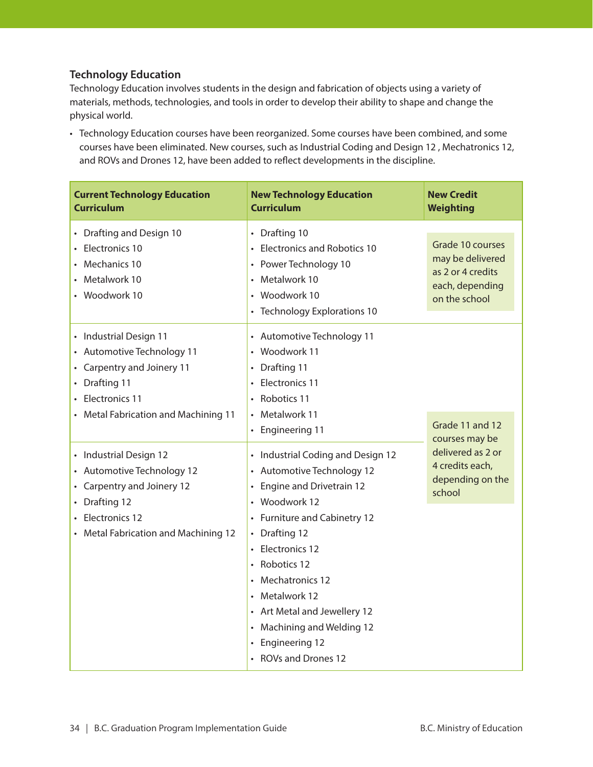### Technology Education

Technology Education involves students in the design and fabrication of objects using a variety of materials, methods, technologies, and tools in order to develop their ability to shape and change the physical world.

- Technology Education courses have been reorganized. Some courses have been combined, and some courses have been eliminated. New courses, such as Industrial Coding and Design 12 , Mechatronics 12, and ROVs and Drones 12, have been added to reflect developments in the discipline.

| Current Technology Education Curriculum | New Technology Education Curriculum | New Credit Weighting |
|---|---|---|
| • Drafting and Design 10<br>• Electronics 10<br>• Mechanics 10<br>• Metalwork 10<br>• Woodwork 10 | • Drafting 10<br>• Electronics and Robotics 10<br>• Power Technology 10<br>• Metalwork 10<br>• Woodwork 10<br>• Technology Explorations 10 | Grade 10 courses may be delivered as 2 or 4 credits each, depending on the school |
| • Industrial Design 11<br>• Automotive Technology 11<br>• Carpentry and Joinery 11<br>• Drafting 11<br>• Electronics 11<br>• Metal Fabrication and Machining 11 | • Automotive Technology 11<br>• Woodwork 11<br>• Drafting 11<br>• Electronics 11<br>• Robotics 11<br>• Metalwork 11<br>• Engineering 11 | Grade 11 and 12 courses may be delivered as 2 or 4 credits each, depending on the school |
| • Industrial Design 12<br>• Automotive Technology 12<br>• Carpentry and Joinery 12<br>• Drafting 12<br>• Electronics 12<br>• Metal Fabrication and Machining 12 | • Industrial Coding and Design 12<br>• Automotive Technology 12<br>• Engine and Drivetrain 12<br>• Woodwork 12<br>• Furniture and Cabinetry 12<br>• Drafting 12<br>• Electronics 12<br>• Robotics 12<br>• Mechatronics 12<br>• Metalwork 12<br>• Art Metal and Jewellery 12<br>• Machining and Welding 12<br>• Engineering 12<br>• ROVs and Drones 12 | |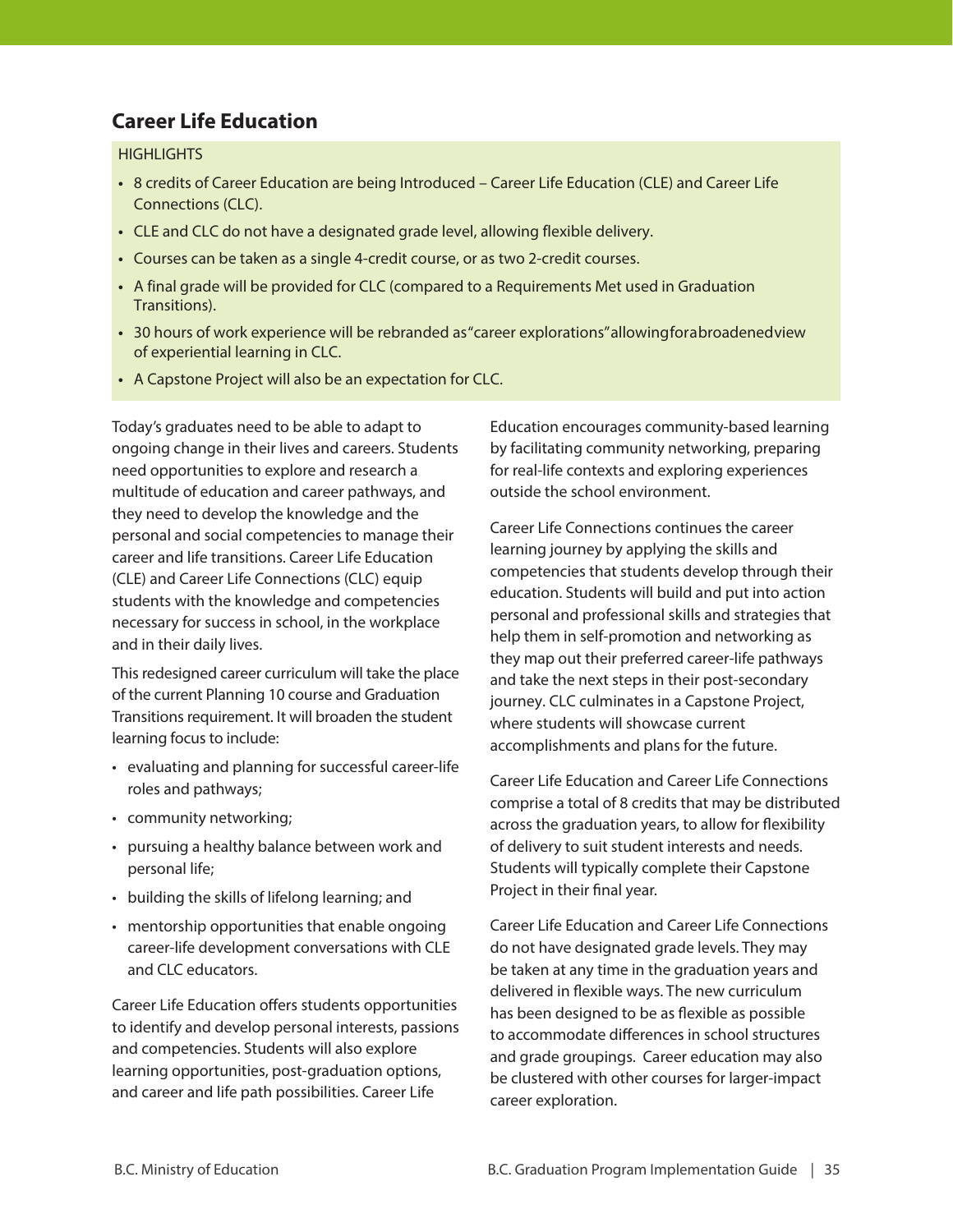## Career Life Education

HIGHLIGHTS

- 8 credits of Career Education are being Introduced – Career Life Education (CLE) and Career Life Connections (CLC).
- CLE and CLC do not have a designated grade level, allowing flexible delivery.
- Courses can be taken as a single 4-credit course, or as two 2-credit courses.
- A final grade will be provided for CLC (compared to a Requirements Met used in Graduation Transitions).
- 30 hours of work experience will be rebranded as "career explorations" allowing for a broadened view of experiential learning in CLC.
- A Capstone Project will also be an expectation for CLC.

Today's graduates need to be able to adapt to ongoing change in their lives and careers. Students need opportunities to explore and research a multitude of education and career pathways, and they need to develop the knowledge and the personal and social competencies to manage their career and life transitions. Career Life Education (CLE) and Career Life Connections (CLC) equip students with the knowledge and competencies necessary for success in school, in the workplace and in their daily lives.

This redesigned career curriculum will take the place of the current Planning 10 course and Graduation Transitions requirement. It will broaden the student learning focus to include:

- evaluating and planning for successful career-life roles and pathways;
- community networking;
- pursuing a healthy balance between work and personal life;
- building the skills of lifelong learning; and
- mentorship opportunities that enable ongoing career-life development conversations with CLE and CLC educators.

Career Life Education offers students opportunities to identify and develop personal interests, passions and competencies. Students will also explore learning opportunities, post-graduation options, and career and life path possibilities. Career Life Education encourages community-based learning by facilitating community networking, preparing for real-life contexts and exploring experiences outside the school environment.

Career Life Connections continues the career learning journey by applying the skills and competencies that students develop through their education. Students will build and put into action personal and professional skills and strategies that help them in self-promotion and networking as they map out their preferred career-life pathways and take the next steps in their post-secondary journey. CLC culminates in a Capstone Project, where students will showcase current accomplishments and plans for the future.

Career Life Education and Career Life Connections comprise a total of 8 credits that may be distributed across the graduation years, to allow for flexibility of delivery to suit student interests and needs. Students will typically complete their Capstone Project in their final year.

Career Life Education and Career Life Connections do not have designated grade levels. They may be taken at any time in the graduation years and delivered in flexible ways. The new curriculum has been designed to be as flexible as possible to accommodate differences in school structures and grade groupings. Career education may also be clustered with other courses for larger-impact career exploration.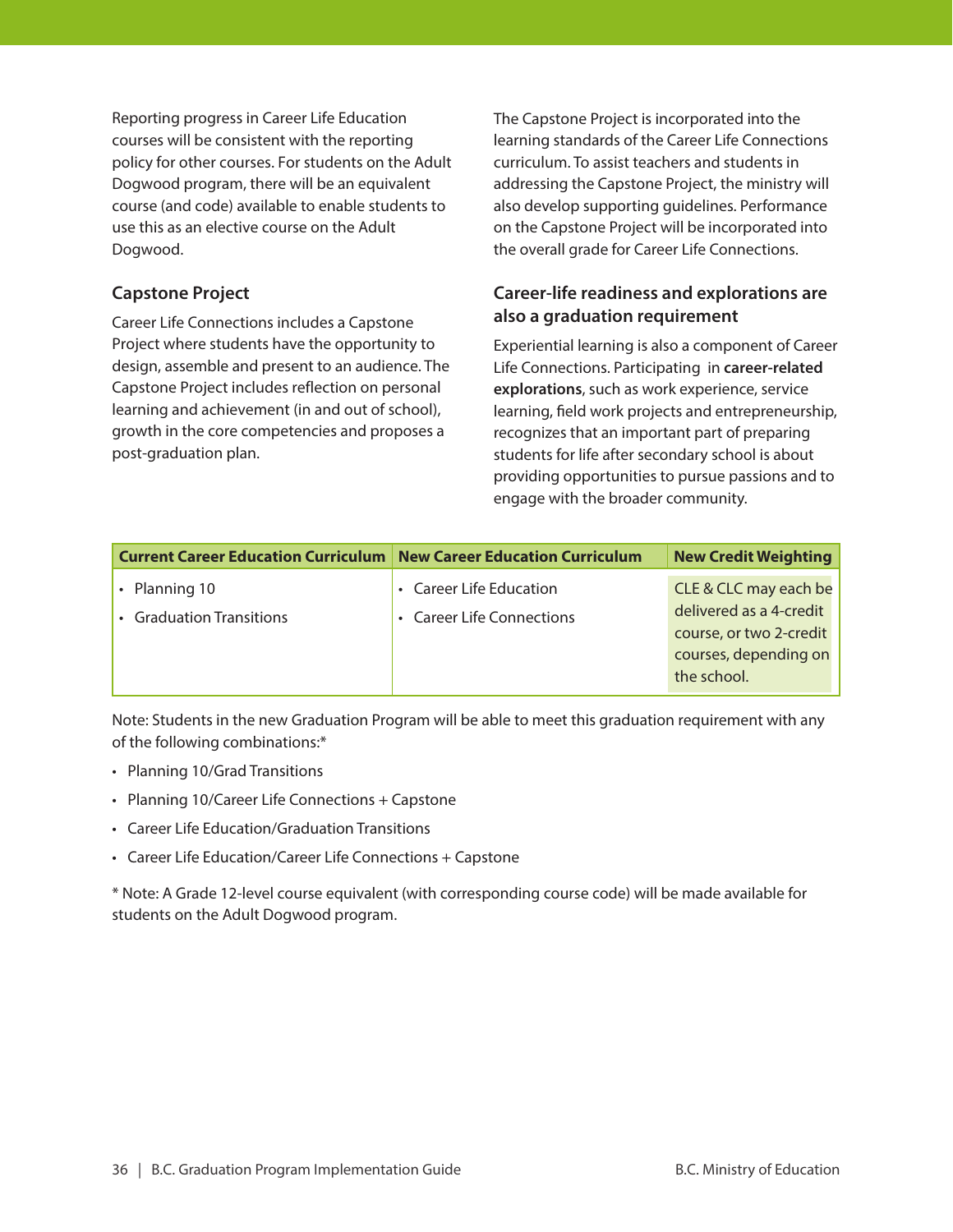Reporting progress in Career Life Education courses will be consistent with the reporting policy for other courses. For students on the Adult Dogwood program, there will be an equivalent course (and code) available to enable students to use this as an elective course on the Adult Dogwood.

### Capstone Project

Career Life Connections includes a Capstone Project where students have the opportunity to design, assemble and present to an audience. The Capstone Project includes reflection on personal learning and achievement (in and out of school), growth in the core competencies and proposes a post-graduation plan.

The Capstone Project is incorporated into the learning standards of the Career Life Connections curriculum. To assist teachers and students in addressing the Capstone Project, the ministry will also develop supporting guidelines. Performance on the Capstone Project will be incorporated into the overall grade for Career Life Connections.

### Career-life readiness and explorations are also a graduation requirement

Experiential learning is also a component of Career Life Connections. Participating in **career-related explorations**, such as work experience, service learning, field work projects and entrepreneurship, recognizes that an important part of preparing students for life after secondary school is about providing opportunities to pursue passions and to engage with the broader community.

| Current Career Education Curriculum | New Career Education Curriculum | New Credit Weighting |
|---|---|---|
| • Planning 10<br>• Graduation Transitions | • Career Life Education<br>• Career Life Connections | CLE & CLC may each be delivered as a 4-credit course, or two 2-credit courses, depending on the school. |

Note: Students in the new Graduation Program will be able to meet this graduation requirement with any of the following combinations:*

- Planning 10/Grad Transitions
- Planning 10/Career Life Connections + Capstone
- Career Life Education/Graduation Transitions
- Career Life Education/Career Life Connections + Capstone

* Note: A Grade 12-level course equivalent (with corresponding course code) will be made available for students on the Adult Dogwood program.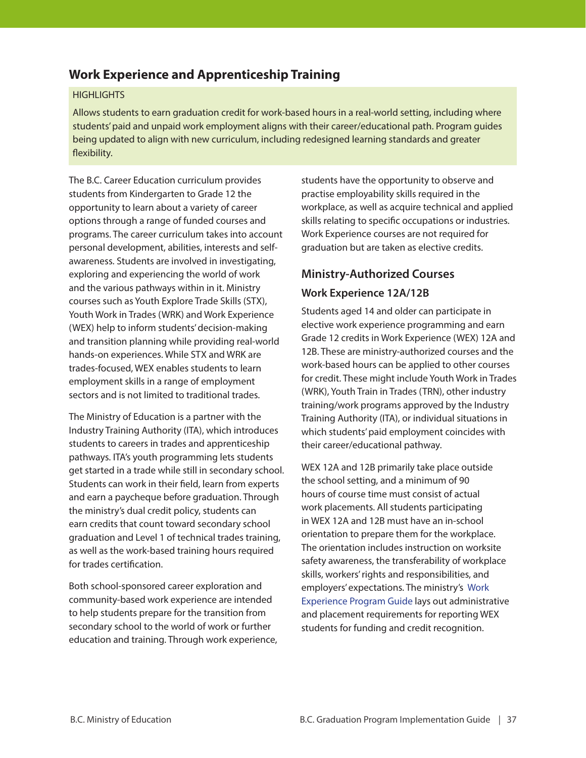## Work Experience and Apprenticeship Training

HIGHLIGHTS

Allows students to earn graduation credit for work-based hours in a real-world setting, including where students' paid and unpaid work employment aligns with their career/educational path. Program guides being updated to align with new curriculum, including redesigned learning standards and greater flexibility.

The B.C. Career Education curriculum provides students from Kindergarten to Grade 12 the opportunity to learn about a variety of career options through a range of funded courses and programs. The career curriculum takes into account personal development, abilities, interests and self-awareness. Students are involved in investigating, exploring and experiencing the world of work and the various pathways within in it. Ministry courses such as Youth Explore Trade Skills (STX), Youth Work in Trades (WRK) and Work Experience (WEX) help to inform students' decision-making and transition planning while providing real-world hands-on experiences. While STX and WRK are trades-focused, WEX enables students to learn employment skills in a range of employment sectors and is not limited to traditional trades.

The Ministry of Education is a partner with the Industry Training Authority (ITA), which introduces students to careers in trades and apprenticeship pathways. ITA's youth programming lets students get started in a trade while still in secondary school. Students can work in their field, learn from experts and earn a paycheque before graduation. Through the ministry's dual credit policy, students can earn credits that count toward secondary school graduation and Level 1 of technical trades training, as well as the work-based training hours required for trades certification.

Both school-sponsored career exploration and community-based work experience are intended to help students prepare for the transition from secondary school to the world of work or further education and training. Through work experience, students have the opportunity to observe and practise employability skills required in the workplace, as well as acquire technical and applied skills relating to specific occupations or industries. Work Experience courses are not required for graduation but are taken as elective credits.

### Ministry-Authorized Courses

#### Work Experience 12A/12B

Students aged 14 and older can participate in elective work experience programming and earn Grade 12 credits in Work Experience (WEX) 12A and 12B. These are ministry-authorized courses and the work-based hours can be applied to other courses for credit. These might include Youth Work in Trades (WRK), Youth Train in Trades (TRN), other industry training/work programs approved by the Industry Training Authority (ITA), or individual situations in which students' paid employment coincides with their career/educational pathway.

WEX 12A and 12B primarily take place outside the school setting, and a minimum of 90 hours of course time must consist of actual work placements. All students participating in WEX 12A and 12B must have an in-school orientation to prepare them for the workplace. The orientation includes instruction on worksite safety awareness, the transferability of workplace skills, workers' rights and responsibilities, and employers' expectations. The ministry's Work Experience Program Guide lays out administrative and placement requirements for reporting WEX students for funding and credit recognition.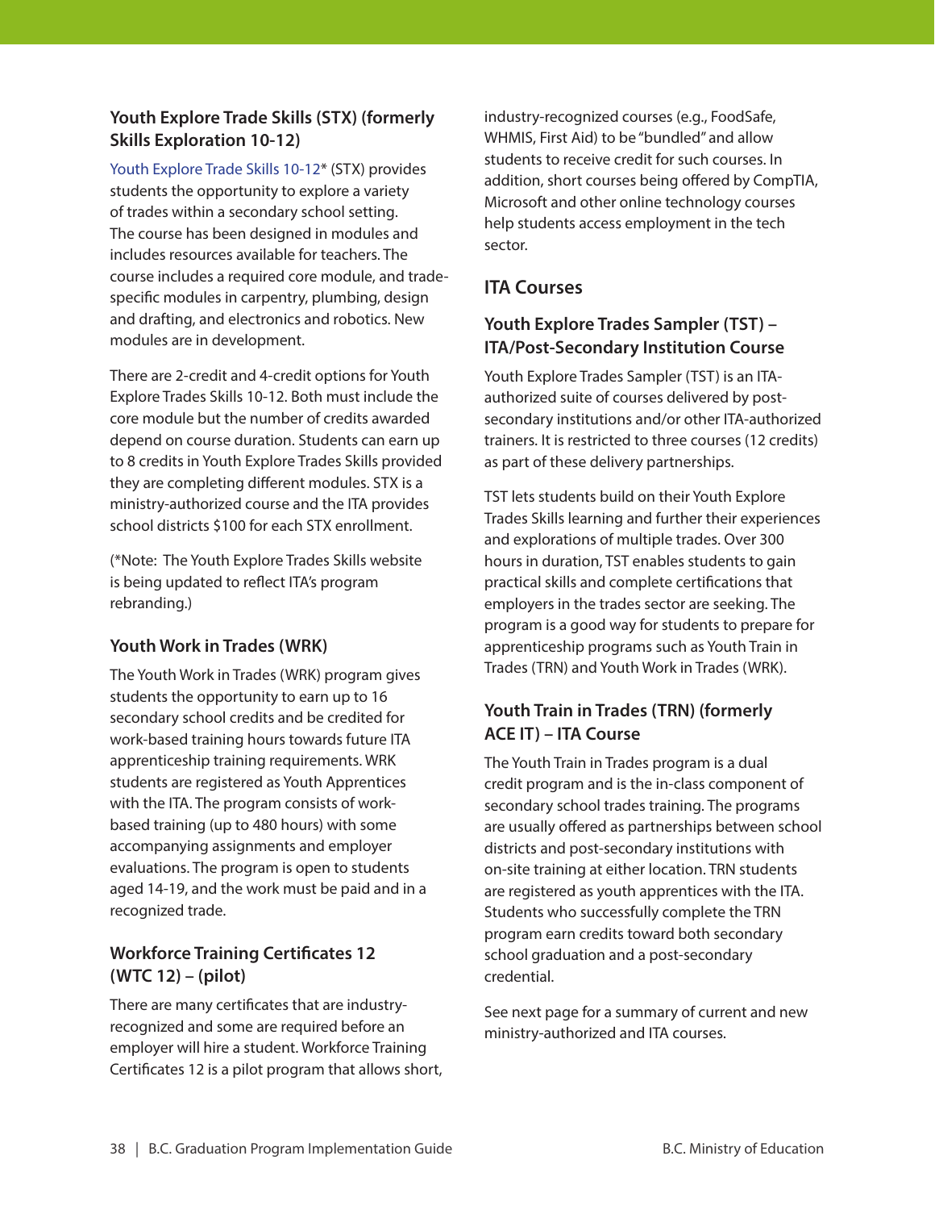### Youth Explore Trade Skills (STX) (formerly Skills Exploration 10-12)

Youth Explore Trade Skills 10-12* (STX) provides students the opportunity to explore a variety of trades within a secondary school setting. The course has been designed in modules and includes resources available for teachers. The course includes a required core module, and trade-specific modules in carpentry, plumbing, design and drafting, and electronics and robotics. New modules are in development.

There are 2-credit and 4-credit options for Youth Explore Trades Skills 10-12. Both must include the core module but the number of credits awarded depend on course duration. Students can earn up to 8 credits in Youth Explore Trades Skills provided they are completing different modules. STX is a ministry-authorized course and the ITA provides school districts $100 for each STX enrollment.

(*Note: The Youth Explore Trades Skills website is being updated to reflect ITA's program rebranding.)

### Youth Work in Trades (WRK)

The Youth Work in Trades (WRK) program gives students the opportunity to earn up to 16 secondary school credits and be credited for work-based training hours towards future ITA apprenticeship training requirements. WRK students are registered as Youth Apprentices with the ITA. The program consists of work-based training (up to 480 hours) with some accompanying assignments and employer evaluations. The program is open to students aged 14-19, and the work must be paid and in a recognized trade.

### Workforce Training Certificates 12 (WTC 12) – (pilot)

There are many certificates that are industry-recognized and some are required before an employer will hire a student. Workforce Training Certificates 12 is a pilot program that allows short, industry-recognized courses (e.g., FoodSafe, WHMIS, First Aid) to be "bundled" and allow students to receive credit for such courses. In addition, short courses being offered by CompTIA, Microsoft and other online technology courses help students access employment in the tech sector.

## ITA Courses

### Youth Explore Trades Sampler (TST) – ITA/Post-Secondary Institution Course

Youth Explore Trades Sampler (TST) is an ITA-authorized suite of courses delivered by post-secondary institutions and/or other ITA-authorized trainers. It is restricted to three courses (12 credits) as part of these delivery partnerships.

TST lets students build on their Youth Explore Trades Skills learning and further their experiences and explorations of multiple trades. Over 300 hours in duration, TST enables students to gain practical skills and complete certifications that employers in the trades sector are seeking. The program is a good way for students to prepare for apprenticeship programs such as Youth Train in Trades (TRN) and Youth Work in Trades (WRK).

### Youth Train in Trades (TRN) (formerly ACE IT) – ITA Course

The Youth Train in Trades program is a dual credit program and is the in-class component of secondary school trades training. The programs are usually offered as partnerships between school districts and post-secondary institutions with on-site training at either location. TRN students are registered as youth apprentices with the ITA. Students who successfully complete the TRN program earn credits toward both secondary school graduation and a post-secondary credential.

See next page for a summary of current and new ministry-authorized and ITA courses.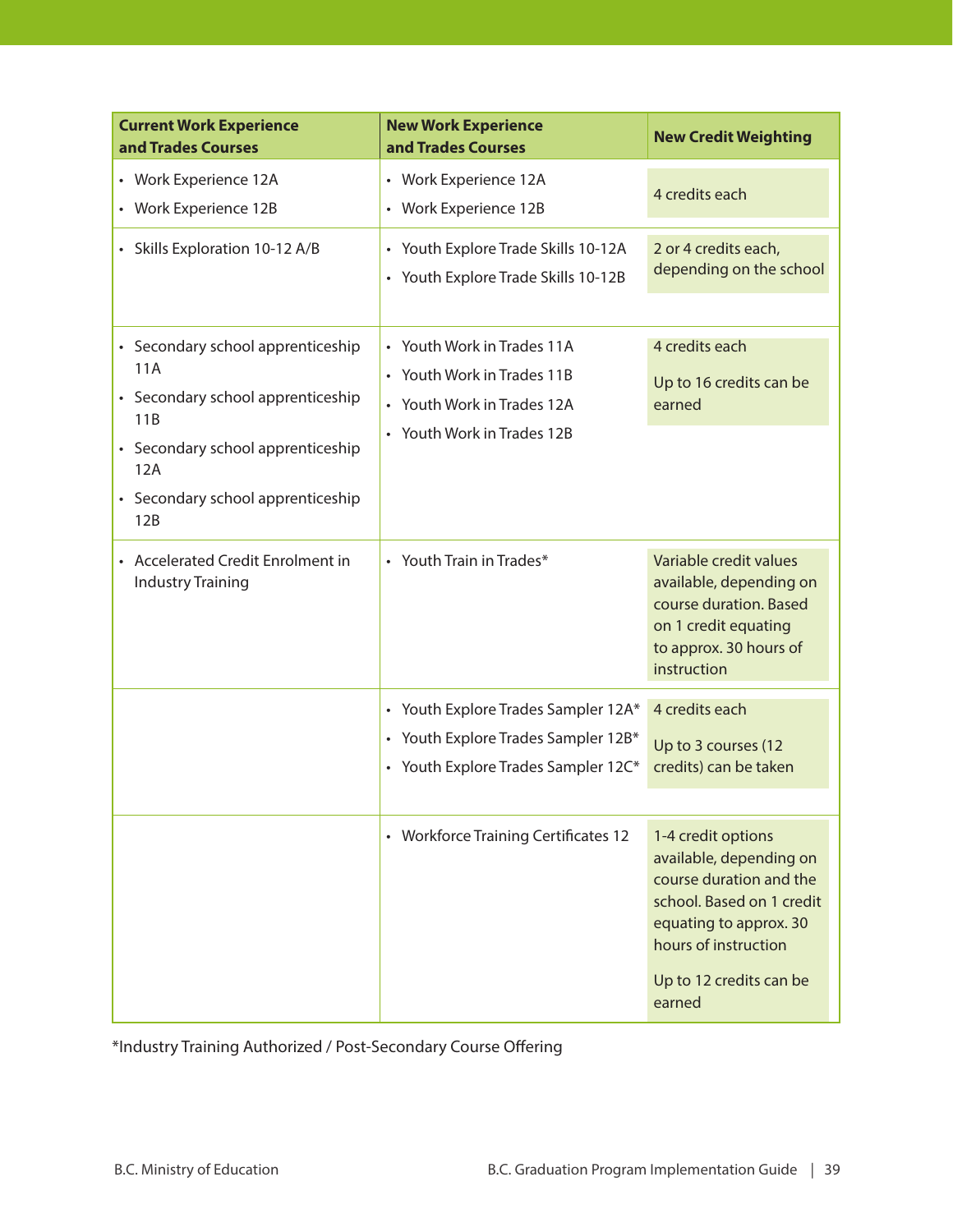| Current Work Experience and Trades Courses | New Work Experience and Trades Courses | New Credit Weighting |
|---|---|---|
| • Work Experience 12A<br>• Work Experience 12B | • Work Experience 12A<br>• Work Experience 12B | 4 credits each |
| • Skills Exploration 10-12 A/B | • Youth Explore Trade Skills 10-12A<br>• Youth Explore Trade Skills 10-12B | 2 or 4 credits each, depending on the school |
| • Secondary school apprenticeship 11A<br>• Secondary school apprenticeship 11B<br>• Secondary school apprenticeship 12A<br>• Secondary school apprenticeship 12B | • Youth Work in Trades 11A<br>• Youth Work in Trades 11B<br>• Youth Work in Trades 12A<br>• Youth Work in Trades 12B | 4 credits each<br><br>Up to 16 credits can be earned |
| • Accelerated Credit Enrolment in Industry Training | • Youth Train in Trades* | Variable credit values available, depending on course duration. Based on 1 credit equating to approx. 30 hours of instruction |
| | • Youth Explore Trades Sampler 12A*<br>• Youth Explore Trades Sampler 12B*<br>• Youth Explore Trades Sampler 12C* | 4 credits each<br><br>Up to 3 courses (12 credits) can be taken |
| | • Workforce Training Certificates 12 | 1-4 credit options available, depending on course duration and the school. Based on 1 credit equating to approx. 30 hours of instruction<br><br>Up to 12 credits can be earned |

*Industry Training Authorized / Post-Secondary Course Offering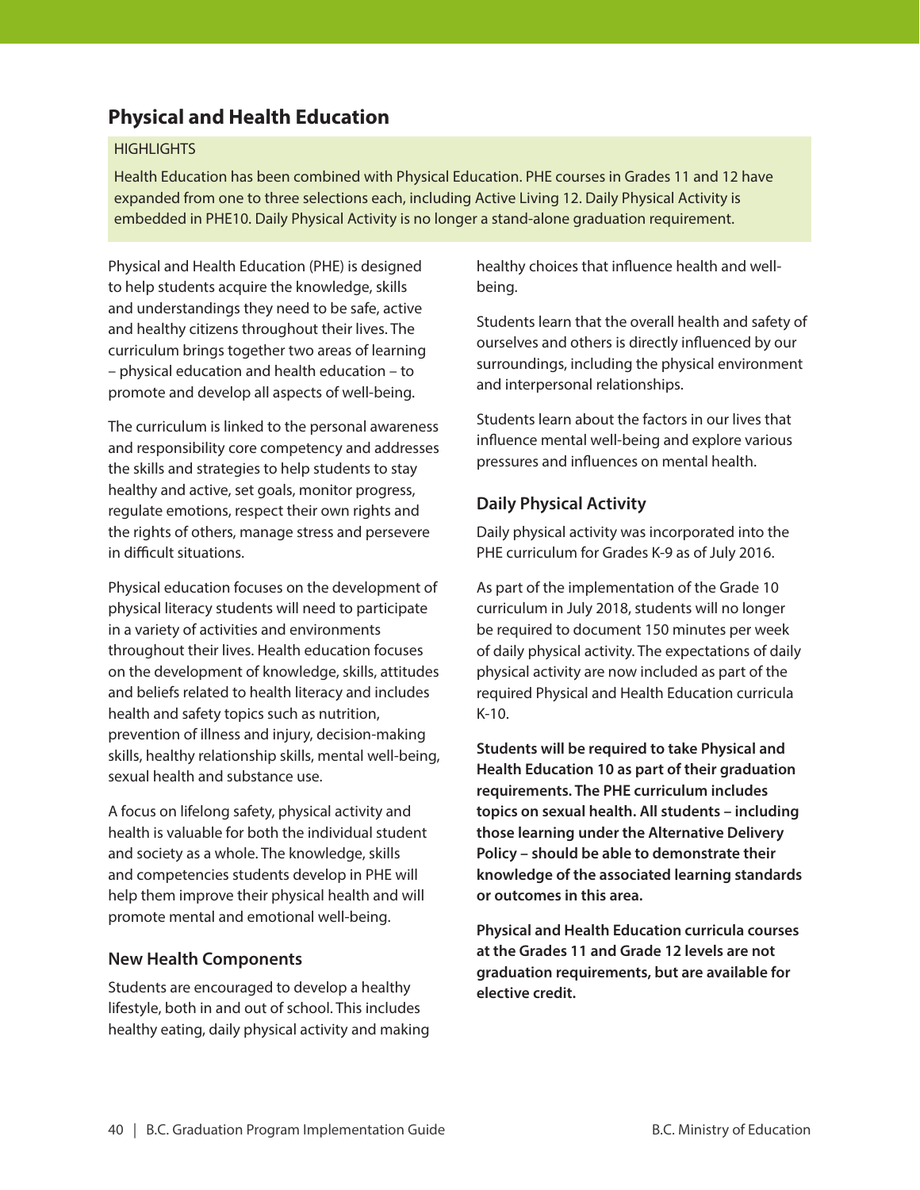## Physical and Health Education

HIGHLIGHTS

Health Education has been combined with Physical Education. PHE courses in Grades 11 and 12 have expanded from one to three selections each, including Active Living 12. Daily Physical Activity is embedded in PHE10. Daily Physical Activity is no longer a stand-alone graduation requirement.

Physical and Health Education (PHE) is designed to help students acquire the knowledge, skills and understandings they need to be safe, active and healthy citizens throughout their lives. The curriculum brings together two areas of learning – physical education and health education – to promote and develop all aspects of well-being.

The curriculum is linked to the personal awareness and responsibility core competency and addresses the skills and strategies to help students to stay healthy and active, set goals, monitor progress, regulate emotions, respect their own rights and the rights of others, manage stress and persevere in difficult situations.

Physical education focuses on the development of physical literacy students will need to participate in a variety of activities and environments throughout their lives. Health education focuses on the development of knowledge, skills, attitudes and beliefs related to health literacy and includes health and safety topics such as nutrition, prevention of illness and injury, decision-making skills, healthy relationship skills, mental well-being, sexual health and substance use.

A focus on lifelong safety, physical activity and health is valuable for both the individual student and society as a whole. The knowledge, skills and competencies students develop in PHE will help them improve their physical health and will promote mental and emotional well-being.

### New Health Components

Students are encouraged to develop a healthy lifestyle, both in and out of school. This includes healthy eating, daily physical activity and making healthy choices that influence health and well-being.

Students learn that the overall health and safety of ourselves and others is directly influenced by our surroundings, including the physical environment and interpersonal relationships.

Students learn about the factors in our lives that influence mental well-being and explore various pressures and influences on mental health.

### Daily Physical Activity

Daily physical activity was incorporated into the PHE curriculum for Grades K-9 as of July 2016.

As part of the implementation of the Grade 10 curriculum in July 2018, students will no longer be required to document 150 minutes per week of daily physical activity. The expectations of daily physical activity are now included as part of the required Physical and Health Education curricula K-10.

**Students will be required to take Physical and Health Education 10 as part of their graduation requirements. The PHE curriculum includes topics on sexual health. All students – including those learning under the Alternative Delivery Policy – should be able to demonstrate their knowledge of the associated learning standards or outcomes in this area.**

**Physical and Health Education curricula courses at the Grades 11 and Grade 12 levels are not graduation requirements, but are available for elective credit.**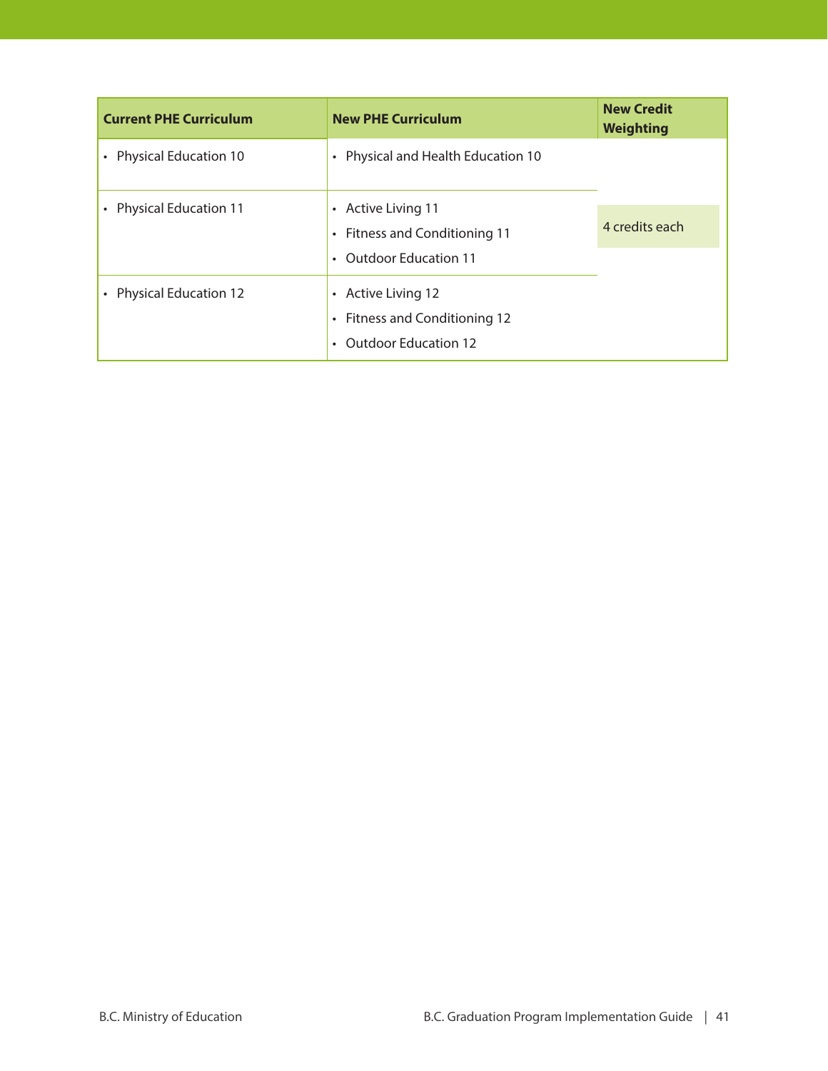| Current PHE Curriculum | New PHE Curriculum | New Credit Weighting |
|---|---|---|
| • Physical Education 10 | • Physical and Health Education 10 | 4 credits each |
| • Physical Education 11 | • Active Living 11<br>• Fitness and Conditioning 11<br>• Outdoor Education 11 | |
| • Physical Education 12 | • Active Living 12<br>• Fitness and Conditioning 12<br>• Outdoor Education 12 | |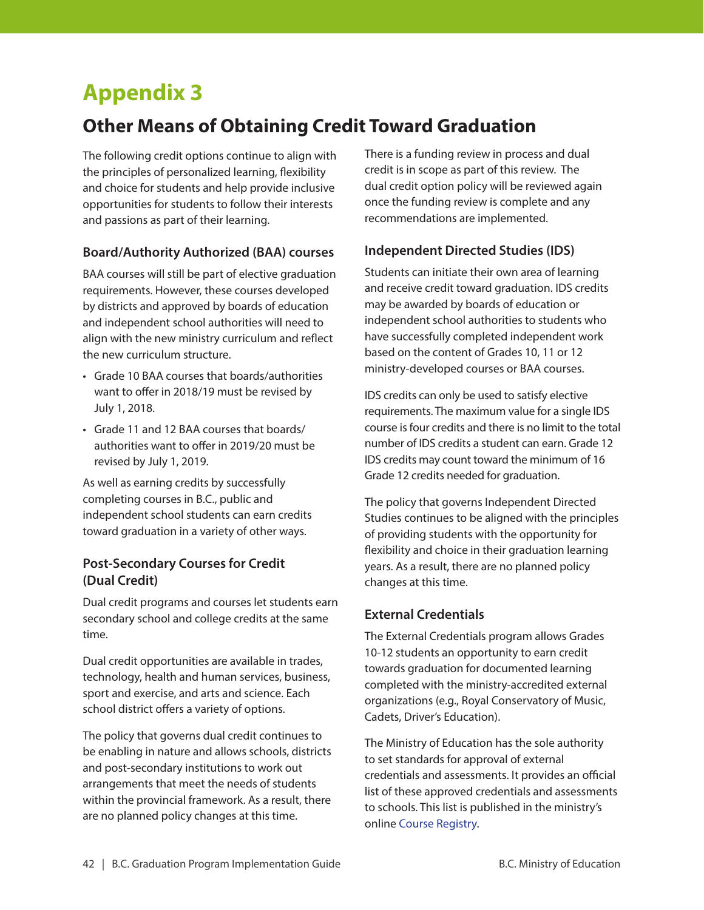# Appendix 3

## Other Means of Obtaining Credit Toward Graduation

The following credit options continue to align with the principles of personalized learning, flexibility and choice for students and help provide inclusive opportunities for students to follow their interests and passions as part of their learning.

### Board/Authority Authorized (BAA) courses

BAA courses will still be part of elective graduation requirements. However, these courses developed by districts and approved by boards of education and independent school authorities will need to align with the new ministry curriculum and reflect the new curriculum structure.

- Grade 10 BAA courses that boards/authorities want to offer in 2018/19 must be revised by July 1, 2018.
- Grade 11 and 12 BAA courses that boards/authorities want to offer in 2019/20 must be revised by July 1, 2019.

As well as earning credits by successfully completing courses in B.C., public and independent school students can earn credits toward graduation in a variety of other ways.

### Post-Secondary Courses for Credit (Dual Credit)

Dual credit programs and courses let students earn secondary school and college credits at the same time.

Dual credit opportunities are available in trades, technology, health and human services, business, sport and exercise, and arts and science. Each school district offers a variety of options.

The policy that governs dual credit continues to be enabling in nature and allows schools, districts and post-secondary institutions to work out arrangements that meet the needs of students within the provincial framework. As a result, there are no planned policy changes at this time.

There is a funding review in process and dual credit is in scope as part of this review. The dual credit option policy will be reviewed again once the funding review is complete and any recommendations are implemented.

### Independent Directed Studies (IDS)

Students can initiate their own area of learning and receive credit toward graduation. IDS credits may be awarded by boards of education or independent school authorities to students who have successfully completed independent work based on the content of Grades 10, 11 or 12 ministry-developed courses or BAA courses.

IDS credits can only be used to satisfy elective requirements. The maximum value for a single IDS course is four credits and there is no limit to the total number of IDS credits a student can earn. Grade 12 IDS credits may count toward the minimum of 16 Grade 12 credits needed for graduation.

The policy that governs Independent Directed Studies continues to be aligned with the principles of providing students with the opportunity for flexibility and choice in their graduation learning years. As a result, there are no planned policy changes at this time.

### External Credentials

The External Credentials program allows Grades 10-12 students an opportunity to earn credit towards graduation for documented learning completed with the ministry-accredited external organizations (e.g., Royal Conservatory of Music, Cadets, Driver's Education).

The Ministry of Education has the sole authority to set standards for approval of external credentials and assessments. It provides an official list of these approved credentials and assessments to schools. This list is published in the ministry's online Course Registry.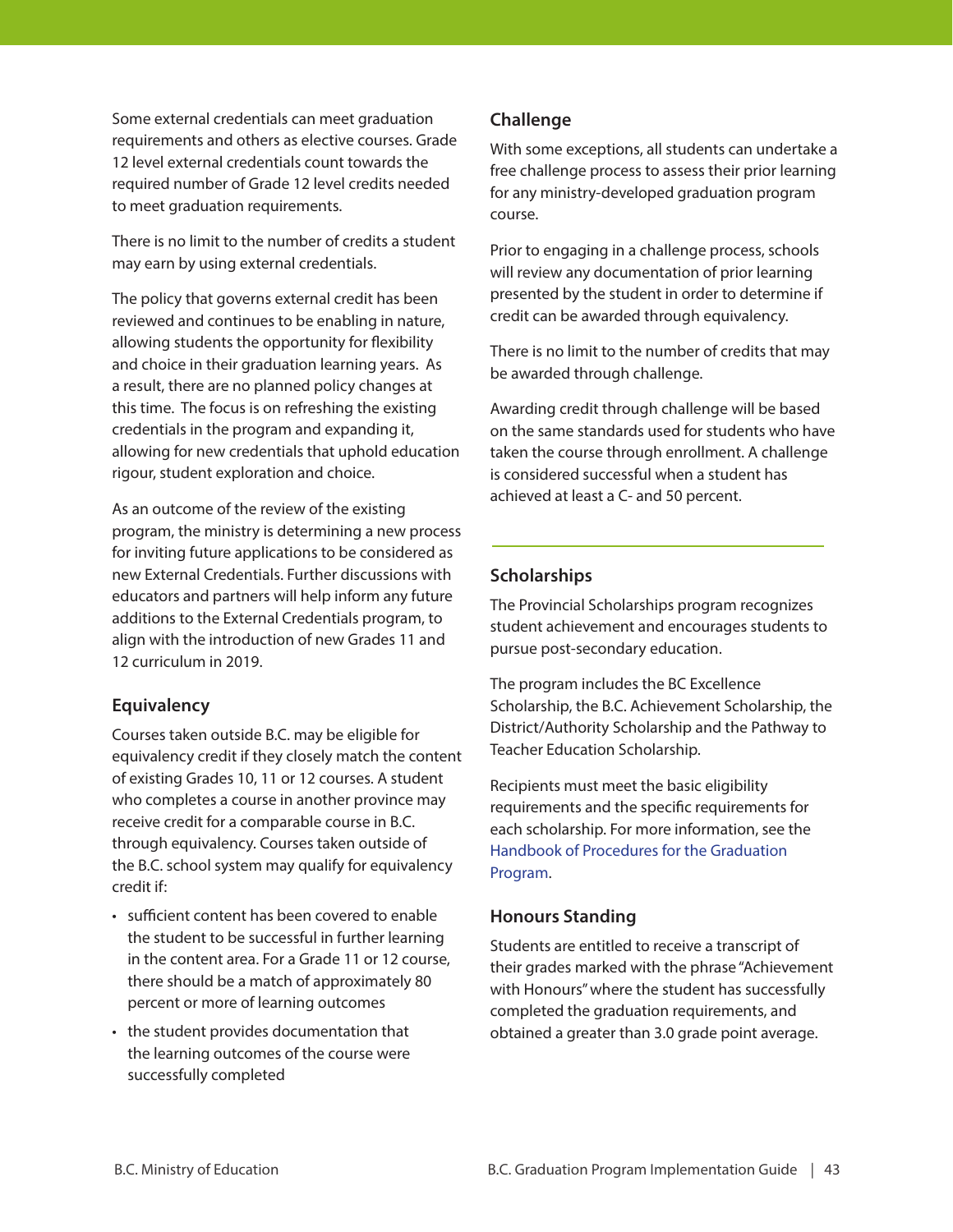Some external credentials can meet graduation requirements and others as elective courses. Grade 12 level external credentials count towards the required number of Grade 12 level credits needed to meet graduation requirements.

There is no limit to the number of credits a student may earn by using external credentials.

The policy that governs external credit has been reviewed and continues to be enabling in nature, allowing students the opportunity for flexibility and choice in their graduation learning years. As a result, there are no planned policy changes at this time. The focus is on refreshing the existing credentials in the program and expanding it, allowing for new credentials that uphold education rigour, student exploration and choice.

As an outcome of the review of the existing program, the ministry is determining a new process for inviting future applications to be considered as new External Credentials. Further discussions with educators and partners will help inform any future additions to the External Credentials program, to align with the introduction of new Grades 11 and 12 curriculum in 2019.

### Equivalency

Courses taken outside B.C. may be eligible for equivalency credit if they closely match the content of existing Grades 10, 11 or 12 courses. A student who completes a course in another province may receive credit for a comparable course in B.C. through equivalency. Courses taken outside of the B.C. school system may qualify for equivalency credit if:

- sufficient content has been covered to enable the student to be successful in further learning in the content area. For a Grade 11 or 12 course, there should be a match of approximately 80 percent or more of learning outcomes
- the student provides documentation that the learning outcomes of the course were successfully completed

### Challenge

With some exceptions, all students can undertake a free challenge process to assess their prior learning for any ministry-developed graduation program course.

Prior to engaging in a challenge process, schools will review any documentation of prior learning presented by the student in order to determine if credit can be awarded through equivalency.

There is no limit to the number of credits that may be awarded through challenge.

Awarding credit through challenge will be based on the same standards used for students who have taken the course through enrollment. A challenge is considered successful when a student has achieved at least a C- and 50 percent.

---

### Scholarships

The Provincial Scholarships program recognizes student achievement and encourages students to pursue post-secondary education.

The program includes the BC Excellence Scholarship, the B.C. Achievement Scholarship, the District/Authority Scholarship and the Pathway to Teacher Education Scholarship.

Recipients must meet the basic eligibility requirements and the specific requirements for each scholarship. For more information, see the Handbook of Procedures for the Graduation Program.

### Honours Standing

Students are entitled to receive a transcript of their grades marked with the phrase "Achievement with Honours" where the student has successfully completed the graduation requirements, and obtained a greater than 3.0 grade point average.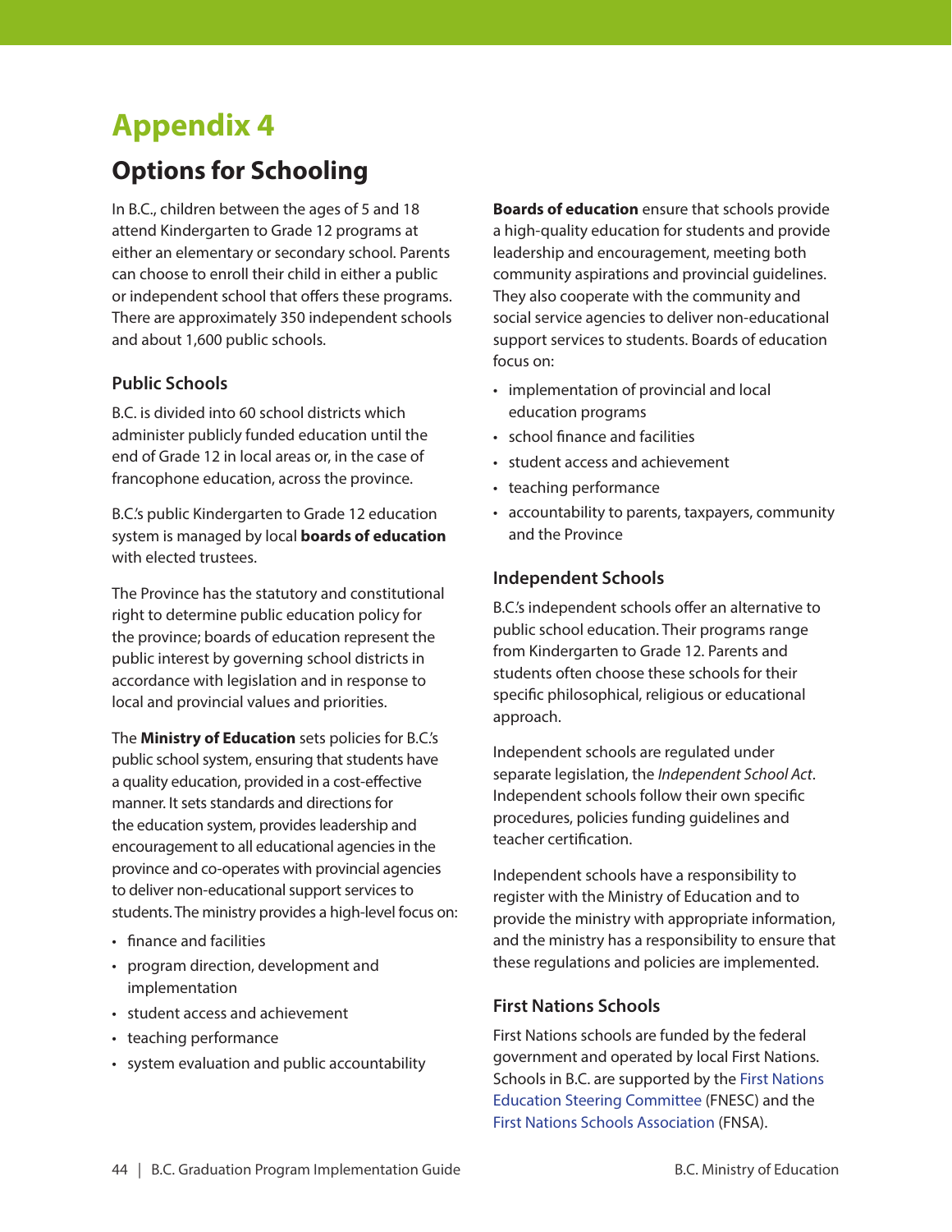# Appendix 4

## Options for Schooling

In B.C., children between the ages of 5 and 18 attend Kindergarten to Grade 12 programs at either an elementary or secondary school. Parents can choose to enroll their child in either a public or independent school that offers these programs. There are approximately 350 independent schools and about 1,600 public schools.

### Public Schools

B.C. is divided into 60 school districts which administer publicly funded education until the end of Grade 12 in local areas or, in the case of francophone education, across the province.

B.C.'s public Kindergarten to Grade 12 education system is managed by local **boards of education** with elected trustees.

The Province has the statutory and constitutional right to determine public education policy for the province; boards of education represent the public interest by governing school districts in accordance with legislation and in response to local and provincial values and priorities.

The **Ministry of Education** sets policies for B.C.'s public school system, ensuring that students have a quality education, provided in a cost-effective manner. It sets standards and directions for the education system, provides leadership and encouragement to all educational agencies in the province and co-operates with provincial agencies to deliver non-educational support services to students. The ministry provides a high-level focus on:

- finance and facilities
- program direction, development and implementation
- student access and achievement
- teaching performance
- system evaluation and public accountability

**Boards of education** ensure that schools provide a high-quality education for students and provide leadership and encouragement, meeting both community aspirations and provincial guidelines. They also cooperate with the community and social service agencies to deliver non-educational support services to students. Boards of education focus on:

- implementation of provincial and local education programs
- school finance and facilities
- student access and achievement
- teaching performance
- accountability to parents, taxpayers, community and the Province

### Independent Schools

B.C.'s independent schools offer an alternative to public school education. Their programs range from Kindergarten to Grade 12. Parents and students often choose these schools for their specific philosophical, religious or educational approach.

Independent schools are regulated under separate legislation, the *Independent School Act*. Independent schools follow their own specific procedures, policies funding guidelines and teacher certification.

Independent schools have a responsibility to register with the Ministry of Education and to provide the ministry with appropriate information, and the ministry has a responsibility to ensure that these regulations and policies are implemented.

### First Nations Schools

First Nations schools are funded by the federal government and operated by local First Nations. Schools in B.C. are supported by the First Nations Education Steering Committee (FNESC) and the First Nations Schools Association (FNSA).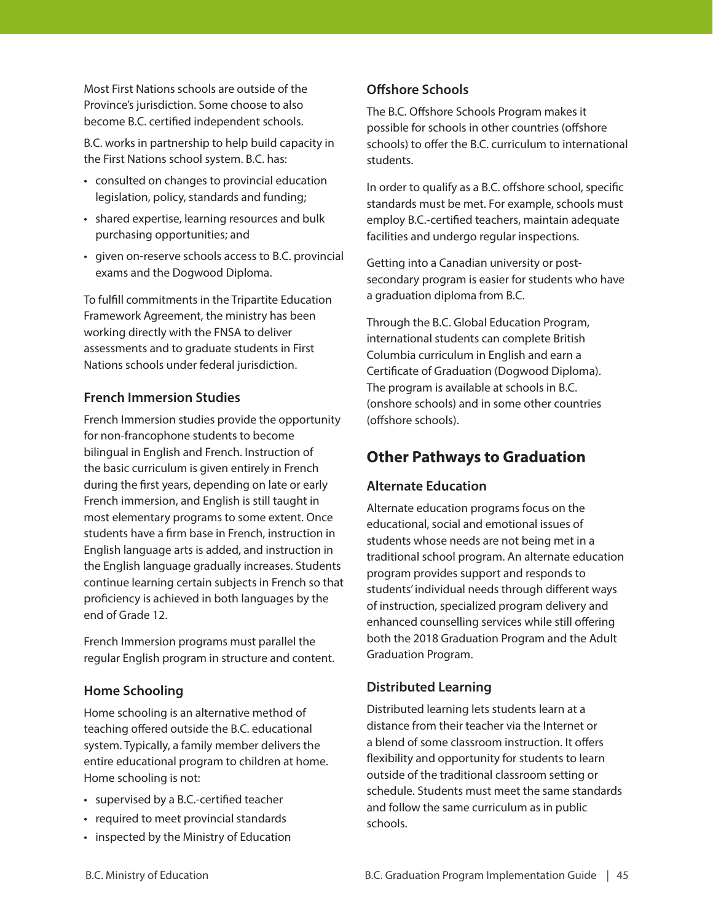Most First Nations schools are outside of the Province's jurisdiction. Some choose to also become B.C. certified independent schools.

B.C. works in partnership to help build capacity in the First Nations school system. B.C. has:

- consulted on changes to provincial education legislation, policy, standards and funding;
- shared expertise, learning resources and bulk purchasing opportunities; and
- given on-reserve schools access to B.C. provincial exams and the Dogwood Diploma.

To fulfill commitments in the Tripartite Education Framework Agreement, the ministry has been working directly with the FNSA to deliver assessments and to graduate students in First Nations schools under federal jurisdiction.

### French Immersion Studies

French Immersion studies provide the opportunity for non-francophone students to become bilingual in English and French. Instruction of the basic curriculum is given entirely in French during the first years, depending on late or early French immersion, and English is still taught in most elementary programs to some extent. Once students have a firm base in French, instruction in English language arts is added, and instruction in the English language gradually increases. Students continue learning certain subjects in French so that proficiency is achieved in both languages by the end of Grade 12.

French Immersion programs must parallel the regular English program in structure and content.

### Home Schooling

Home schooling is an alternative method of teaching offered outside the B.C. educational system. Typically, a family member delivers the entire educational program to children at home. Home schooling is not:

- supervised by a B.C.-certified teacher
- required to meet provincial standards
- inspected by the Ministry of Education

### Offshore Schools

The B.C. Offshore Schools Program makes it possible for schools in other countries (offshore schools) to offer the B.C. curriculum to international students.

In order to qualify as a B.C. offshore school, specific standards must be met. For example, schools must employ B.C.-certified teachers, maintain adequate facilities and undergo regular inspections.

Getting into a Canadian university or post-secondary program is easier for students who have a graduation diploma from B.C.

Through the B.C. Global Education Program, international students can complete British Columbia curriculum in English and earn a Certificate of Graduation (Dogwood Diploma). The program is available at schools in B.C. (onshore schools) and in some other countries (offshore schools).

## Other Pathways to Graduation

### Alternate Education

Alternate education programs focus on the educational, social and emotional issues of students whose needs are not being met in a traditional school program. An alternate education program provides support and responds to students' individual needs through different ways of instruction, specialized program delivery and enhanced counselling services while still offering both the 2018 Graduation Program and the Adult Graduation Program.

### Distributed Learning

Distributed learning lets students learn at a distance from their teacher via the Internet or a blend of some classroom instruction. It offers flexibility and opportunity for students to learn outside of the traditional classroom setting or schedule. Students must meet the same standards and follow the same curriculum as in public schools.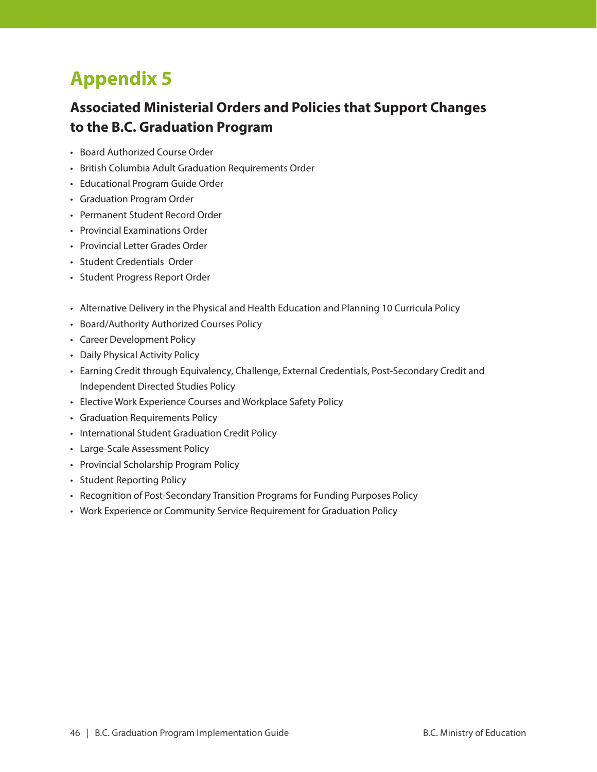# Appendix 5

## Associated Ministerial Orders and Policies that Support Changes to the B.C. Graduation Program

- Board Authorized Course Order
- British Columbia Adult Graduation Requirements Order
- Educational Program Guide Order
- Graduation Program Order
- Permanent Student Record Order
- Provincial Examinations Order
- Provincial Letter Grades Order
- Student Credentials Order
- Student Progress Report Order

- Alternative Delivery in the Physical and Health Education and Planning 10 Curricula Policy
- Board/Authority Authorized Courses Policy
- Career Development Policy
- Daily Physical Activity Policy
- Earning Credit through Equivalency, Challenge, External Credentials, Post-Secondary Credit and Independent Directed Studies Policy
- Elective Work Experience Courses and Workplace Safety Policy
- Graduation Requirements Policy
- International Student Graduation Credit Policy
- Large-Scale Assessment Policy
- Provincial Scholarship Program Policy
- Student Reporting Policy
- Recognition of Post-Secondary Transition Programs for Funding Purposes Policy
- Work Experience or Community Service Requirement for Graduation Policy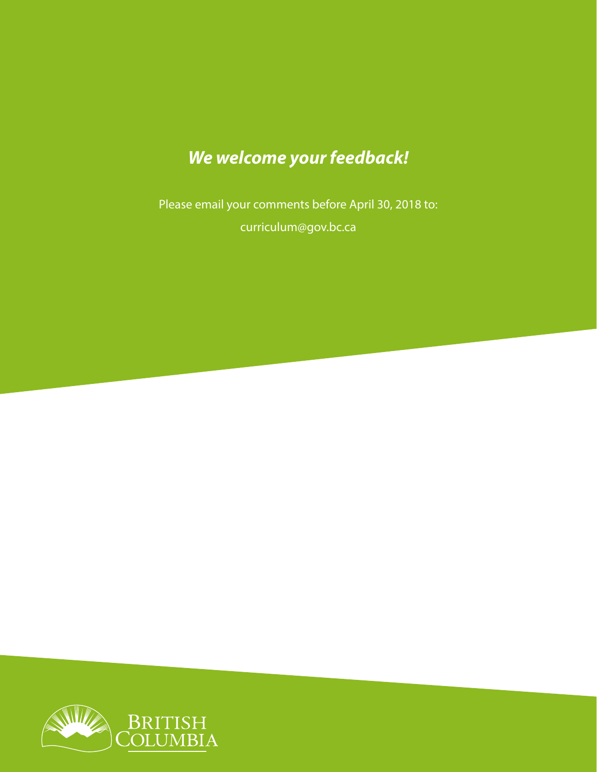***We welcome your feedback!***

Please email your comments before April 30, 2018 to:

curriculum@gov.bc.ca

BRITISH COLUMBIA